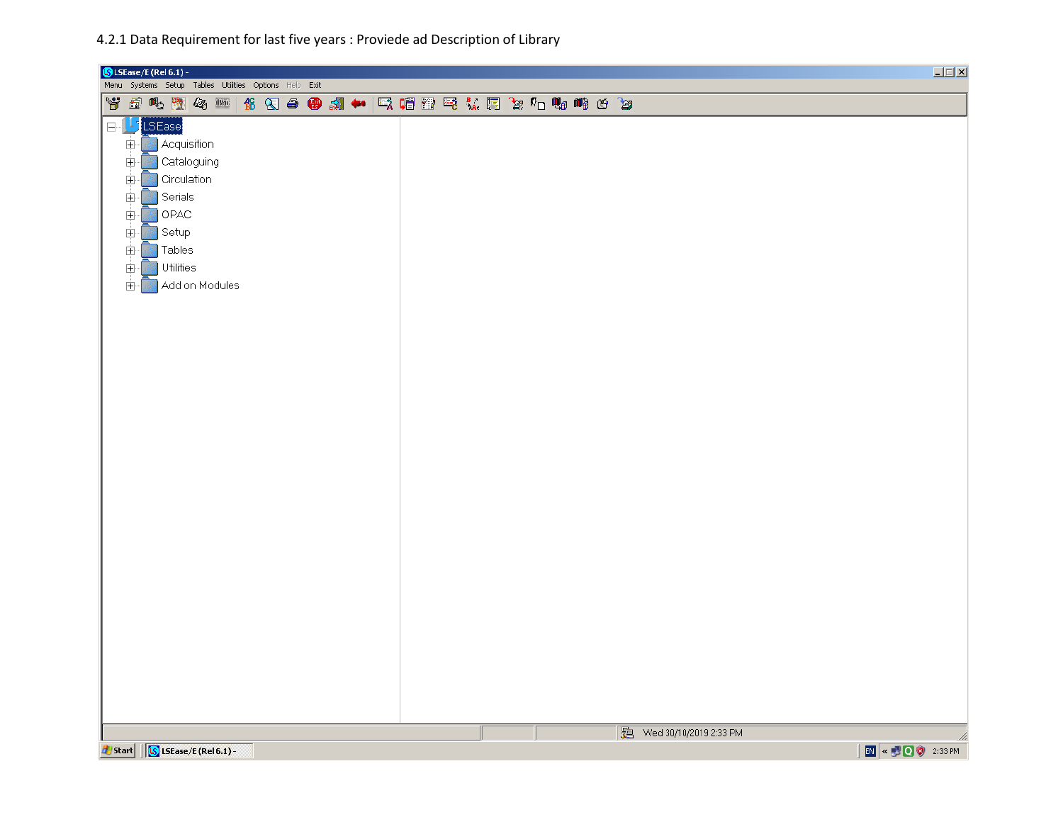4.2.1 Data Requirement for last five years : Proviede ad Description of Library

LSEase/E (Rel 6.1) -

Menu Systems Setup Tables Utilities Options Help Exit

- LSEase
  - Acquisition
  - Cataloguing
  - Circulation
  - Serials
  - OPAC
  - Setup
  - Tables
  - Utilities
  - Add on Modules

Wed 30/10/2019 2:33 PM

Start | LSEase/E (Rel 6.1) - | EN | 2:33 PM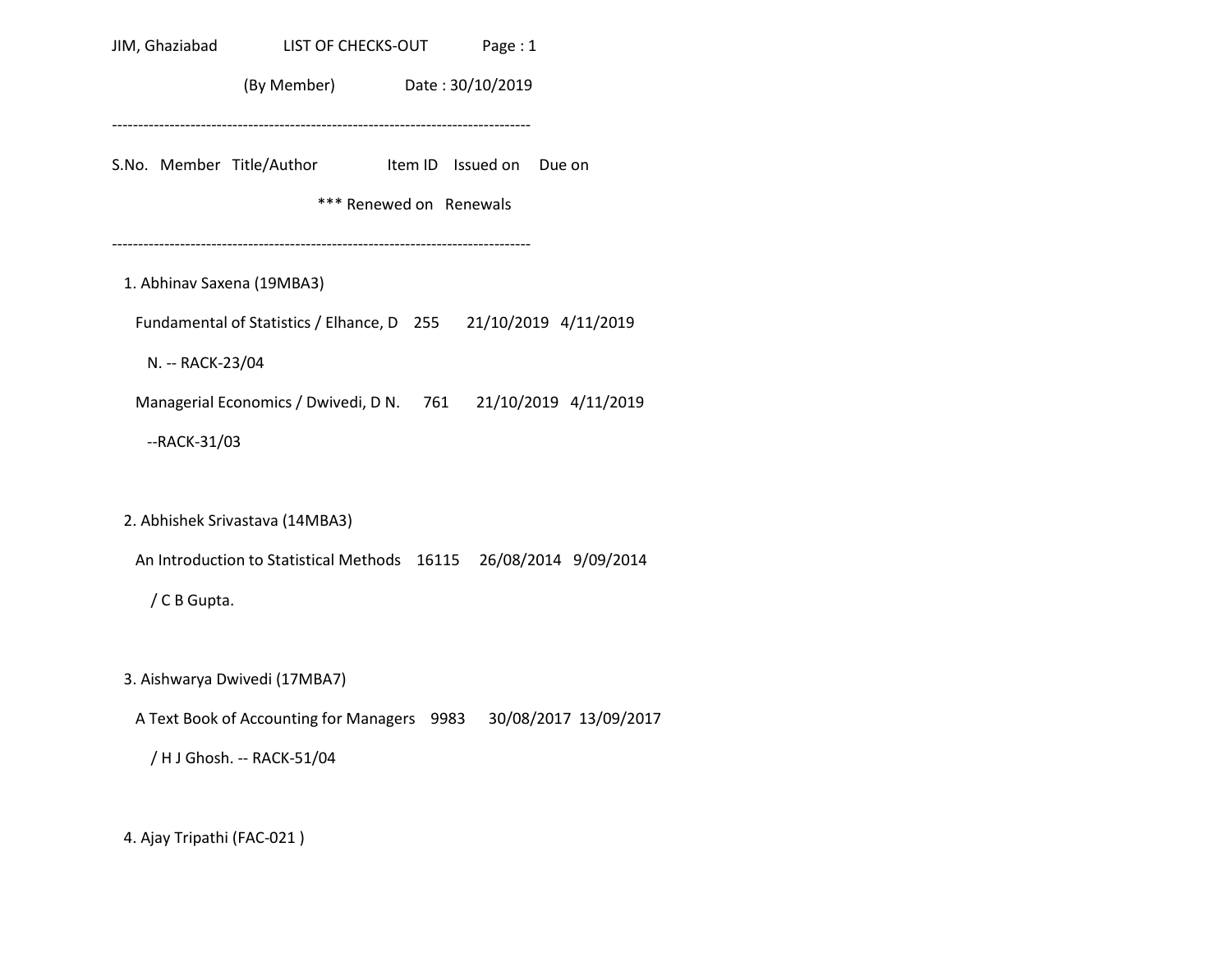JIM, Ghaziabad LIST OF CHECKS-OUT Page : 1

(By Member) Date : 30/10/2019

--------------------------------------------------------------------------------

S.No. Member Title/Author Item ID Issued on Due on

*** Renewed on Renewals

--------------------------------------------------------------------------------

1. Abhinav Saxena (19MBA3)

   Fundamental of Statistics / Elhance, D 255 21/10/2019 4/11/2019

   N. -- RACK-23/04

   Managerial Economics / Dwivedi, D N. 761 21/10/2019 4/11/2019

   --RACK-31/03

2. Abhishek Srivastava (14MBA3)

   An Introduction to Statistical Methods 16115 26/08/2014 9/09/2014

   / C B Gupta.

3. Aishwarya Dwivedi (17MBA7)

   A Text Book of Accounting for Managers 9983 30/08/2017 13/09/2017

   / H J Ghosh. -- RACK-51/04

4. Ajay Tripathi (FAC-021 )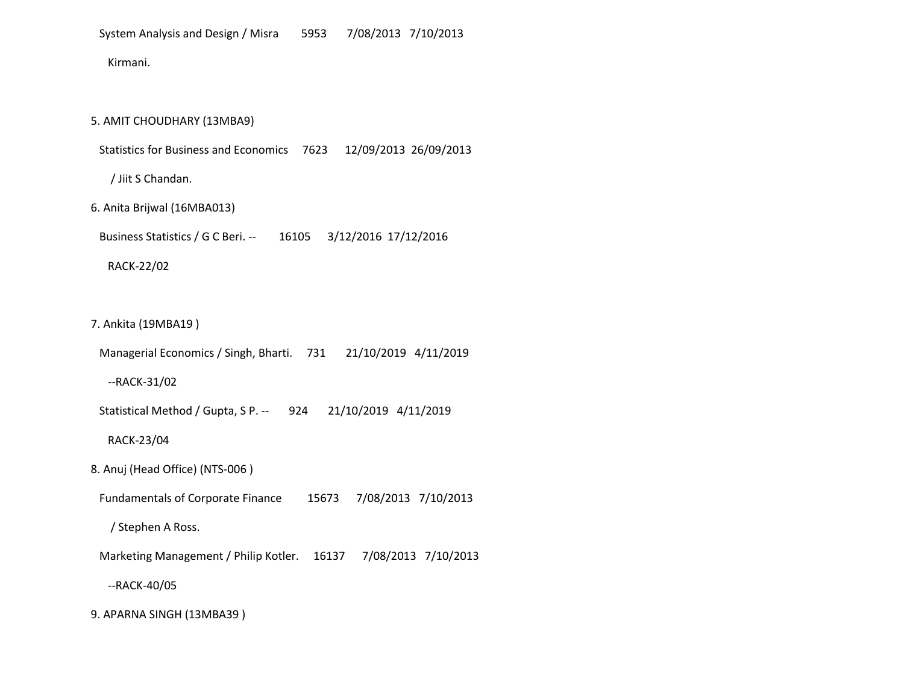System Analysis and Design / Misra 5953 7/08/2013 7/10/2013

Kirmani.

5. AMIT CHOUDHARY (13MBA9)

Statistics for Business and Economics 7623 12/09/2013 26/09/2013

/ Jiit S Chandan.

6. Anita Brijwal (16MBA013)

Business Statistics / G C Beri. -- 16105 3/12/2016 17/12/2016

RACK-22/02

7. Ankita (19MBA19 )

Managerial Economics / Singh, Bharti. 731 21/10/2019 4/11/2019

--RACK-31/02

Statistical Method / Gupta, S P. -- 924 21/10/2019 4/11/2019

RACK-23/04

8. Anuj (Head Office) (NTS-006 )

Fundamentals of Corporate Finance 15673 7/08/2013 7/10/2013

/ Stephen A Ross.

Marketing Management / Philip Kotler. 16137 7/08/2013 7/10/2013

--RACK-40/05

9. APARNA SINGH (13MBA39 )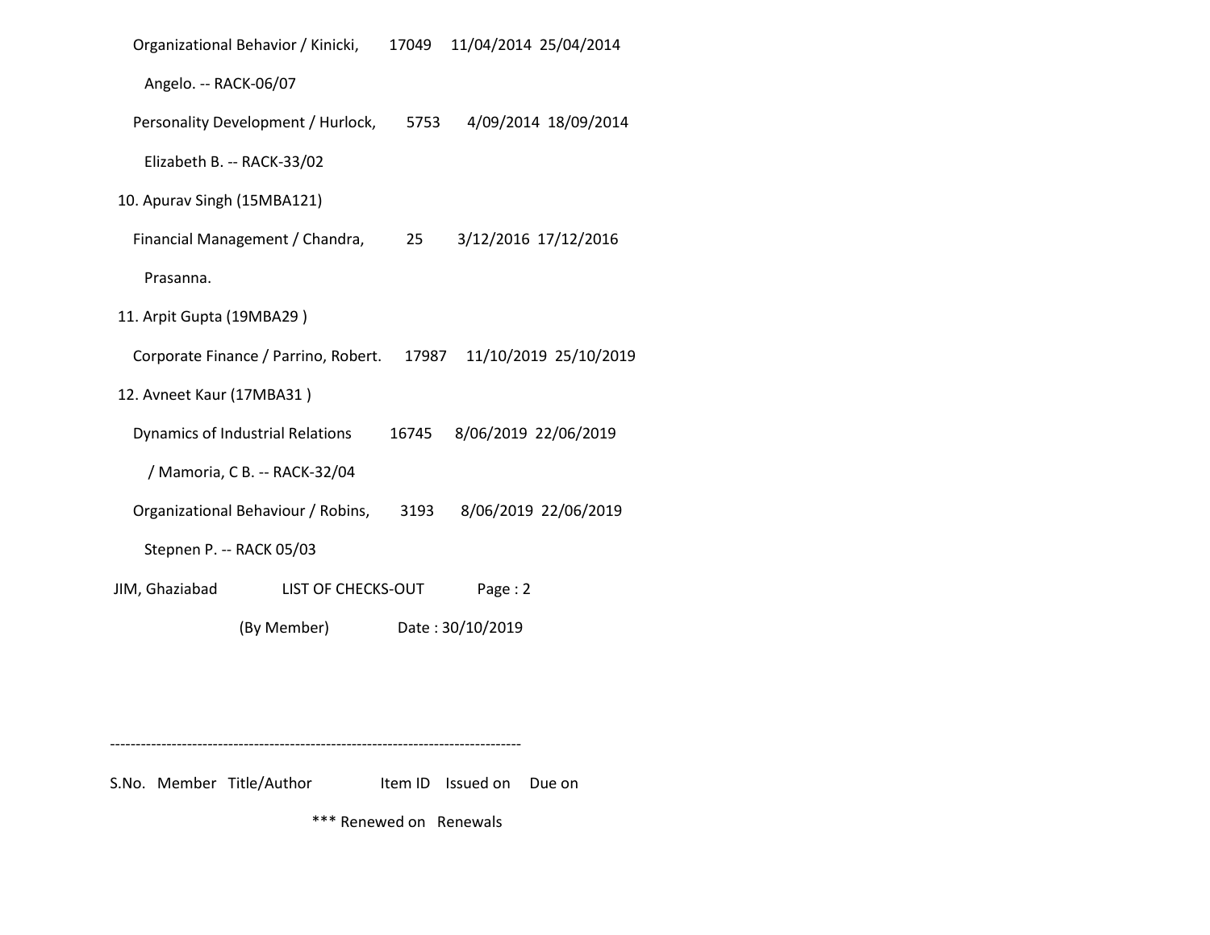Organizational Behavior / Kinicki, 17049 11/04/2014 25/04/2014

Angelo. -- RACK-06/07

Personality Development / Hurlock, 5753 4/09/2014 18/09/2014

Elizabeth B. -- RACK-33/02

10. Apurav Singh (15MBA121)

Financial Management / Chandra, 25 3/12/2016 17/12/2016

Prasanna.

11. Arpit Gupta (19MBA29 )

Corporate Finance / Parrino, Robert. 17987 11/10/2019 25/10/2019

12. Avneet Kaur (17MBA31 )

Dynamics of Industrial Relations 16745 8/06/2019 22/06/2019

/ Mamoria, C B. -- RACK-32/04

Organizational Behaviour / Robins, 3193 8/06/2019 22/06/2019

Stepnen P. -- RACK 05/03

JIM, Ghaziabad LIST OF CHECKS-OUT Page : 2

(By Member) Date : 30/10/2019

--------------------------------------------------------------------------------

S.No. Member Title/Author Item ID Issued on Due on

*** Renewed on Renewals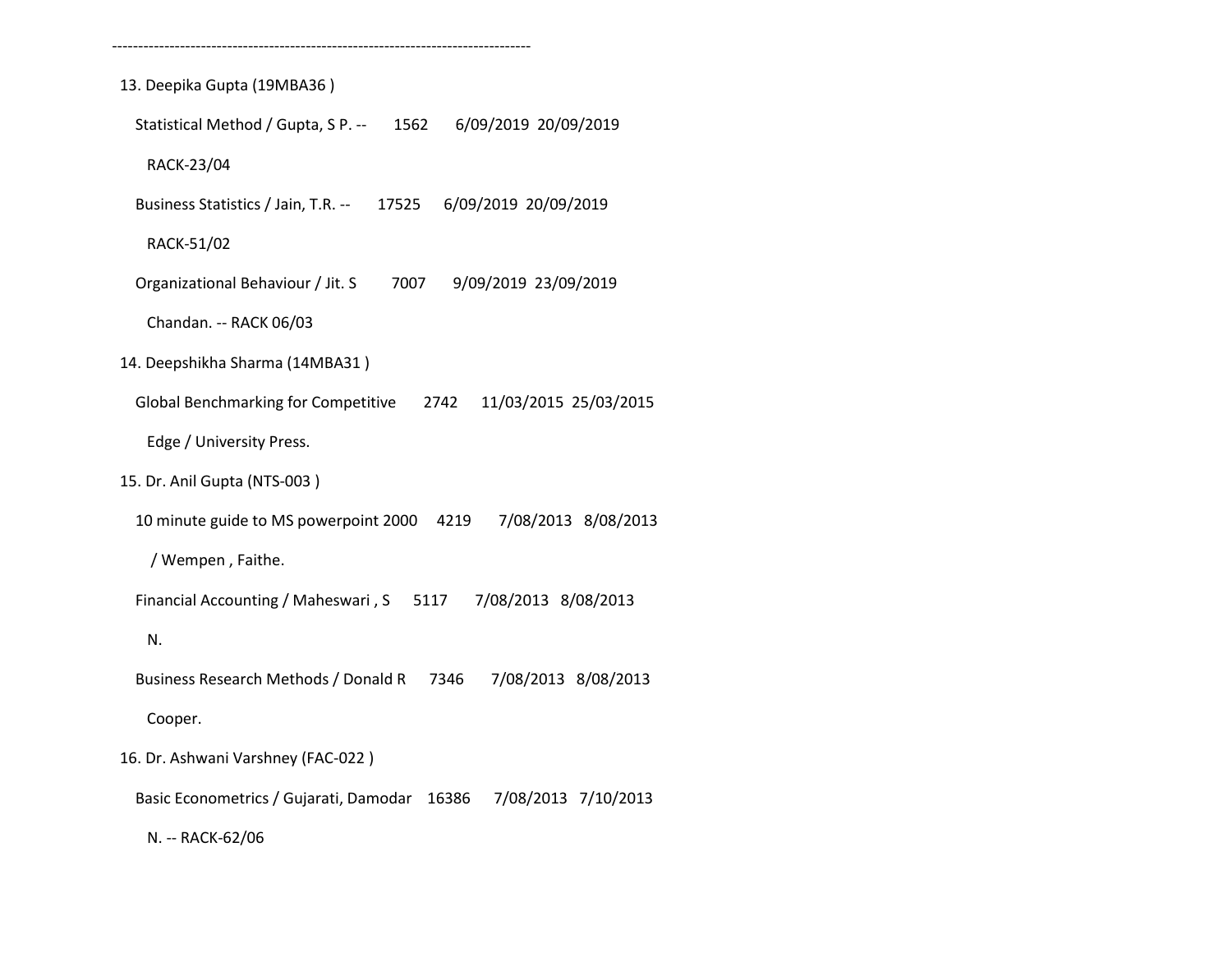--------------------------------------------------------------------------------

13. Deepika Gupta (19MBA36 )

    Statistical Method / Gupta, S P. --      1562      6/09/2019  20/09/2019

      RACK-23/04

    Business Statistics / Jain, T.R. --      17525      6/09/2019  20/09/2019

      RACK-51/02

    Organizational Behaviour / Jit. S        7007      9/09/2019  23/09/2019

      Chandan. -- RACK 06/03

14. Deepshikha Sharma (14MBA31 )

    Global Benchmarking for Competitive      2742      11/03/2015  25/03/2015

      Edge / University Press.

15. Dr. Anil Gupta (NTS-003 )

    10 minute guide to MS powerpoint 2000     4219      7/08/2013   8/08/2013

      / Wempen , Faithe.

    Financial Accounting / Maheswari , S      5117      7/08/2013   8/08/2013

      N.

    Business Research Methods / Donald R      7346      7/08/2013   8/08/2013

      Cooper.

16. Dr. Ashwani Varshney (FAC-022 )

    Basic Econometrics / Gujarati, Damodar    16386      7/08/2013   7/10/2013

      N. -- RACK-62/06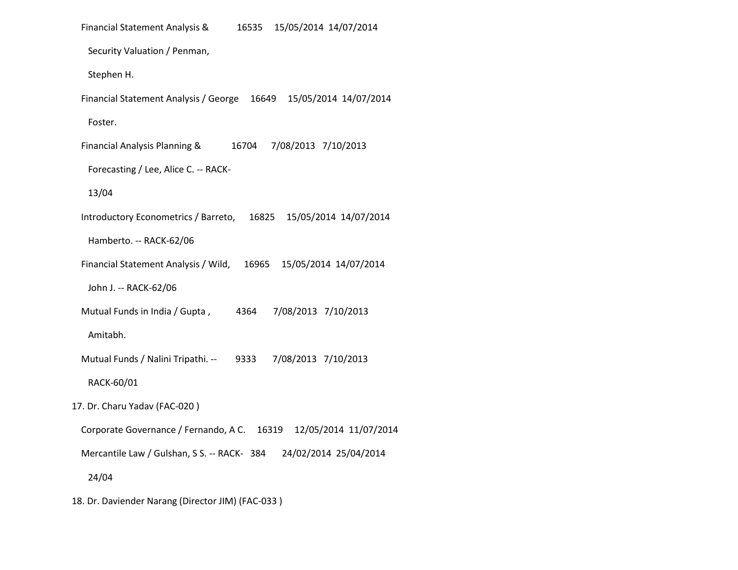Financial Statement Analysis & 16535 15/05/2014 14/07/2014

Security Valuation / Penman,

Stephen H.

Financial Statement Analysis / George 16649 15/05/2014 14/07/2014

Foster.

Financial Analysis Planning & 16704 7/08/2013 7/10/2013

Forecasting / Lee, Alice C. -- RACK-

13/04

Introductory Econometrics / Barreto, 16825 15/05/2014 14/07/2014

Hamberto. -- RACK-62/06

Financial Statement Analysis / Wild, 16965 15/05/2014 14/07/2014

John J. -- RACK-62/06

Mutual Funds in India / Gupta , 4364 7/08/2013 7/10/2013

Amitabh.

Mutual Funds / Nalini Tripathi. -- 9333 7/08/2013 7/10/2013

RACK-60/01

17. Dr. Charu Yadav (FAC-020 )

Corporate Governance / Fernando, A C. 16319 12/05/2014 11/07/2014

Mercantile Law / Gulshan, S S. -- RACK- 384 24/02/2014 25/04/2014

24/04

18. Dr. Daviender Narang (Director JIM) (FAC-033 )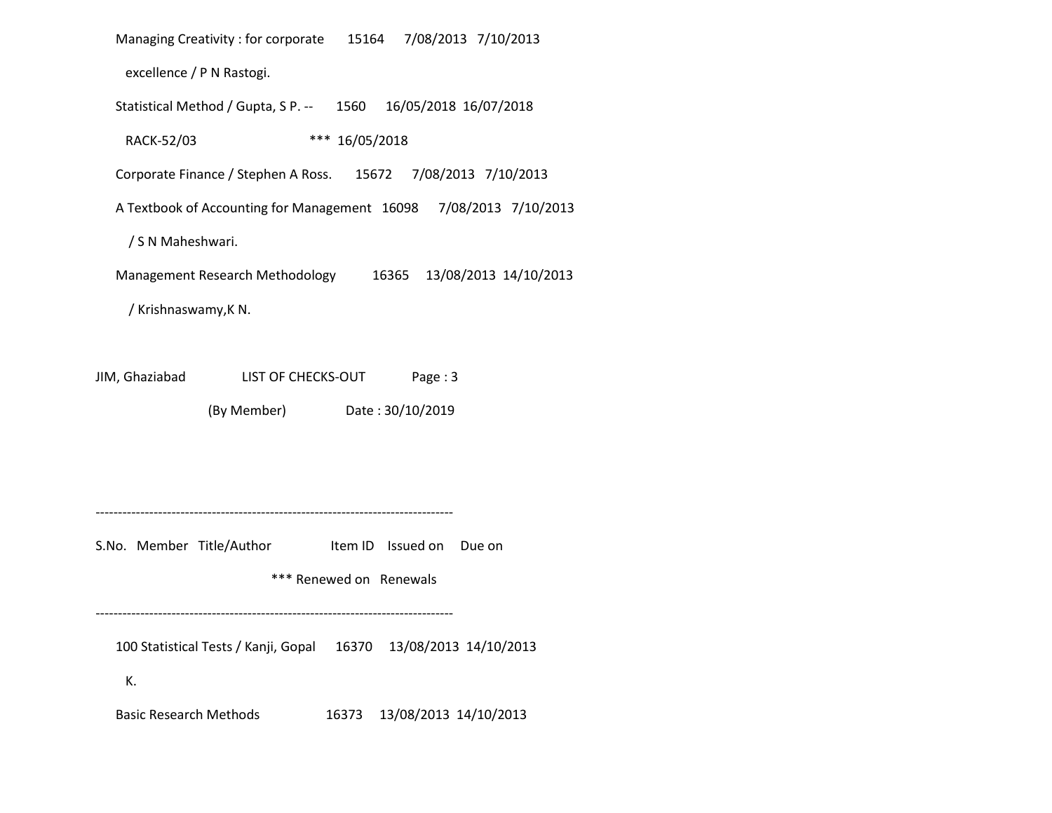Managing Creativity : for corporate 15164 7/08/2013 7/10/2013

excellence / P N Rastogi.

Statistical Method / Gupta, S P. -- 1560 16/05/2018 16/07/2018

RACK-52/03 *** 16/05/2018

Corporate Finance / Stephen A Ross. 15672 7/08/2013 7/10/2013

A Textbook of Accounting for Management 16098 7/08/2013 7/10/2013

/ S N Maheshwari.

Management Research Methodology 16365 13/08/2013 14/10/2013

/ Krishnaswamy,K N.

JIM, Ghaziabad LIST OF CHECKS-OUT Page : 3

(By Member) Date : 30/10/2019

--------------------------------------------------------------------------------

S.No. Member Title/Author Item ID Issued on Due on

*** Renewed on Renewals

--------------------------------------------------------------------------------

100 Statistical Tests / Kanji, Gopal 16370 13/08/2013 14/10/2013

K.

Basic Research Methods 16373 13/08/2013 14/10/2013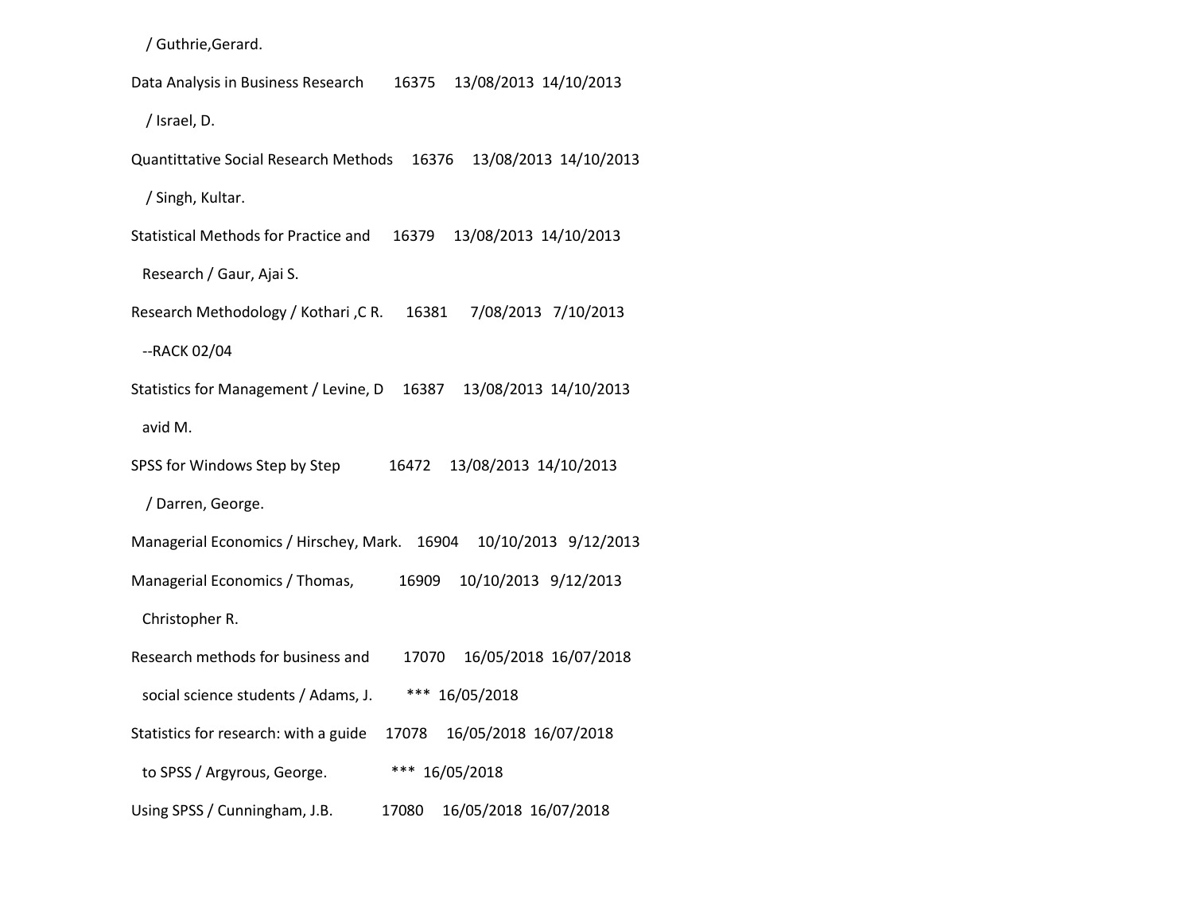/ Guthrie,Gerard.

Data Analysis in Business Research      16375     13/08/2013  14/10/2013

/ Israel, D.

Quantittative Social Research Methods     16376     13/08/2013  14/10/2013

/ Singh, Kultar.

Statistical Methods for Practice and      16379     13/08/2013  14/10/2013

Research / Gaur, Ajai S.

Research Methodology / Kothari ,C R.      16381      7/08/2013   7/10/2013

--RACK 02/04

Statistics for Management / Levine, D     16387     13/08/2013  14/10/2013

avid M.

SPSS for Windows Step by Step           16472     13/08/2013  14/10/2013

/ Darren, George.

Managerial Economics / Hirschey, Mark.    16904     10/10/2013   9/12/2013

Managerial Economics / Thomas,          16909     10/10/2013   9/12/2013

Christopher R.

Research methods for business and        17070     16/05/2018  16/07/2018

social science students / Adams, J.        *** 16/05/2018

Statistics for research: with a guide     17078     16/05/2018  16/07/2018

to SPSS / Argyrous, George.              *** 16/05/2018

Using SPSS / Cunningham, J.B.           17080     16/05/2018  16/07/2018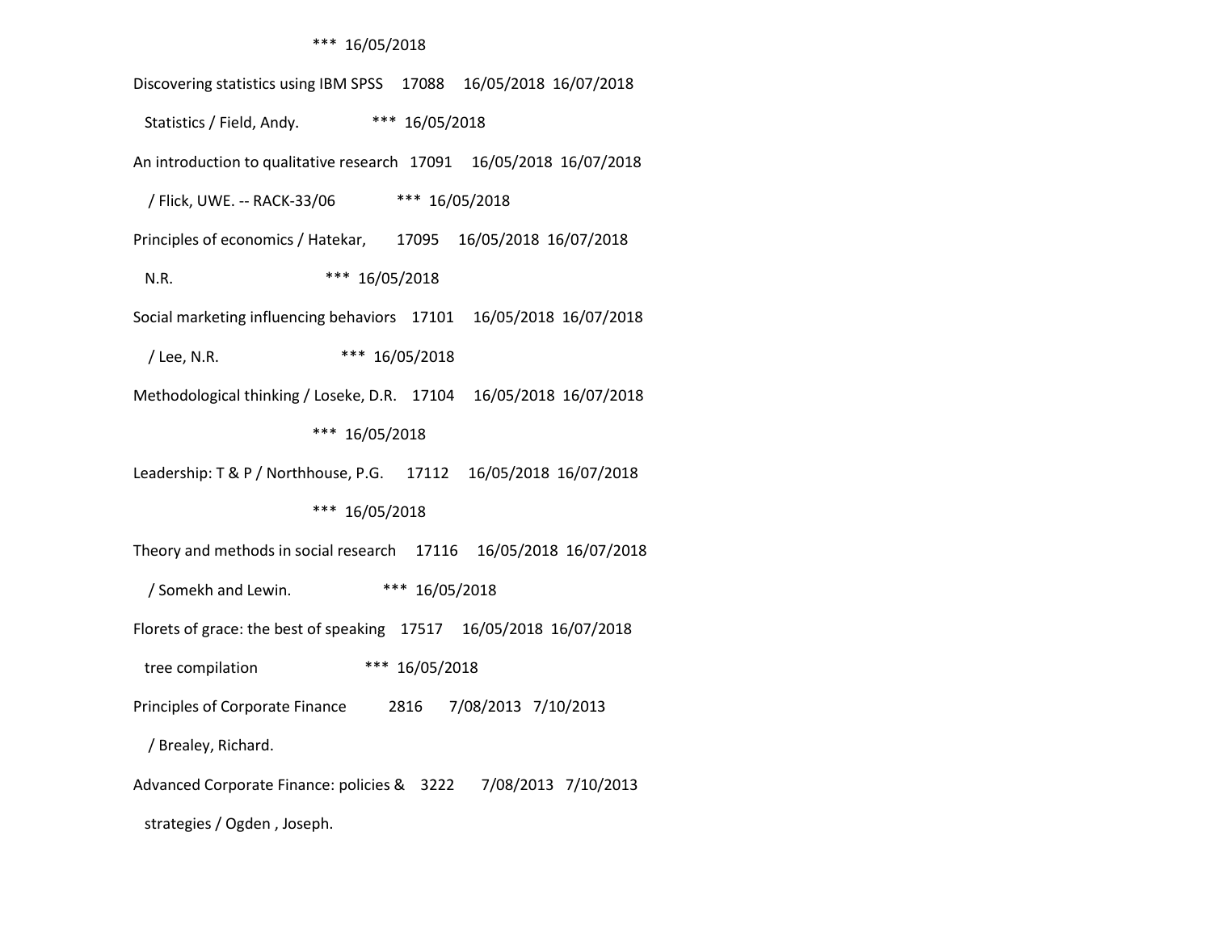*** 16/05/2018

Discovering statistics using IBM SPSS 17088 16/05/2018 16/07/2018

Statistics / Field, Andy. *** 16/05/2018

An introduction to qualitative research 17091 16/05/2018 16/07/2018

/ Flick, UWE. -- RACK-33/06 *** 16/05/2018

Principles of economics / Hatekar, 17095 16/05/2018 16/07/2018

N.R. *** 16/05/2018

Social marketing influencing behaviors 17101 16/05/2018 16/07/2018

/ Lee, N.R. *** 16/05/2018

Methodological thinking / Loseke, D.R. 17104 16/05/2018 16/07/2018

*** 16/05/2018

Leadership: T & P / Northhouse, P.G. 17112 16/05/2018 16/07/2018

*** 16/05/2018

Theory and methods in social research 17116 16/05/2018 16/07/2018

/ Somekh and Lewin. *** 16/05/2018

Florets of grace: the best of speaking 17517 16/05/2018 16/07/2018

tree compilation *** 16/05/2018

Principles of Corporate Finance 2816 7/08/2013 7/10/2013

/ Brealey, Richard.

Advanced Corporate Finance: policies & 3222 7/08/2013 7/10/2013

strategies / Ogden , Joseph.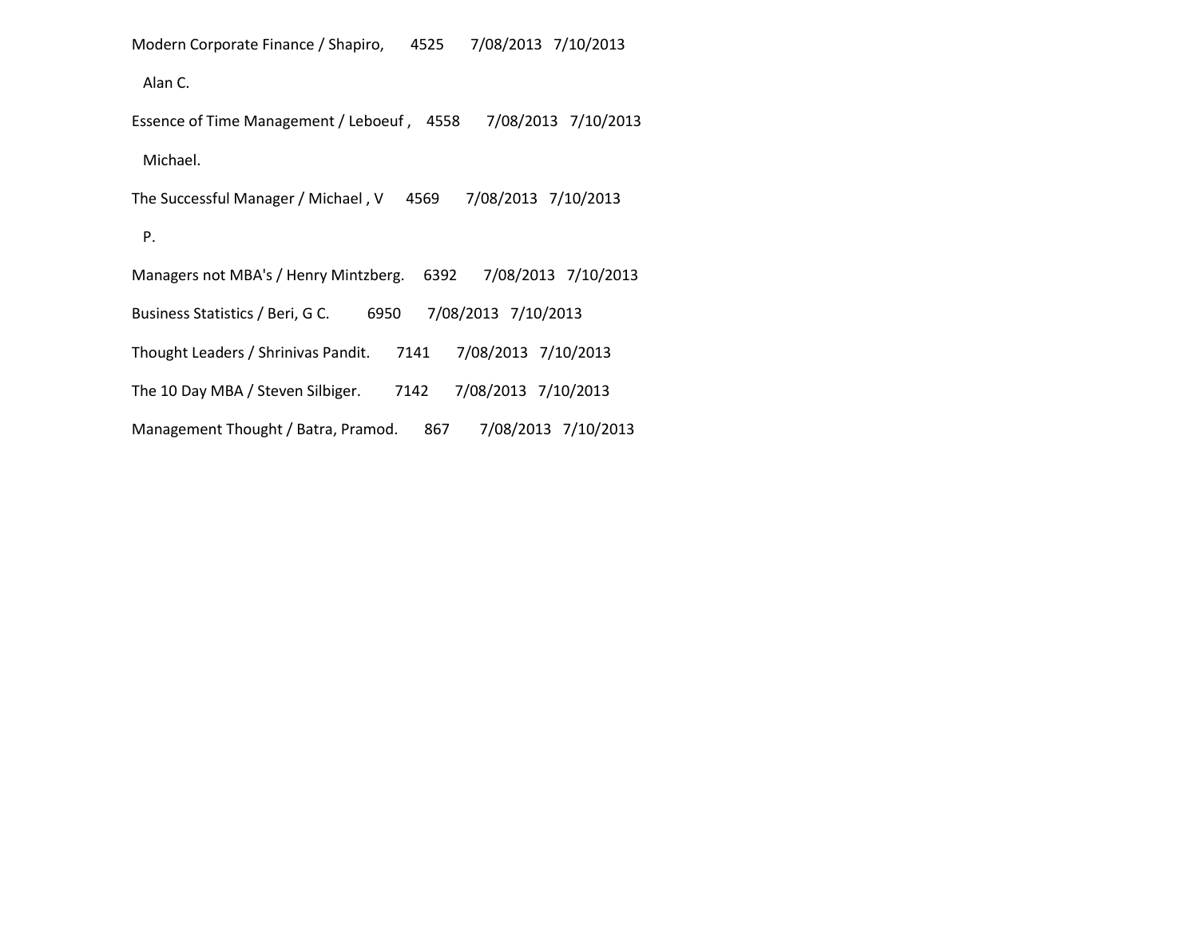Modern Corporate Finance / Shapiro, 4525 7/08/2013 7/10/2013

Alan C.

Essence of Time Management / Leboeuf , 4558 7/08/2013 7/10/2013

Michael.

The Successful Manager / Michael , V 4569 7/08/2013 7/10/2013

P.

Managers not MBA's / Henry Mintzberg. 6392 7/08/2013 7/10/2013

Business Statistics / Beri, G C. 6950 7/08/2013 7/10/2013

Thought Leaders / Shrinivas Pandit. 7141 7/08/2013 7/10/2013

The 10 Day MBA / Steven Silbiger. 7142 7/08/2013 7/10/2013

Management Thought / Batra, Pramod. 867 7/08/2013 7/10/2013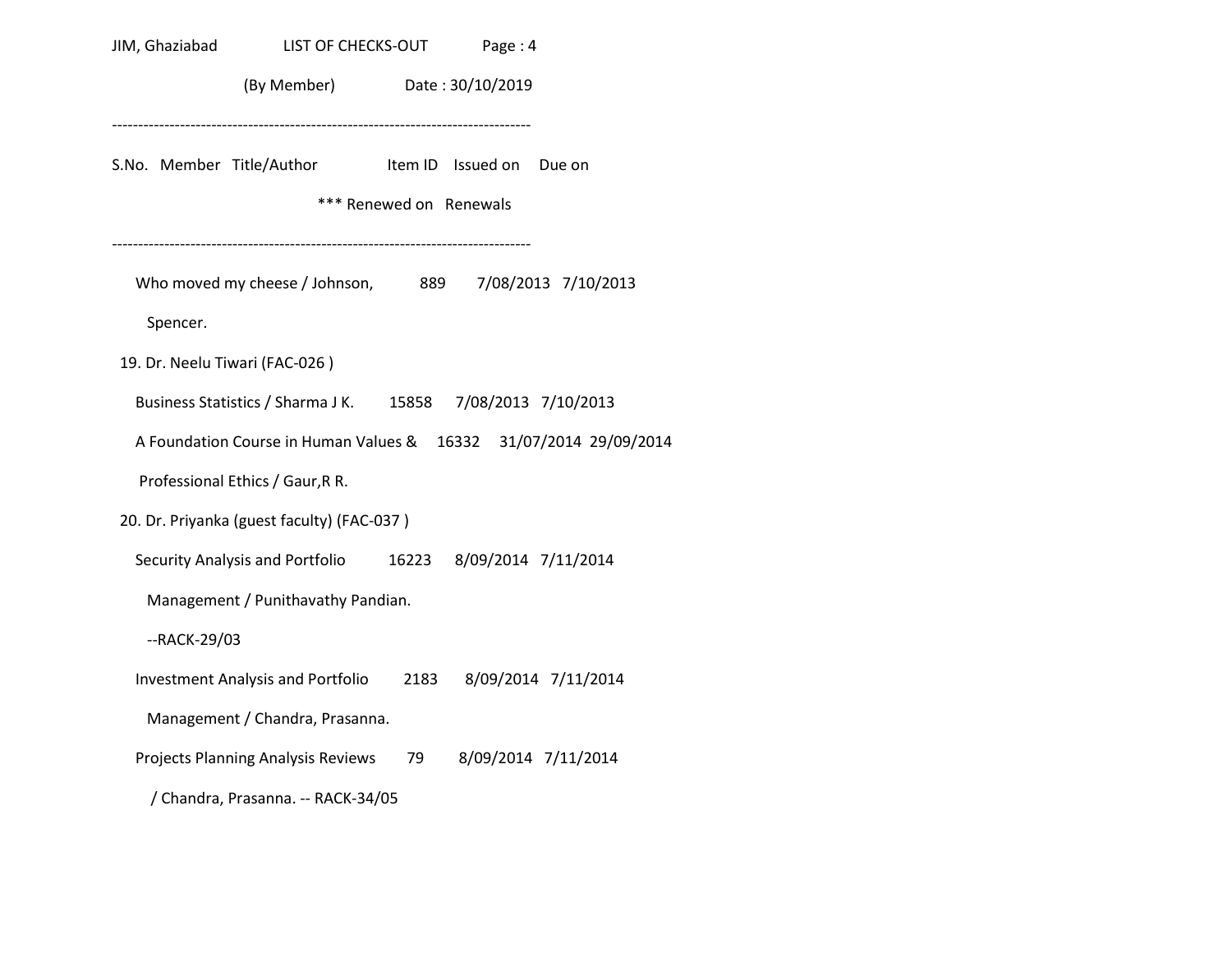JIM, Ghaziabad LIST OF CHECKS-OUT Page : 4

(By Member) Date : 30/10/2019

--------------------------------------------------------------------------------

S.No. Member Title/Author Item ID Issued on Due on

*** Renewed on Renewals

--------------------------------------------------------------------------------

Who moved my cheese / Johnson, 889 7/08/2013 7/10/2013

Spencer.

19. Dr. Neelu Tiwari (FAC-026 )

Business Statistics / Sharma J K. 15858 7/08/2013 7/10/2013

A Foundation Course in Human Values & 16332 31/07/2014 29/09/2014

Professional Ethics / Gaur,R R.

20. Dr. Priyanka (guest faculty) (FAC-037 )

Security Analysis and Portfolio 16223 8/09/2014 7/11/2014

Management / Punithavathy Pandian.

--RACK-29/03

Investment Analysis and Portfolio 2183 8/09/2014 7/11/2014

Management / Chandra, Prasanna.

Projects Planning Analysis Reviews 79 8/09/2014 7/11/2014

/ Chandra, Prasanna. -- RACK-34/05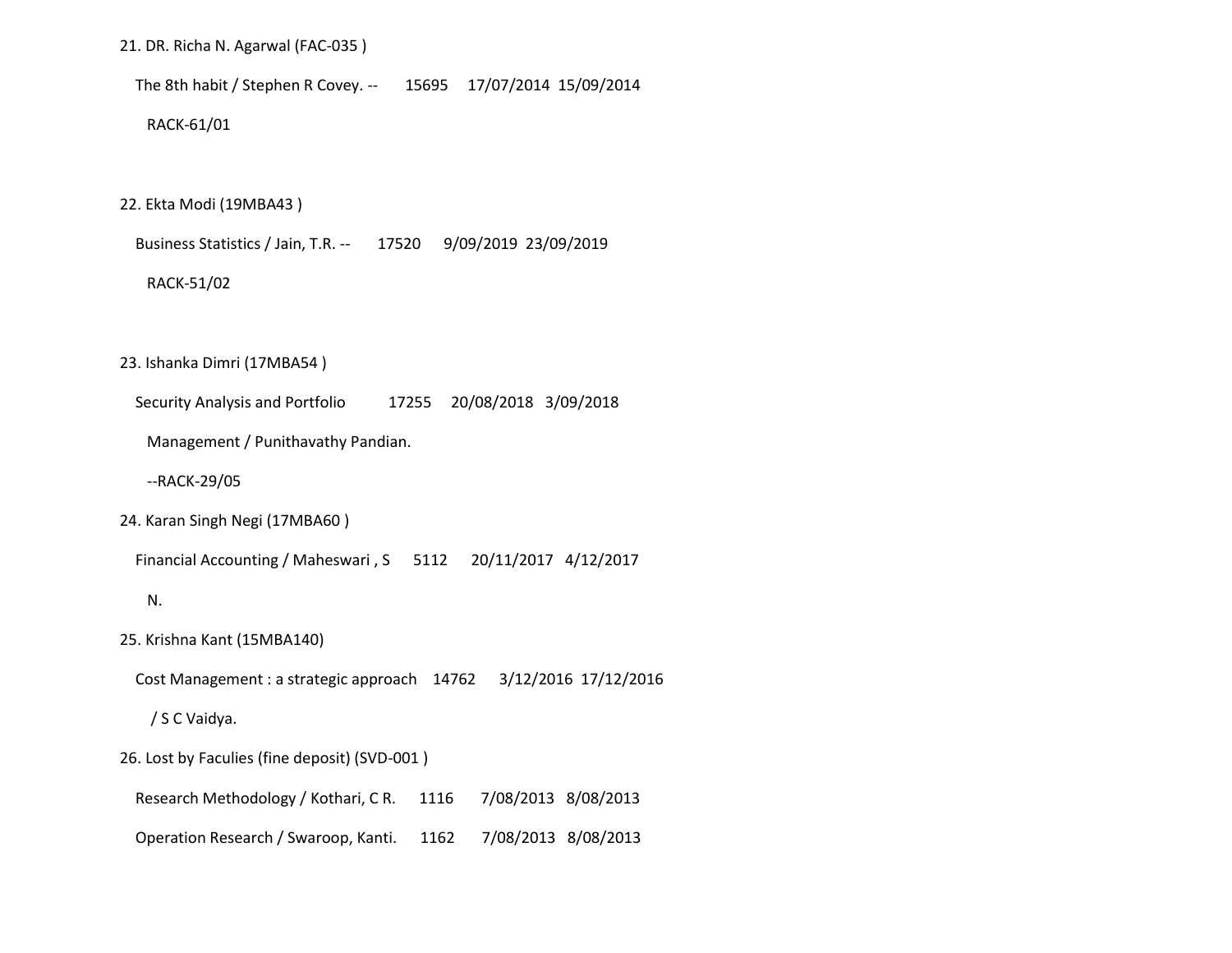21. DR. Richa N. Agarwal (FAC-035 )

   The 8th habit / Stephen R Covey. --      15695     17/07/2014  15/09/2014

   RACK-61/01

22. Ekta Modi (19MBA43 )

   Business Statistics / Jain, T.R. --      17520      9/09/2019  23/09/2019

   RACK-51/02

23. Ishanka Dimri (17MBA54 )

   Security Analysis and Portfolio          17255     20/08/2018   3/09/2018

   Management / Punithavathy Pandian.

   --RACK-29/05

24. Karan Singh Negi (17MBA60 )

   Financial Accounting / Maheswari , S      5112      20/11/2017   4/12/2017

   N.

25. Krishna Kant (15MBA140)

   Cost Management : a strategic approach    14762      3/12/2016  17/12/2016

   / S C Vaidya.

26. Lost by Faculies (fine deposit) (SVD-001 )

   Research Methodology / Kothari, C R.      1116      7/08/2013   8/08/2013

   Operation Research / Swaroop, Kanti.      1162      7/08/2013   8/08/2013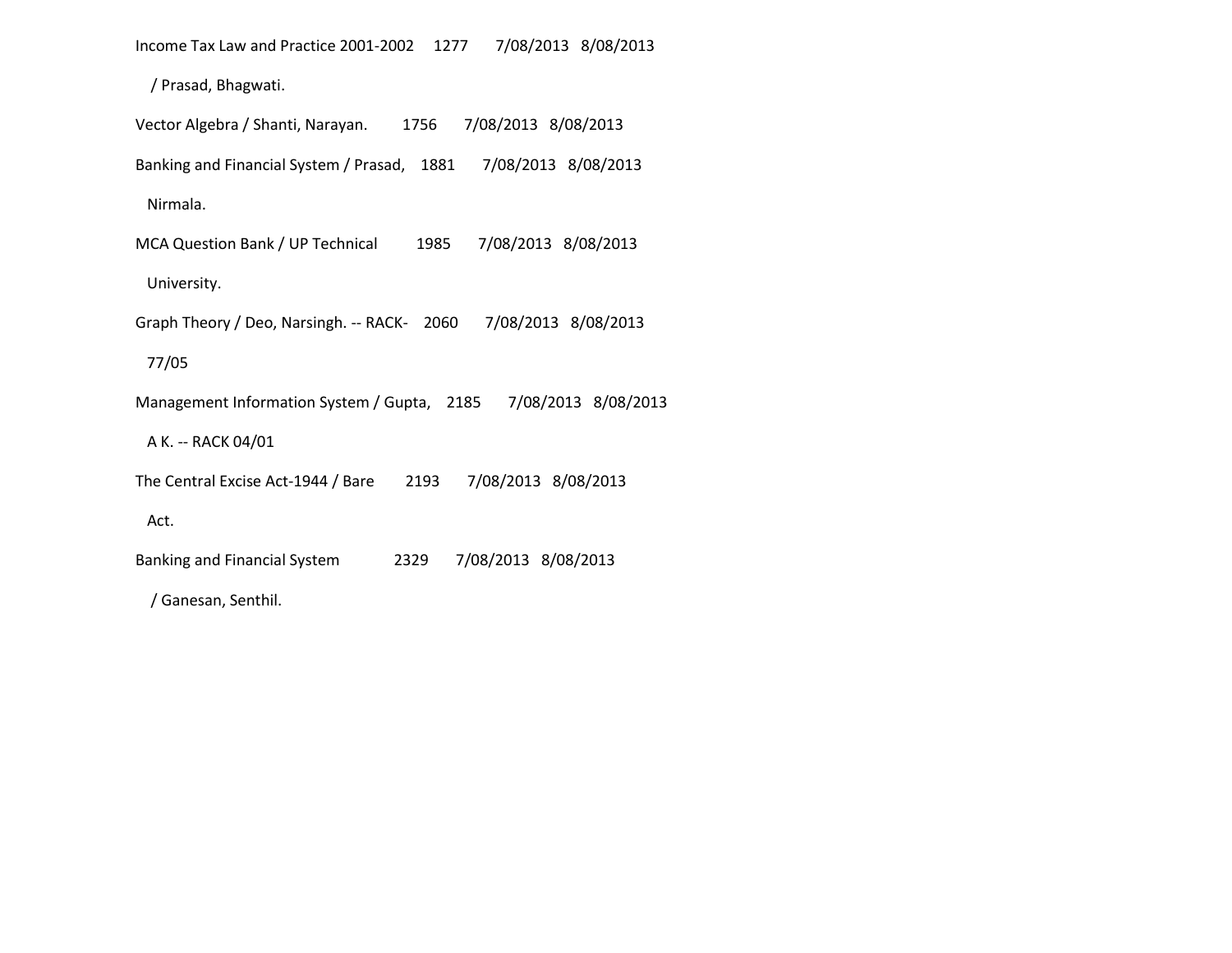Income Tax Law and Practice 2001-2002 1277 7/08/2013 8/08/2013

/ Prasad, Bhagwati.

Vector Algebra / Shanti, Narayan. 1756 7/08/2013 8/08/2013

Banking and Financial System / Prasad, 1881 7/08/2013 8/08/2013

Nirmala.

MCA Question Bank / UP Technical 1985 7/08/2013 8/08/2013

University.

Graph Theory / Deo, Narsingh. -- RACK- 2060 7/08/2013 8/08/2013

77/05

Management Information System / Gupta, 2185 7/08/2013 8/08/2013

A K. -- RACK 04/01

The Central Excise Act-1944 / Bare 2193 7/08/2013 8/08/2013

Act.

Banking and Financial System 2329 7/08/2013 8/08/2013

/ Ganesan, Senthil.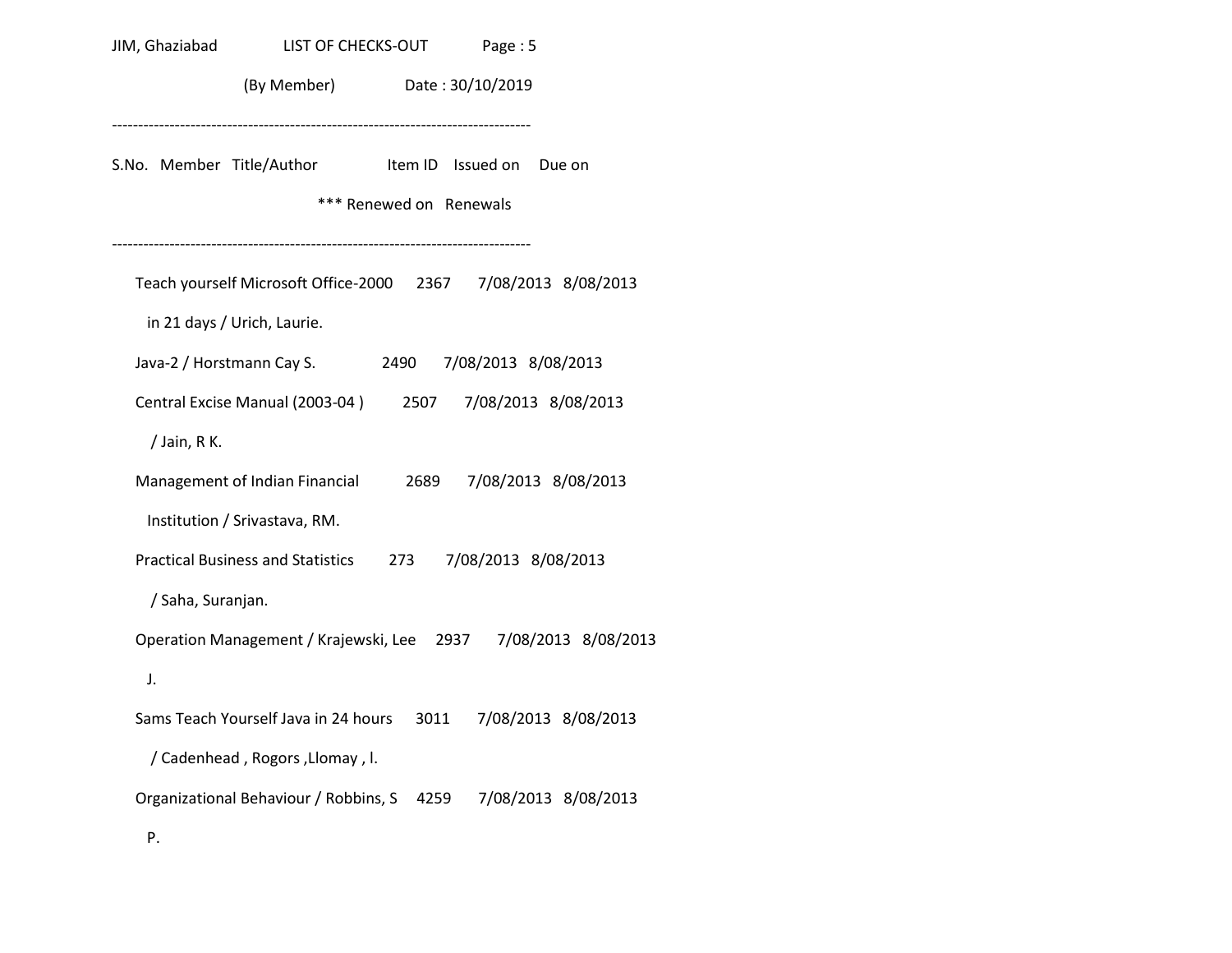JIM, Ghaziabad LIST OF CHECKS-OUT Page : 5

(By Member) Date : 30/10/2019

--------------------------------------------------------------------------------

| S.No. | Member | Title/Author | Item ID | Issued on | Due on |
|---|---|---|---|---|---|
| | | *** Renewed on | Renewals | | |
| | | Teach yourself Microsoft Office-2000 in 21 days / Urich, Laurie. | 2367 | 7/08/2013 | 8/08/2013 |
| | | Java-2 / Horstmann Cay S. | 2490 | 7/08/2013 | 8/08/2013 |
| | | Central Excise Manual (2003-04 ) / Jain, R K. | 2507 | 7/08/2013 | 8/08/2013 |
| | | Management of Indian Financial Institution / Srivastava, RM. | 2689 | 7/08/2013 | 8/08/2013 |
| | | Practical Business and Statistics / Saha, Suranjan. | 273 | 7/08/2013 | 8/08/2013 |
| | | Operation Management / Krajewski, Lee J. | 2937 | 7/08/2013 | 8/08/2013 |
| | | Sams Teach Yourself Java in 24 hours / Cadenhead , Rogors ,Llomay , l. | 3011 | 7/08/2013 | 8/08/2013 |
| | | Organizational Behaviour / Robbins, S P. | 4259 | 7/08/2013 | 8/08/2013 |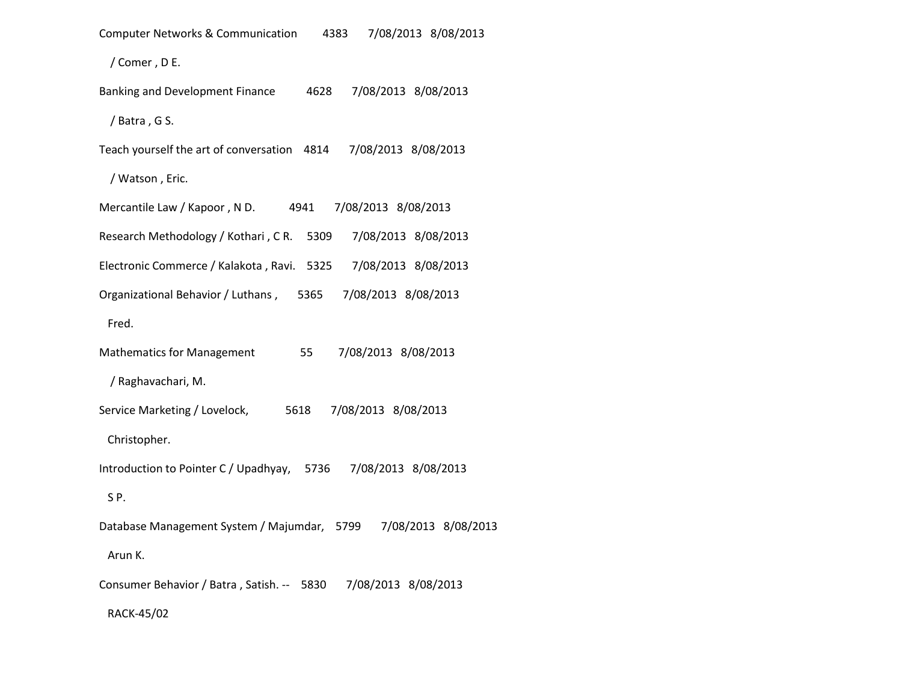Computer Networks & Communication 4383 7/08/2013 8/08/2013

/ Comer , D E.

Banking and Development Finance 4628 7/08/2013 8/08/2013

/ Batra , G S.

Teach yourself the art of conversation 4814 7/08/2013 8/08/2013

/ Watson , Eric.

Mercantile Law / Kapoor , N D. 4941 7/08/2013 8/08/2013

Research Methodology / Kothari , C R. 5309 7/08/2013 8/08/2013

Electronic Commerce / Kalakota , Ravi. 5325 7/08/2013 8/08/2013

Organizational Behavior / Luthans , 5365 7/08/2013 8/08/2013

Fred.

Mathematics for Management 55 7/08/2013 8/08/2013

/ Raghavachari, M.

Service Marketing / Lovelock, 5618 7/08/2013 8/08/2013

Christopher.

Introduction to Pointer C / Upadhyay, 5736 7/08/2013 8/08/2013

S P.

Database Management System / Majumdar, 5799 7/08/2013 8/08/2013

Arun K.

Consumer Behavior / Batra , Satish. -- 5830 7/08/2013 8/08/2013

RACK-45/02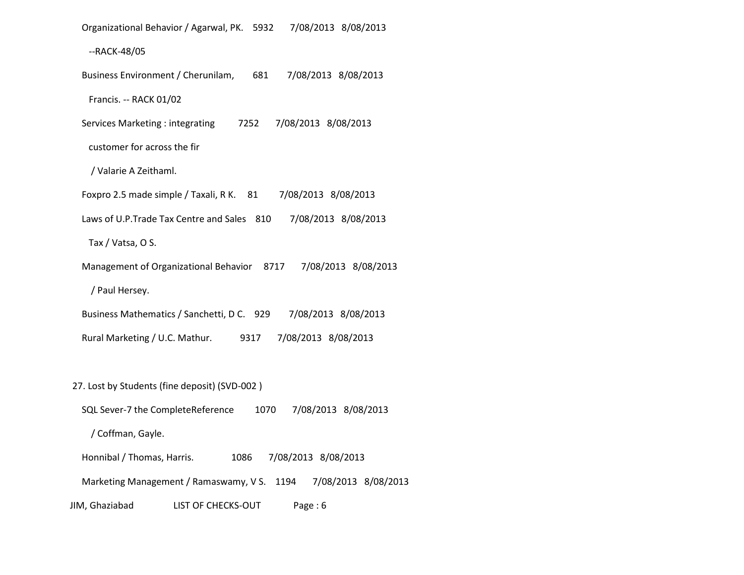| Title | Item No. | Checked Out | Due Date |
|---|---|---|---|
| Organizational Behavior / Agarwal, PK. --RACK-48/05 | 5932 | 7/08/2013 | 8/08/2013 |
| Business Environment / Cherunilam, Francis. -- RACK 01/02 | 681 | 7/08/2013 | 8/08/2013 |
| Services Marketing : integrating customer for across the fir / Valarie A Zeithaml. | 7252 | 7/08/2013 | 8/08/2013 |
| Foxpro 2.5 made simple / Taxali, R K. | 81 | 7/08/2013 | 8/08/2013 |
| Laws of U.P.Trade Tax Centre and Sales Tax / Vatsa, O S. | 810 | 7/08/2013 | 8/08/2013 |
| Management of Organizational Behavior / Paul Hersey. | 8717 | 7/08/2013 | 8/08/2013 |
| Business Mathematics / Sanchetti, D C. | 929 | 7/08/2013 | 8/08/2013 |
| Rural Marketing / U.C. Mathur. | 9317 | 7/08/2013 | 8/08/2013 |

27. Lost by Students (fine deposit) (SVD-002 )

| Title | Item No. | Checked Out | Due Date |
|---|---|---|---|
| SQL Sever-7 the CompleteReference / Coffman, Gayle. | 1070 | 7/08/2013 | 8/08/2013 |
| Honnibal / Thomas, Harris. | 1086 | 7/08/2013 | 8/08/2013 |
| Marketing Management / Ramaswamy, V S. | 1194 | 7/08/2013 | 8/08/2013 |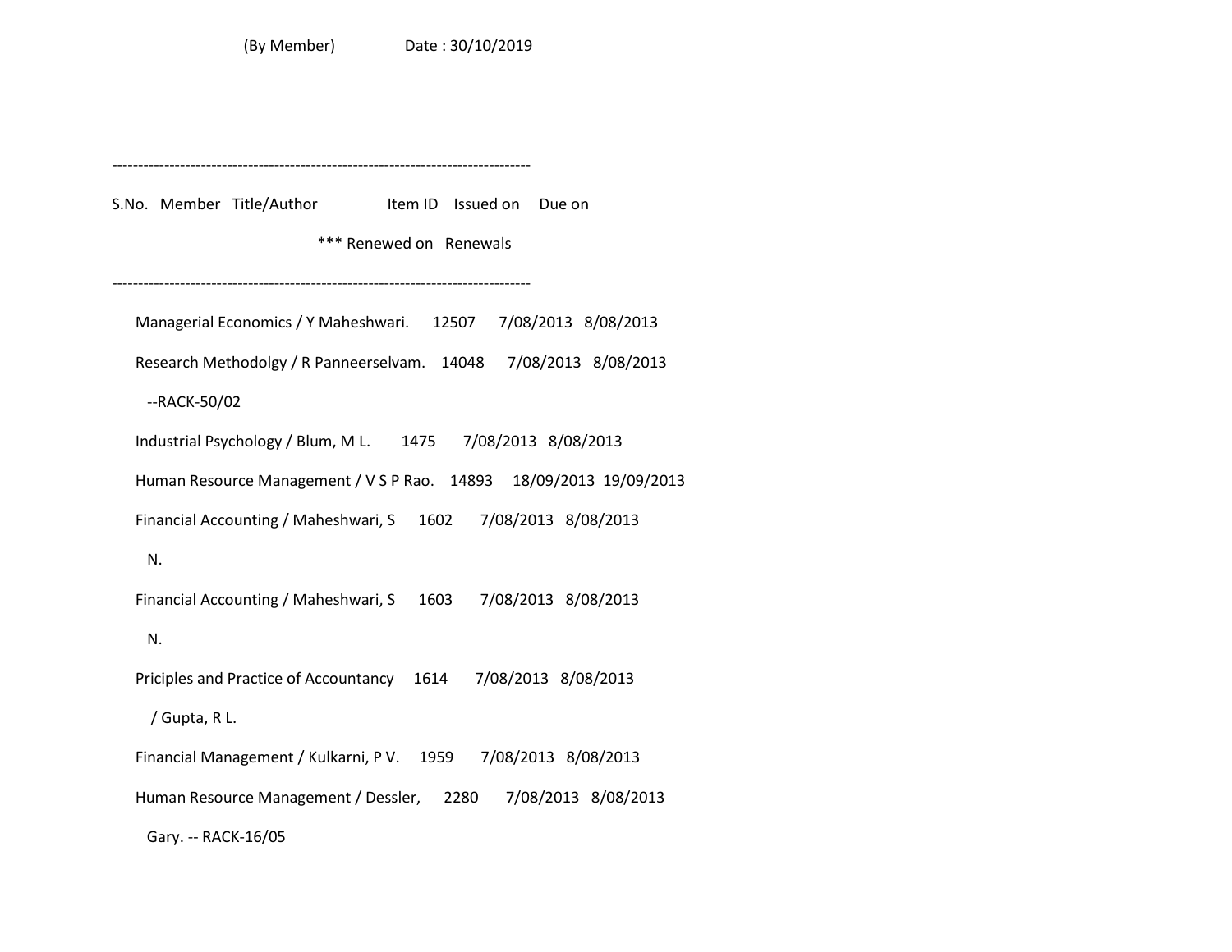(By Member) Date : 30/10/2019

--------------------------------------------------------------------------------

S.No. Member Title/Author Item ID Issued on Due on

*** Renewed on Renewals

--------------------------------------------------------------------------------

Managerial Economics / Y Maheshwari. 12507 7/08/2013 8/08/2013

Research Methodolgy / R Panneerselvam. 14048 7/08/2013 8/08/2013

--RACK-50/02

Industrial Psychology / Blum, M L. 1475 7/08/2013 8/08/2013

Human Resource Management / V S P Rao. 14893 18/09/2013 19/09/2013

Financial Accounting / Maheshwari, S 1602 7/08/2013 8/08/2013

N.

Financial Accounting / Maheshwari, S 1603 7/08/2013 8/08/2013

N.

Priciples and Practice of Accountancy 1614 7/08/2013 8/08/2013

/ Gupta, R L.

Financial Management / Kulkarni, P V. 1959 7/08/2013 8/08/2013

Human Resource Management / Dessler, 2280 7/08/2013 8/08/2013

Gary. -- RACK-16/05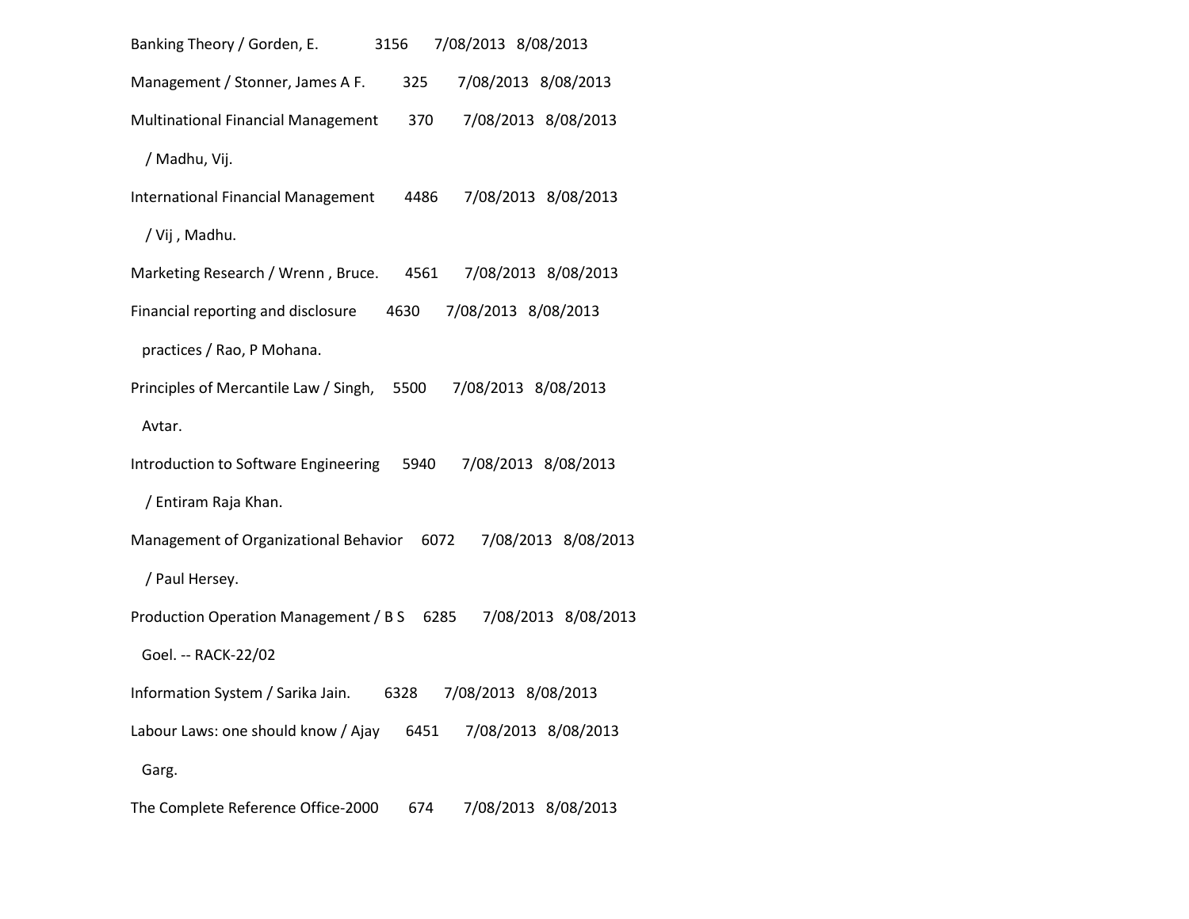Banking Theory / Gorden, E. 3156 7/08/2013 8/08/2013

Management / Stonner, James A F. 325 7/08/2013 8/08/2013

Multinational Financial Management 370 7/08/2013 8/08/2013

/ Madhu, Vij.

International Financial Management 4486 7/08/2013 8/08/2013

/ Vij , Madhu.

Marketing Research / Wrenn , Bruce. 4561 7/08/2013 8/08/2013

Financial reporting and disclosure 4630 7/08/2013 8/08/2013

practices / Rao, P Mohana.

Principles of Mercantile Law / Singh, 5500 7/08/2013 8/08/2013

Avtar.

Introduction to Software Engineering 5940 7/08/2013 8/08/2013

/ Entiram Raja Khan.

Management of Organizational Behavior 6072 7/08/2013 8/08/2013

/ Paul Hersey.

Production Operation Management / B S 6285 7/08/2013 8/08/2013

Goel. -- RACK-22/02

Information System / Sarika Jain. 6328 7/08/2013 8/08/2013

Labour Laws: one should know / Ajay 6451 7/08/2013 8/08/2013

Garg.

The Complete Reference Office-2000 674 7/08/2013 8/08/2013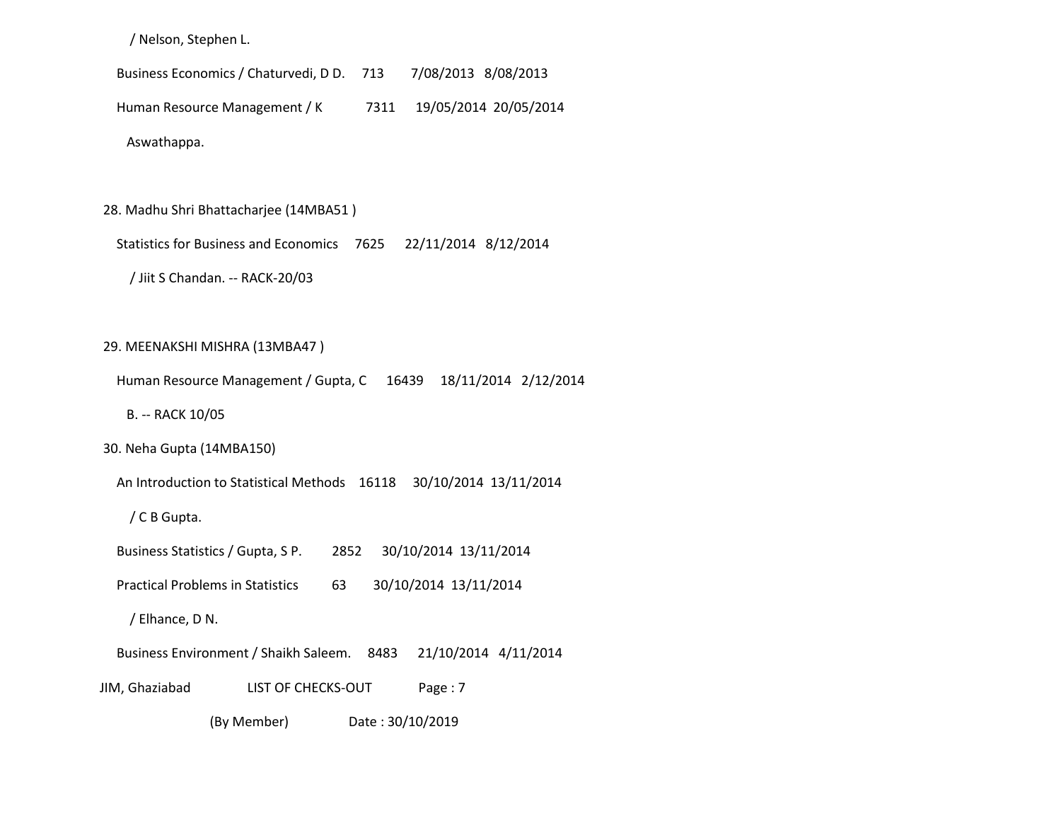/ Nelson, Stephen L.

Business Economics / Chaturvedi, D D. 713 7/08/2013 8/08/2013

Human Resource Management / K 7311 19/05/2014 20/05/2014

Aswathappa.

28. Madhu Shri Bhattacharjee (14MBA51 )

Statistics for Business and Economics 7625 22/11/2014 8/12/2014

/ Jiit S Chandan. -- RACK-20/03

29. MEENAKSHI MISHRA (13MBA47 )

Human Resource Management / Gupta, C 16439 18/11/2014 2/12/2014

B. -- RACK 10/05

30. Neha Gupta (14MBA150)

An Introduction to Statistical Methods 16118 30/10/2014 13/11/2014

/ C B Gupta.

Business Statistics / Gupta, S P. 2852 30/10/2014 13/11/2014

Practical Problems in Statistics 63 30/10/2014 13/11/2014

/ Elhance, D N.

Business Environment / Shaikh Saleem. 8483 21/10/2014 4/11/2014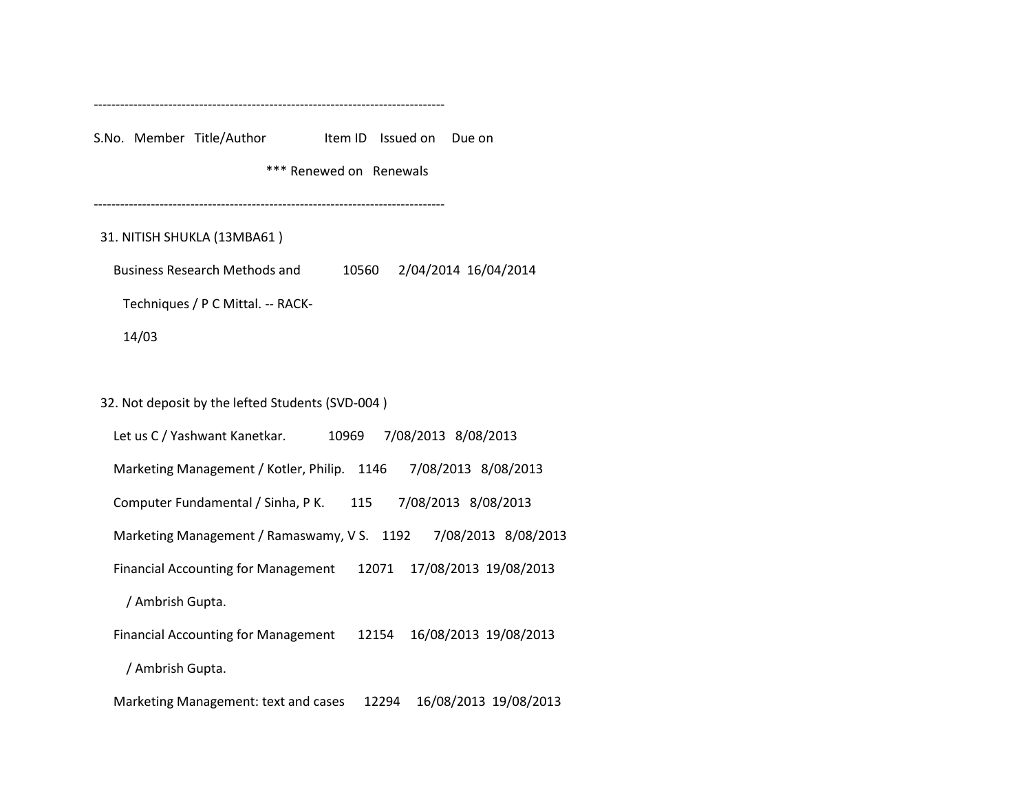--------------------------------------------------------------------------------

S.No. Member Title/Author Item ID Issued on Due on

*** Renewed on Renewals

--------------------------------------------------------------------------------

31. NITISH SHUKLA (13MBA61 )

| Title/Author | Item ID | Issued on | Due on |
|---|---|---|---|
| Business Research Methods and Techniques / P C Mittal. -- RACK-14/03 | 10560 | 2/04/2014 | 16/04/2014 |

32. Not deposit by the lefted Students (SVD-004 )

| Title/Author | Item ID | Issued on | Due on |
|---|---|---|---|
| Let us C / Yashwant Kanetkar. | 10969 | 7/08/2013 | 8/08/2013 |
| Marketing Management / Kotler, Philip. | 1146 | 7/08/2013 | 8/08/2013 |
| Computer Fundamental / Sinha, P K. | 115 | 7/08/2013 | 8/08/2013 |
| Marketing Management / Ramaswamy, V S. | 1192 | 7/08/2013 | 8/08/2013 |
| Financial Accounting for Management / Ambrish Gupta. | 12071 | 17/08/2013 | 19/08/2013 |
| Financial Accounting for Management / Ambrish Gupta. | 12154 | 16/08/2013 | 19/08/2013 |
| Marketing Management: text and cases | 12294 | 16/08/2013 | 19/08/2013 |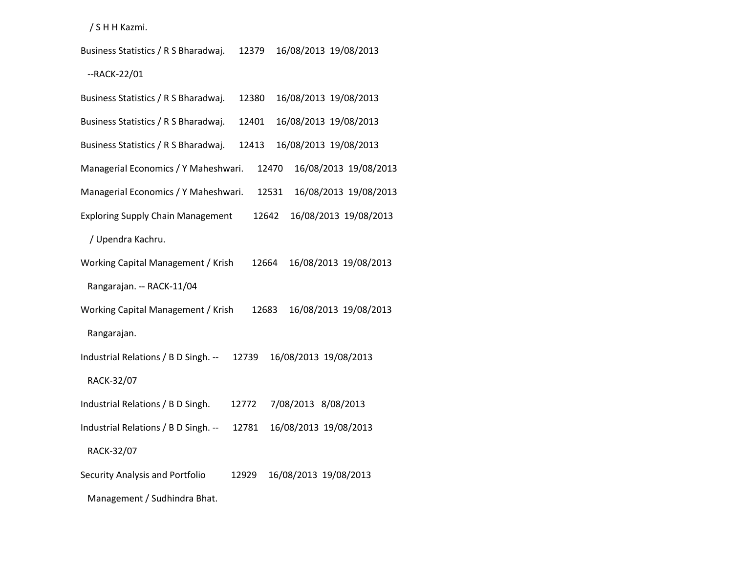/ S H H Kazmi.

Business Statistics / R S Bharadwaj. 12379 16/08/2013 19/08/2013

--RACK-22/01

Business Statistics / R S Bharadwaj. 12380 16/08/2013 19/08/2013

Business Statistics / R S Bharadwaj. 12401 16/08/2013 19/08/2013

Business Statistics / R S Bharadwaj. 12413 16/08/2013 19/08/2013

Managerial Economics / Y Maheshwari. 12470 16/08/2013 19/08/2013

Managerial Economics / Y Maheshwari. 12531 16/08/2013 19/08/2013

Exploring Supply Chain Management 12642 16/08/2013 19/08/2013

/ Upendra Kachru.

Working Capital Management / Krish 12664 16/08/2013 19/08/2013

Rangarajan. -- RACK-11/04

Working Capital Management / Krish 12683 16/08/2013 19/08/2013

Rangarajan.

Industrial Relations / B D Singh. -- 12739 16/08/2013 19/08/2013

RACK-32/07

Industrial Relations / B D Singh. 12772 7/08/2013 8/08/2013

Industrial Relations / B D Singh. -- 12781 16/08/2013 19/08/2013

RACK-32/07

Security Analysis and Portfolio 12929 16/08/2013 19/08/2013

Management / Sudhindra Bhat.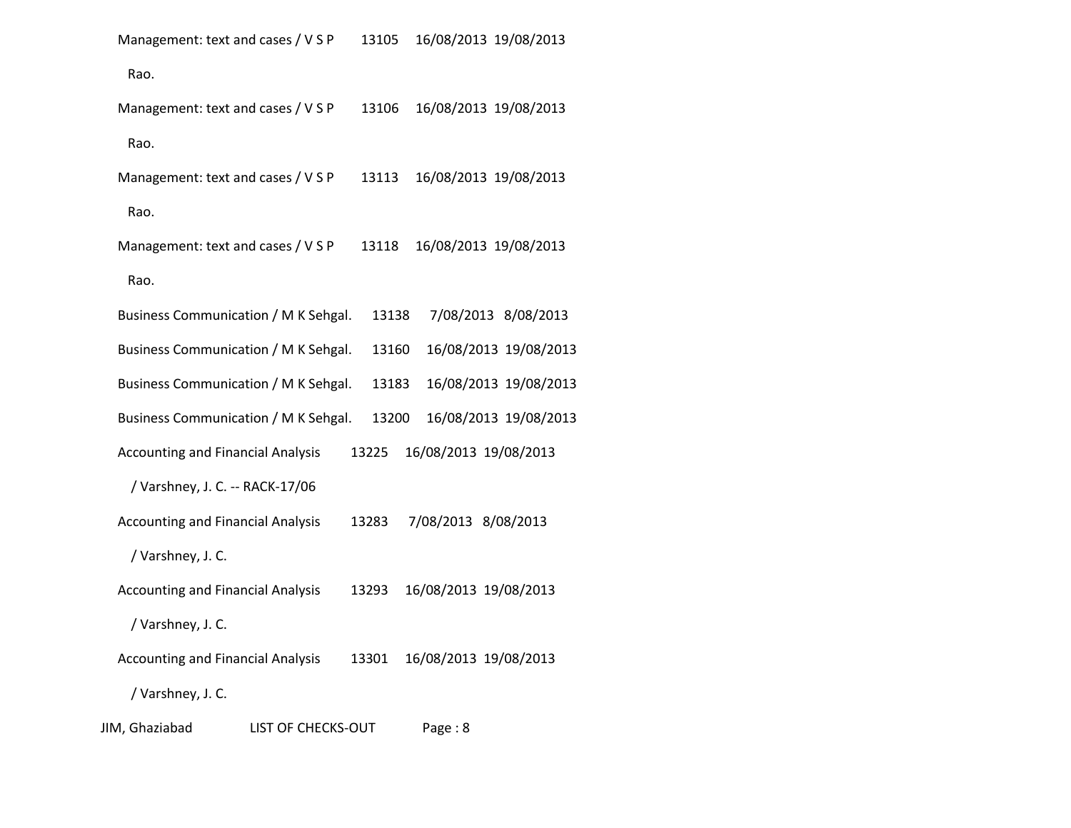| Title | Barcode | Check-out Date | Due Date |
|---|---|---|---|
| Management: text and cases / V S P Rao. | 13105 | 16/08/2013 | 19/08/2013 |
| Management: text and cases / V S P Rao. | 13106 | 16/08/2013 | 19/08/2013 |
| Management: text and cases / V S P Rao. | 13113 | 16/08/2013 | 19/08/2013 |
| Management: text and cases / V S P Rao. | 13118 | 16/08/2013 | 19/08/2013 |
| Business Communication / M K Sehgal. | 13138 | 7/08/2013 | 8/08/2013 |
| Business Communication / M K Sehgal. | 13160 | 16/08/2013 | 19/08/2013 |
| Business Communication / M K Sehgal. | 13183 | 16/08/2013 | 19/08/2013 |
| Business Communication / M K Sehgal. | 13200 | 16/08/2013 | 19/08/2013 |
| Accounting and Financial Analysis / Varshney, J. C. -- RACK-17/06 | 13225 | 16/08/2013 | 19/08/2013 |
| Accounting and Financial Analysis / Varshney, J. C. | 13283 | 7/08/2013 | 8/08/2013 |
| Accounting and Financial Analysis / Varshney, J. C. | 13293 | 16/08/2013 | 19/08/2013 |
| Accounting and Financial Analysis / Varshney, J. C. | 13301 | 16/08/2013 | 19/08/2013 |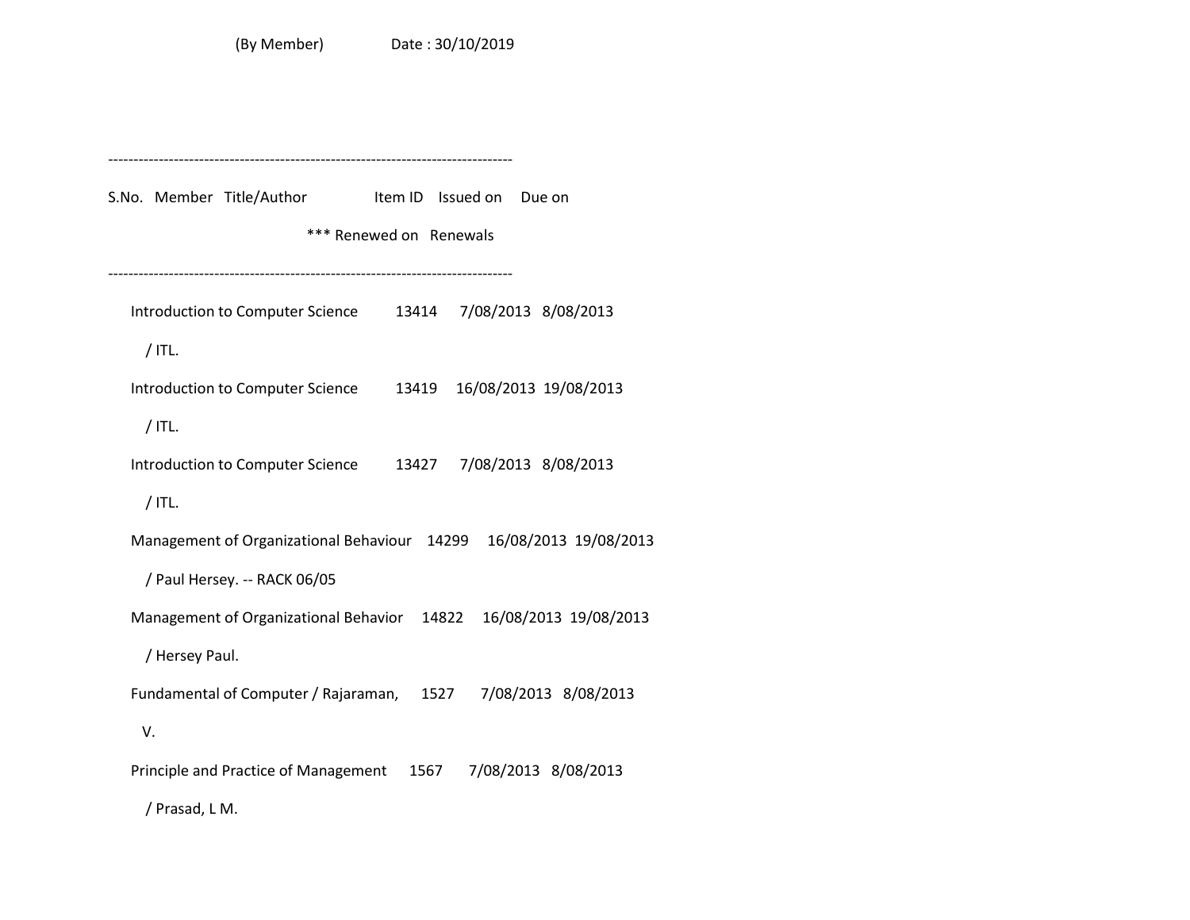(By Member) Date : 30/10/2019

--------------------------------------------------------------------------------

| S.No. | Member | Title/Author | Item ID | Issued on | Due on |
|---|---|---|---|---|---|
| | | *** Renewed on | Renewals | | |

--------------------------------------------------------------------------------

| S.No. | Member | Title/Author | Item ID | Issued on | Due on |
|---|---|---|---|---|---|
| | | Introduction to Computer Science / ITL. | 13414 | 7/08/2013 | 8/08/2013 |
| | | Introduction to Computer Science / ITL. | 13419 | 16/08/2013 | 19/08/2013 |
| | | Introduction to Computer Science / ITL. | 13427 | 7/08/2013 | 8/08/2013 |
| | | Management of Organizational Behaviour / Paul Hersey. -- RACK 06/05 | 14299 | 16/08/2013 | 19/08/2013 |
| | | Management of Organizational Behavior / Hersey Paul. | 14822 | 16/08/2013 | 19/08/2013 |
| | | Fundamental of Computer / Rajaraman, V. | 1527 | 7/08/2013 | 8/08/2013 |
| | | Principle and Practice of Management / Prasad, L M. | 1567 | 7/08/2013 | 8/08/2013 |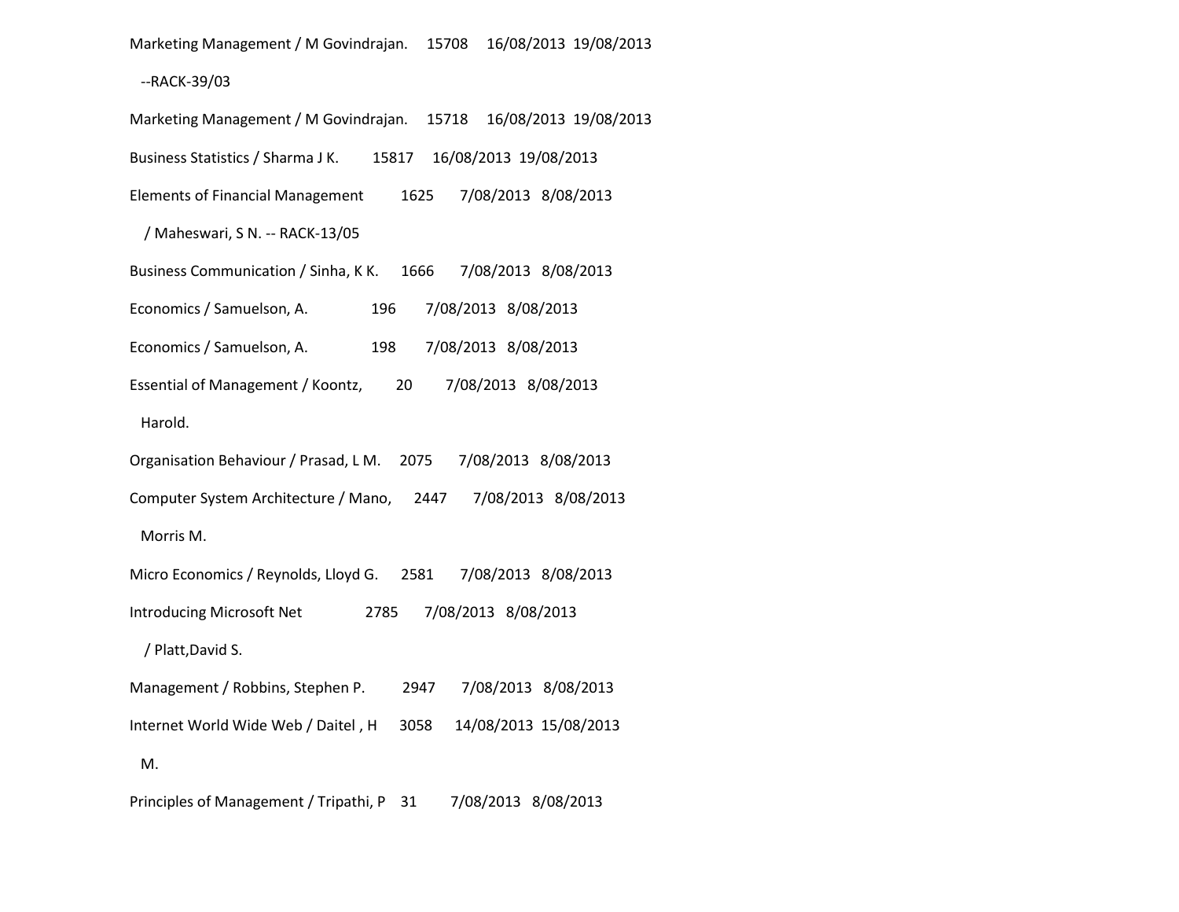Marketing Management / M Govindrajan.     15708     16/08/2013  19/08/2013

--RACK-39/03

Marketing Management / M Govindrajan.     15718     16/08/2013  19/08/2013

Business Statistics / Sharma J K.     15817     16/08/2013  19/08/2013

Elements of Financial Management     1625     7/08/2013   8/08/2013

/ Maheswari, S N. -- RACK-13/05

Business Communication / Sinha, K K.     1666     7/08/2013   8/08/2013

Economics / Samuelson, A.     196     7/08/2013   8/08/2013

Economics / Samuelson, A.     198     7/08/2013   8/08/2013

Essential of Management / Koontz,     20     7/08/2013   8/08/2013

Harold.

Organisation Behaviour / Prasad, L M.     2075     7/08/2013   8/08/2013

Computer System Architecture / Mano,     2447     7/08/2013   8/08/2013

Morris M.

Micro Economics / Reynolds, Lloyd G.     2581     7/08/2013   8/08/2013

Introducing Microsoft Net     2785     7/08/2013   8/08/2013

/ Platt,David S.

Management / Robbins, Stephen P.     2947     7/08/2013   8/08/2013

Internet World Wide Web / Daitel , H     3058     14/08/2013  15/08/2013

M.

Principles of Management / Tripathi, P     31     7/08/2013   8/08/2013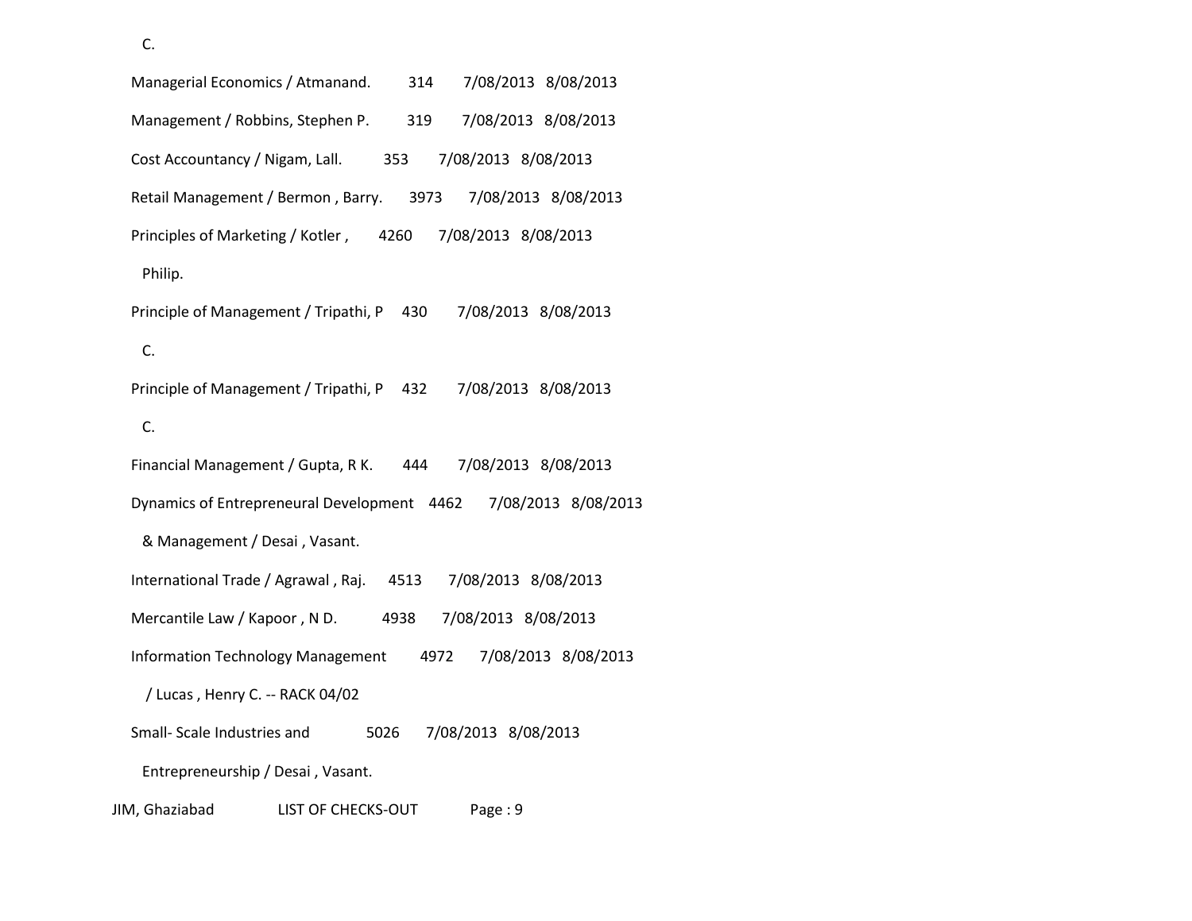C.

| | | | |
|---|---|---|---|
| Managerial Economics / Atmanand. | 314 | 7/08/2013 | 8/08/2013 |
| Management / Robbins, Stephen P. | 319 | 7/08/2013 | 8/08/2013 |
| Cost Accountancy / Nigam, Lall. | 353 | 7/08/2013 | 8/08/2013 |
| Retail Management / Bermon , Barry. | 3973 | 7/08/2013 | 8/08/2013 |
| Principles of Marketing / Kotler , Philip. | 4260 | 7/08/2013 | 8/08/2013 |
| Principle of Management / Tripathi, P C. | 430 | 7/08/2013 | 8/08/2013 |
| Principle of Management / Tripathi, P C. | 432 | 7/08/2013 | 8/08/2013 |
| Financial Management / Gupta, R K. | 444 | 7/08/2013 | 8/08/2013 |
| Dynamics of Entrepreneural Development & Management / Desai , Vasant. | 4462 | 7/08/2013 | 8/08/2013 |
| International Trade / Agrawal , Raj. | 4513 | 7/08/2013 | 8/08/2013 |
| Mercantile Law / Kapoor , N D. | 4938 | 7/08/2013 | 8/08/2013 |
| Information Technology Management / Lucas , Henry C. -- RACK 04/02 | 4972 | 7/08/2013 | 8/08/2013 |
| Small- Scale Industries and Entrepreneurship / Desai , Vasant. | 5026 | 7/08/2013 | 8/08/2013 |

JIM, Ghaziabad LIST OF CHECKS-OUT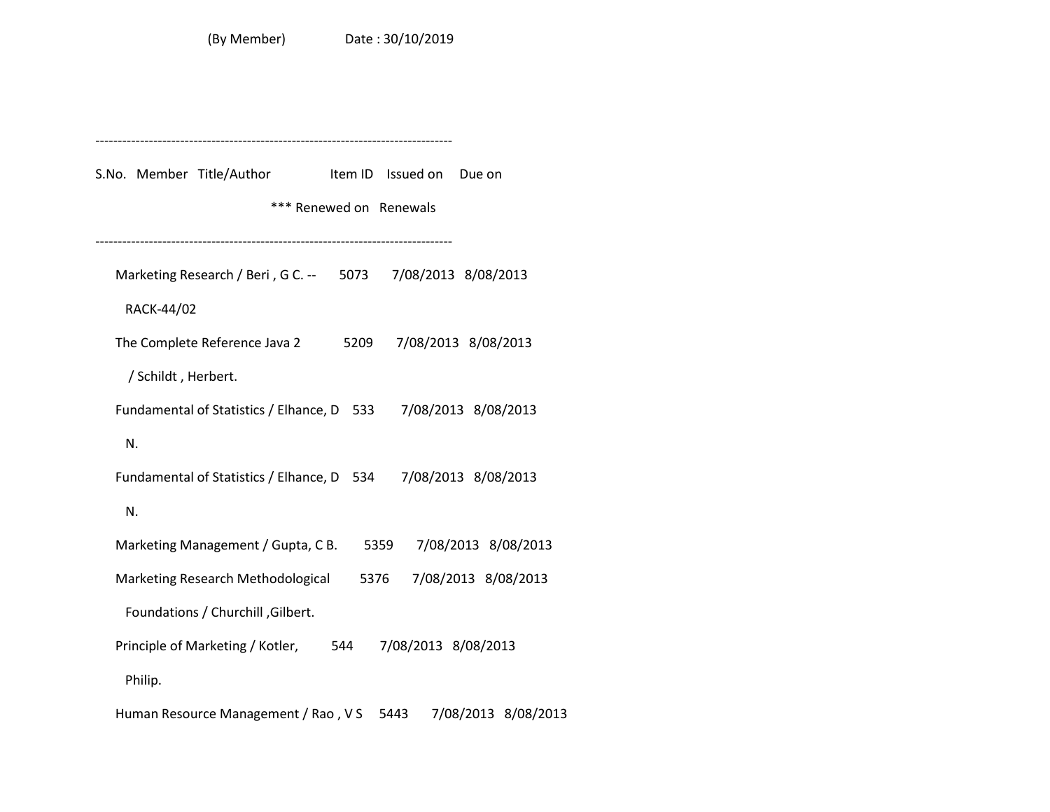(By Member) Date : 30/10/2019

--------------------------------------------------------------------------------

S.No. Member Title/Author Item ID Issued on Due on

*** Renewed on Renewals

--------------------------------------------------------------------------------

Marketing Research / Beri , G C. -- 5073 7/08/2013 8/08/2013

RACK-44/02

The Complete Reference Java 2 5209 7/08/2013 8/08/2013

/ Schildt , Herbert.

Fundamental of Statistics / Elhance, D 533 7/08/2013 8/08/2013

N.

Fundamental of Statistics / Elhance, D 534 7/08/2013 8/08/2013

N.

Marketing Management / Gupta, C B. 5359 7/08/2013 8/08/2013

Marketing Research Methodological 5376 7/08/2013 8/08/2013

Foundations / Churchill ,Gilbert.

Principle of Marketing / Kotler, 544 7/08/2013 8/08/2013

Philip.

Human Resource Management / Rao , V S 5443 7/08/2013 8/08/2013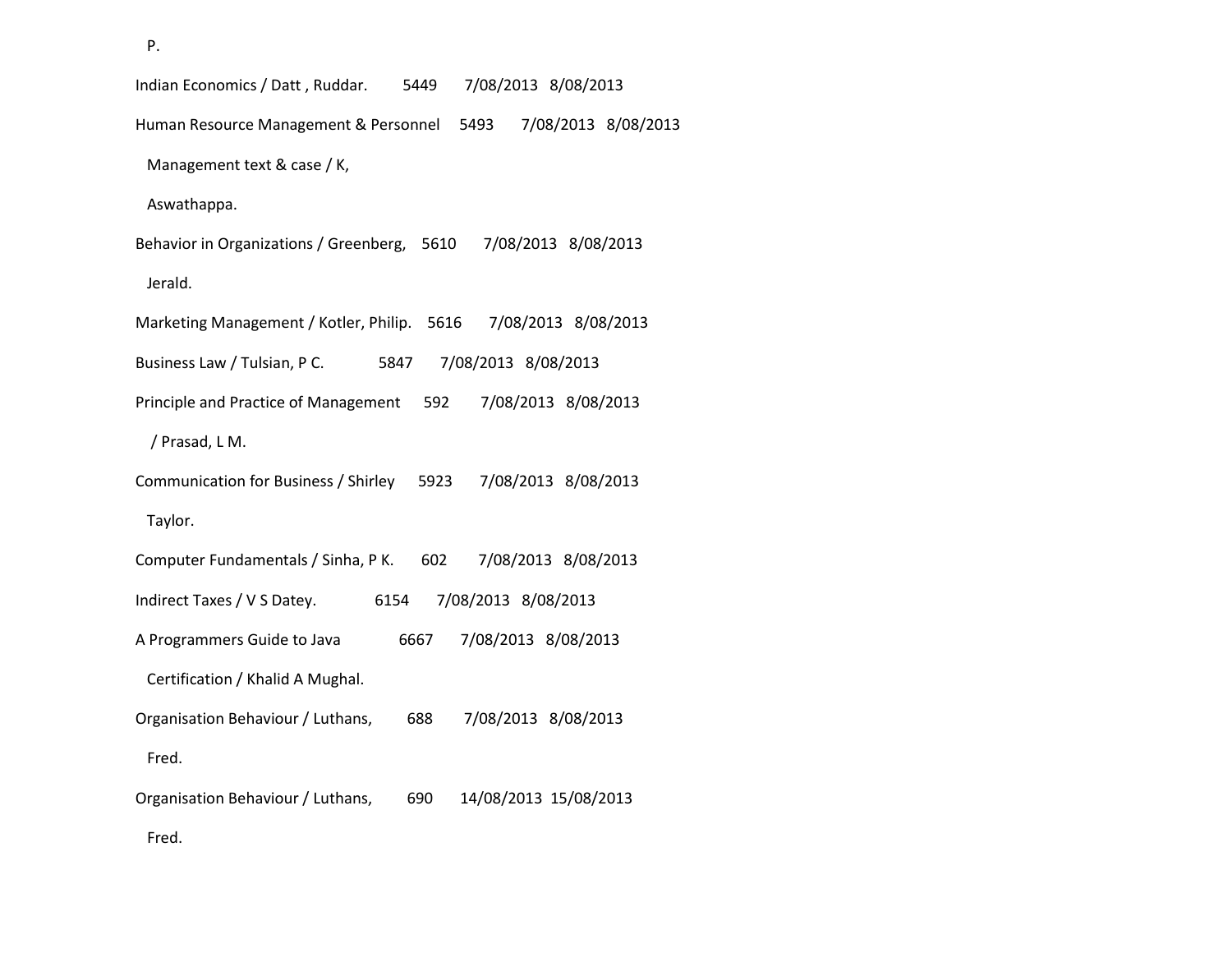P.

| | | | |
|---|---|---|---|
| Indian Economics / Datt , Ruddar. | 5449 | 7/08/2013 | 8/08/2013 |
| Human Resource Management & Personnel Management text & case / K, Aswathappa. | 5493 | 7/08/2013 | 8/08/2013 |
| Behavior in Organizations / Greenberg, Jerald. | 5610 | 7/08/2013 | 8/08/2013 |
| Marketing Management / Kotler, Philip. | 5616 | 7/08/2013 | 8/08/2013 |
| Business Law / Tulsian, P C. | 5847 | 7/08/2013 | 8/08/2013 |
| Principle and Practice of Management / Prasad, L M. | 592 | 7/08/2013 | 8/08/2013 |
| Communication for Business / Shirley Taylor. | 5923 | 7/08/2013 | 8/08/2013 |
| Computer Fundamentals / Sinha, P K. | 602 | 7/08/2013 | 8/08/2013 |
| Indirect Taxes / V S Datey. | 6154 | 7/08/2013 | 8/08/2013 |
| A Programmers Guide to Java Certification / Khalid A Mughal. | 6667 | 7/08/2013 | 8/08/2013 |
| Organisation Behaviour / Luthans, Fred. | 688 | 7/08/2013 | 8/08/2013 |
| Organisation Behaviour / Luthans, Fred. | 690 | 14/08/2013 | 15/08/2013 |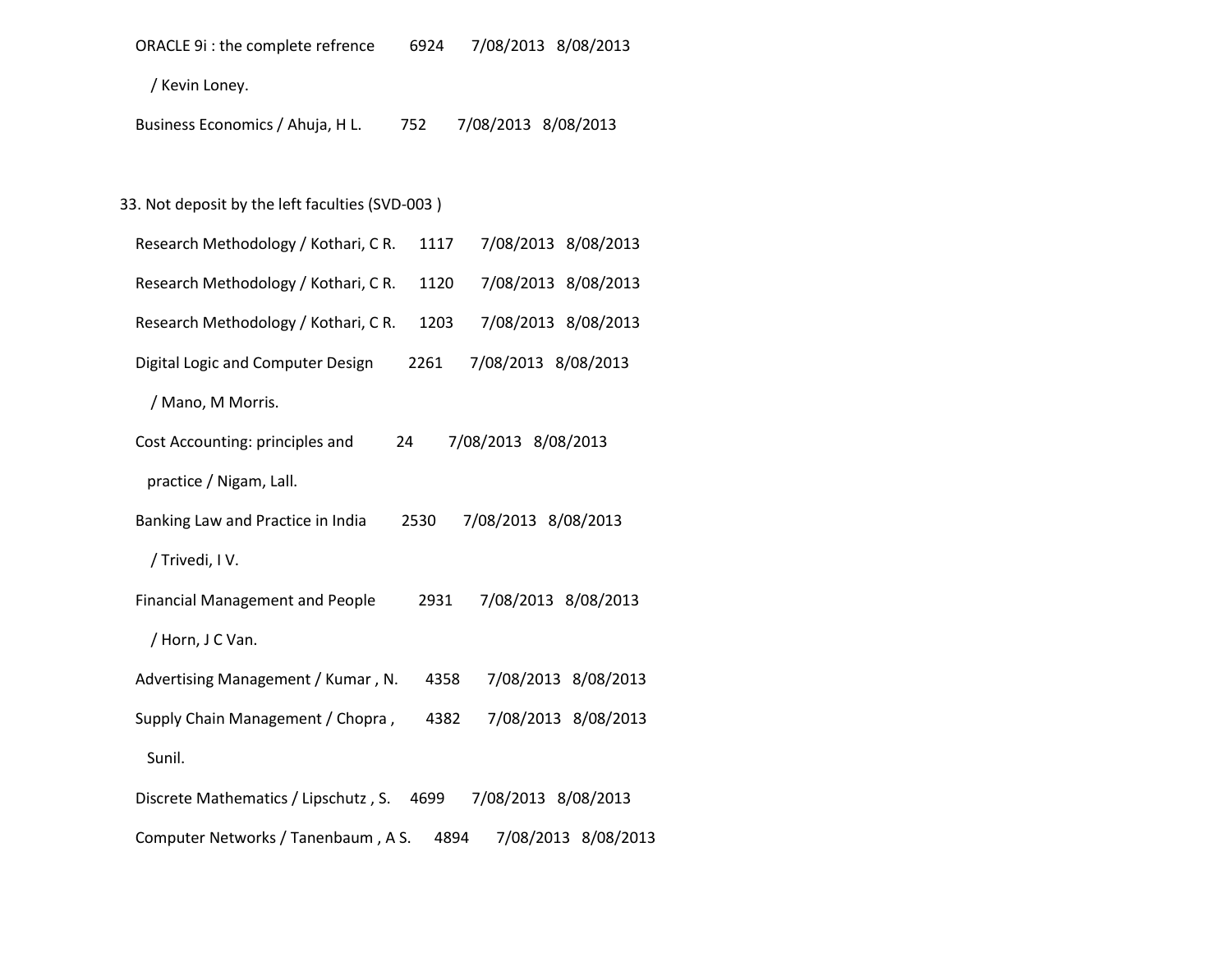ORACLE 9i : the complete refrence / Kevin Loney. 6924 7/08/2013 8/08/2013

Business Economics / Ahuja, H L. 752 7/08/2013 8/08/2013

33. Not deposit by the left faculties (SVD-003 )

Research Methodology / Kothari, C R. 1117 7/08/2013 8/08/2013

Research Methodology / Kothari, C R. 1120 7/08/2013 8/08/2013

Research Methodology / Kothari, C R. 1203 7/08/2013 8/08/2013

Digital Logic and Computer Design / Mano, M Morris. 2261 7/08/2013 8/08/2013

Cost Accounting: principles and practice / Nigam, Lall. 24 7/08/2013 8/08/2013

Banking Law and Practice in India / Trivedi, I V. 2530 7/08/2013 8/08/2013

Financial Management and People / Horn, J C Van. 2931 7/08/2013 8/08/2013

Advertising Management / Kumar , N. 4358 7/08/2013 8/08/2013

Supply Chain Management / Chopra , Sunil. 4382 7/08/2013 8/08/2013

Discrete Mathematics / Lipschutz , S. 4699 7/08/2013 8/08/2013

Computer Networks / Tanenbaum , A S. 4894 7/08/2013 8/08/2013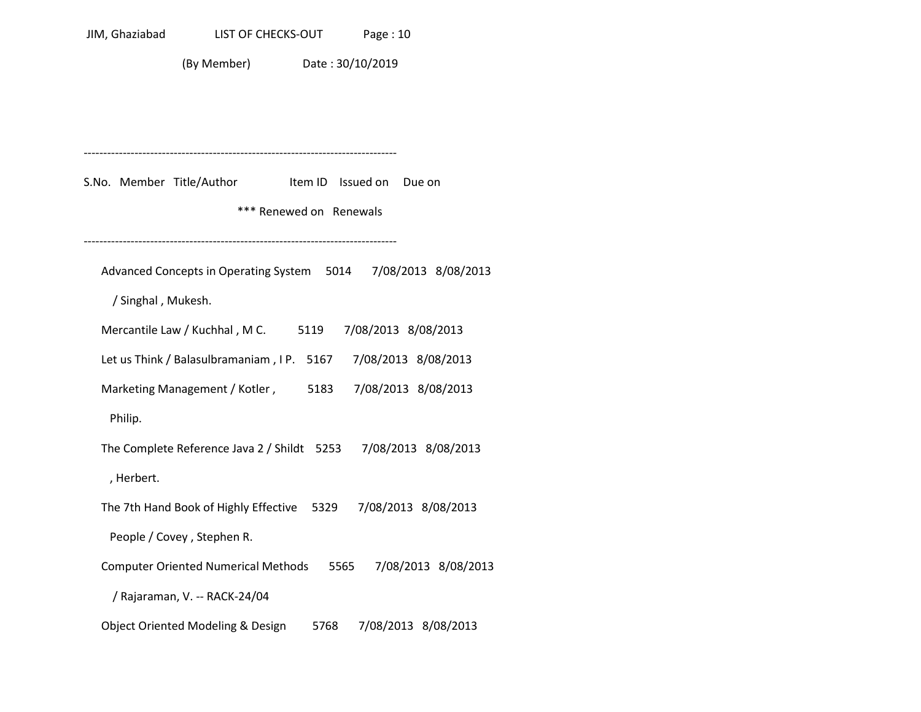JIM, Ghaziabad LIST OF CHECKS-OUT Page : 10

(By Member) Date : 30/10/2019

--------------------------------------------------------------------------------

S.No. Member Title/Author Item ID Issued on Due on

*** Renewed on Renewals

--------------------------------------------------------------------------------

| Title/Author | Item ID | Issued on | Due on |
|---|---|---|---|
| Advanced Concepts in Operating System / Singhal , Mukesh. | 5014 | 7/08/2013 | 8/08/2013 |
| Mercantile Law / Kuchhal , M C. | 5119 | 7/08/2013 | 8/08/2013 |
| Let us Think / Balasulbramaniam , I P. | 5167 | 7/08/2013 | 8/08/2013 |
| Marketing Management / Kotler , Philip. | 5183 | 7/08/2013 | 8/08/2013 |
| The Complete Reference Java 2 / Shildt , Herbert. | 5253 | 7/08/2013 | 8/08/2013 |
| The 7th Hand Book of Highly Effective People / Covey , Stephen R. | 5329 | 7/08/2013 | 8/08/2013 |
| Computer Oriented Numerical Methods / Rajaraman, V. -- RACK-24/04 | 5565 | 7/08/2013 | 8/08/2013 |
| Object Oriented Modeling & Design | 5768 | 7/08/2013 | 8/08/2013 |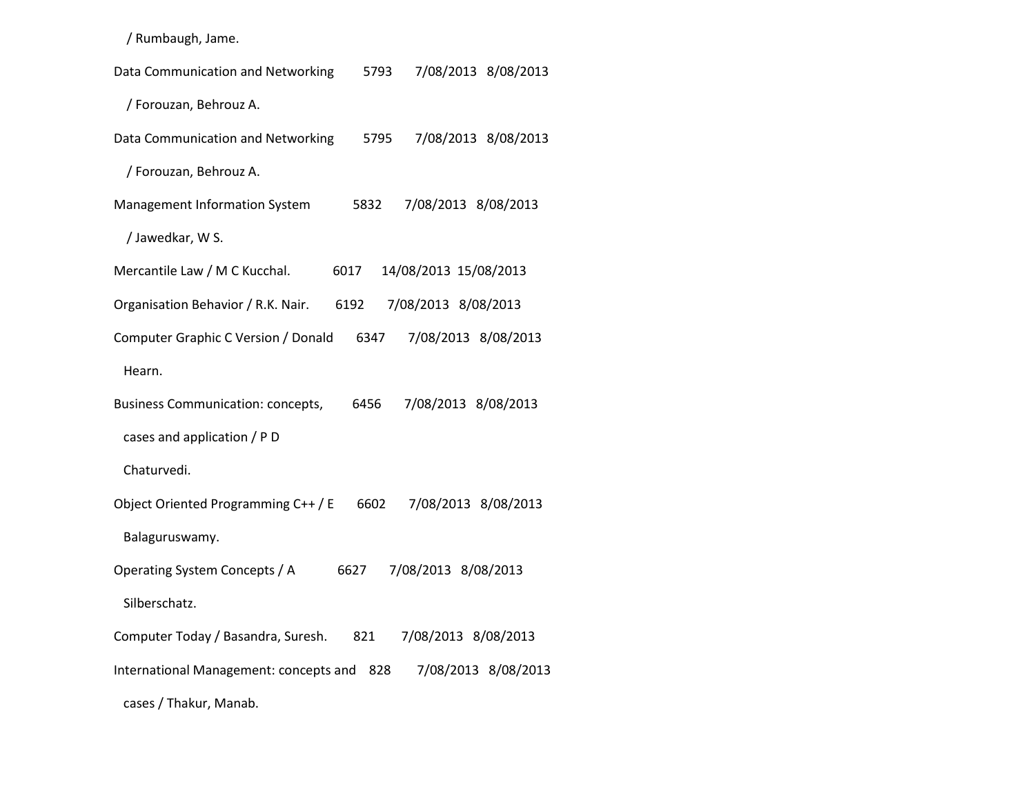/ Rumbaugh, Jame.

| | | | |
|---|---|---|---|
| Data Communication and Networking / Forouzan, Behrouz A. | 5793 | 7/08/2013 | 8/08/2013 |
| Data Communication and Networking / Forouzan, Behrouz A. | 5795 | 7/08/2013 | 8/08/2013 |
| Management Information System / Jawedkar, W S. | 5832 | 7/08/2013 | 8/08/2013 |
| Mercantile Law / M C Kucchal. | 6017 | 14/08/2013 | 15/08/2013 |
| Organisation Behavior / R.K. Nair. | 6192 | 7/08/2013 | 8/08/2013 |
| Computer Graphic C Version / Donald Hearn. | 6347 | 7/08/2013 | 8/08/2013 |
| Business Communication: concepts, cases and application / P D Chaturvedi. | 6456 | 7/08/2013 | 8/08/2013 |
| Object Oriented Programming C++ / E Balaguruswamy. | 6602 | 7/08/2013 | 8/08/2013 |
| Operating System Concepts / A Silberschatz. | 6627 | 7/08/2013 | 8/08/2013 |
| Computer Today / Basandra, Suresh. | 821 | 7/08/2013 | 8/08/2013 |
| International Management: concepts and cases / Thakur, Manab. | 828 | 7/08/2013 | 8/08/2013 |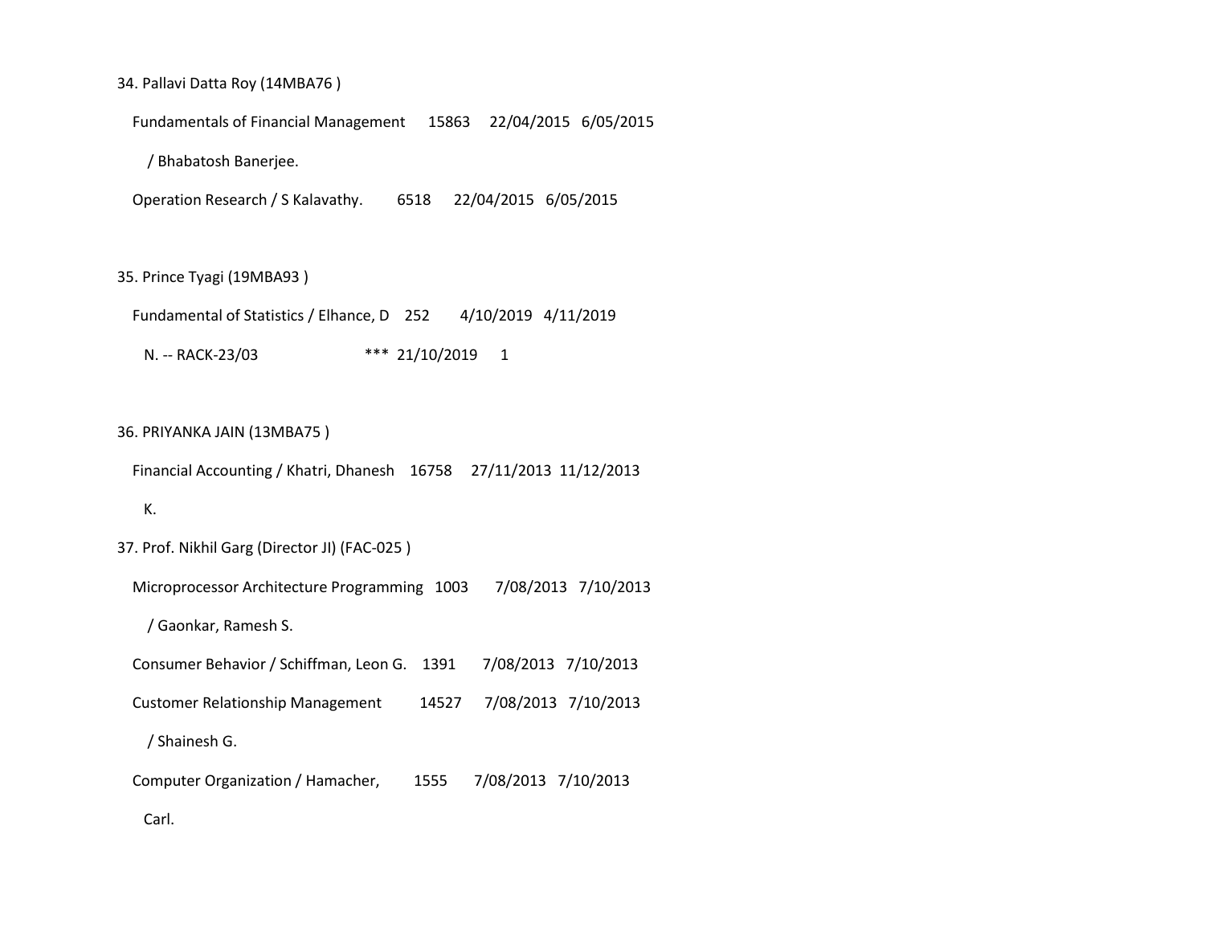34. Pallavi Datta Roy (14MBA76 )

    Fundamentals of Financial Management      15863     22/04/2015   6/05/2015

    / Bhabatosh Banerjee.

    Operation Research / S Kalavathy.        6518      22/04/2015   6/05/2015

35. Prince Tyagi (19MBA93 )

    Fundamental of Statistics / Elhance, D    252       4/10/2019   4/11/2019

    N. -- RACK-23/03                        ***  21/10/2019      1

36. PRIYANKA JAIN (13MBA75 )

    Financial Accounting / Khatri, Dhanesh    16758     27/11/2013  11/12/2013

    K.

37. Prof. Nikhil Garg (Director JI) (FAC-025 )

    Microprocessor Architecture Programming   1003       7/08/2013   7/10/2013

    / Gaonkar, Ramesh S.

    Consumer Behavior / Schiffman, Leon G.    1391       7/08/2013   7/10/2013

    Customer Relationship Management         14527      7/08/2013   7/10/2013

    / Shainesh G.

    Computer Organization / Hamacher,        1555       7/08/2013   7/10/2013

    Carl.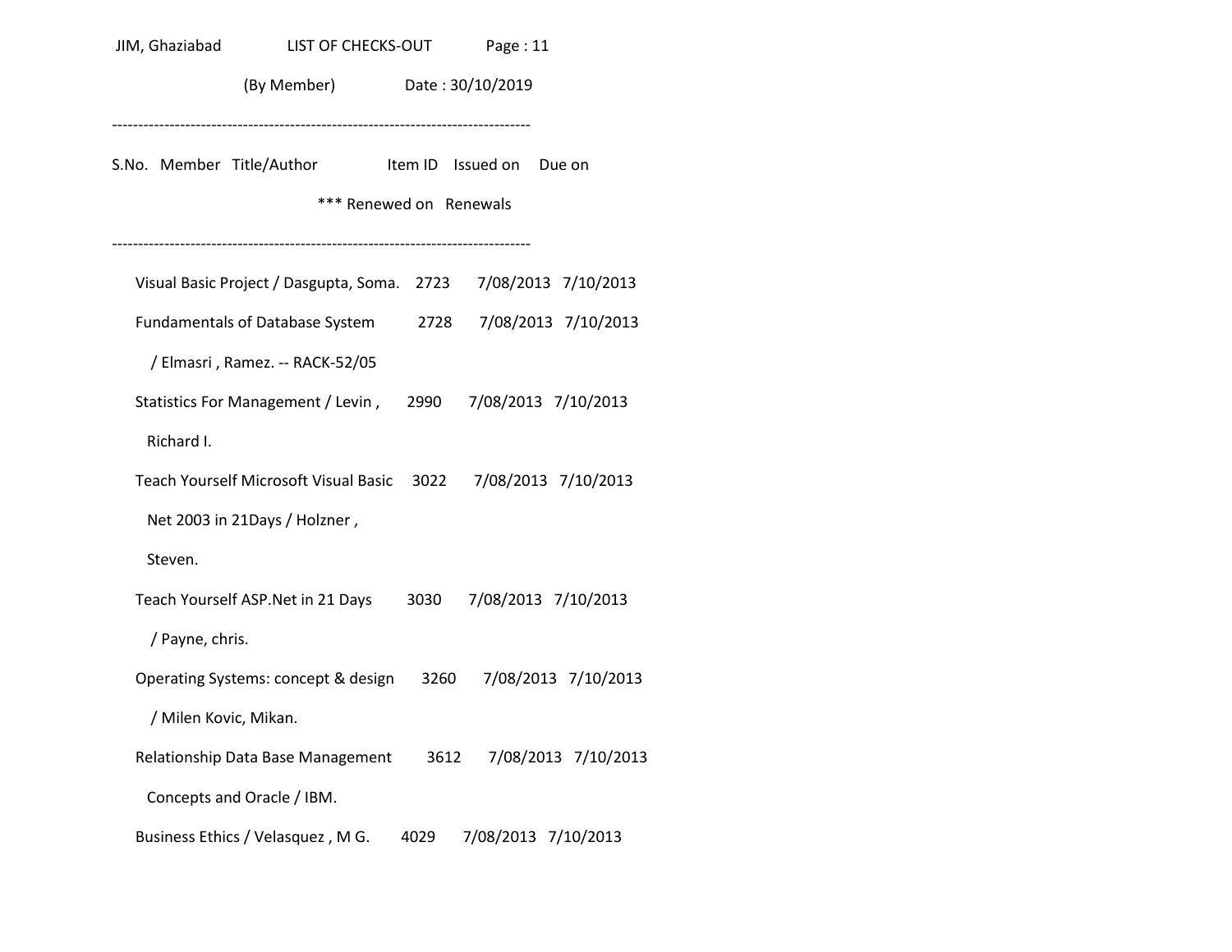JIM, Ghaziabad LIST OF CHECKS-OUT Page : 11

(By Member) Date : 30/10/2019

--------------------------------------------------------------------------------

S.No. Member Title/Author Item ID Issued on Due on

*** Renewed on Renewals

--------------------------------------------------------------------------------

| Title/Author | Item ID | Issued on | Due on |
|---|---|---|---|
| Visual Basic Project / Dasgupta, Soma. | 2723 | 7/08/2013 | 7/10/2013 |
| Fundamentals of Database System / Elmasri , Ramez. -- RACK-52/05 | 2728 | 7/08/2013 | 7/10/2013 |
| Statistics For Management / Levin , Richard I. | 2990 | 7/08/2013 | 7/10/2013 |
| Teach Yourself Microsoft Visual Basic Net 2003 in 21Days / Holzner , Steven. | 3022 | 7/08/2013 | 7/10/2013 |
| Teach Yourself ASP.Net in 21 Days / Payne, chris. | 3030 | 7/08/2013 | 7/10/2013 |
| Operating Systems: concept & design / Milen Kovic, Mikan. | 3260 | 7/08/2013 | 7/10/2013 |
| Relationship Data Base Management Concepts and Oracle / IBM. | 3612 | 7/08/2013 | 7/10/2013 |
| Business Ethics / Velasquez , M G. | 4029 | 7/08/2013 | 7/10/2013 |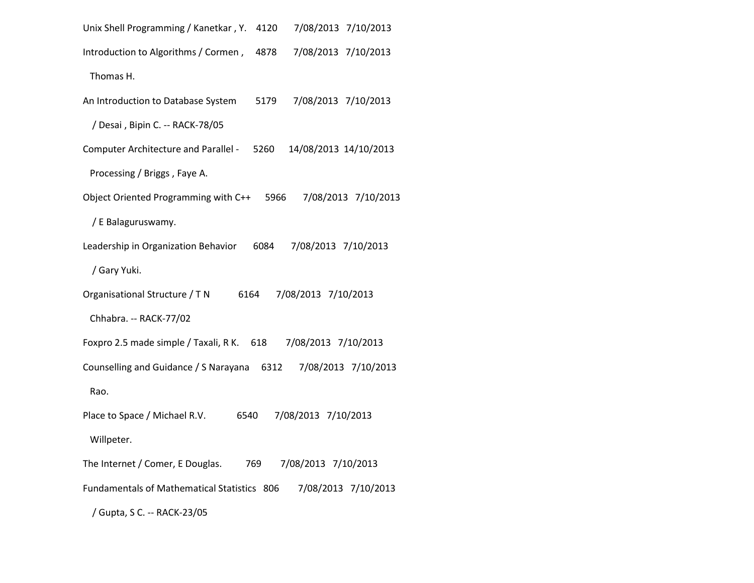| Title / Author | Acc. No. | Issue Date | Due Date |
|---|---|---|---|
| Unix Shell Programming / Kanetkar , Y. | 4120 | 7/08/2013 | 7/10/2013 |
| Introduction to Algorithms / Cormen , Thomas H. | 4878 | 7/08/2013 | 7/10/2013 |
| An Introduction to Database System / Desai , Bipin C. -- RACK-78/05 | 5179 | 7/08/2013 | 7/10/2013 |
| Computer Architecture and Parallel - Processing / Briggs , Faye A. | 5260 | 14/08/2013 | 14/10/2013 |
| Object Oriented Programming with C++ / E Balaguruswamy. | 5966 | 7/08/2013 | 7/10/2013 |
| Leadership in Organization Behavior / Gary Yuki. | 6084 | 7/08/2013 | 7/10/2013 |
| Organisational Structure / T N Chhabra. -- RACK-77/02 | 6164 | 7/08/2013 | 7/10/2013 |
| Foxpro 2.5 made simple / Taxali, R K. | 618 | 7/08/2013 | 7/10/2013 |
| Counselling and Guidance / S Narayana Rao. | 6312 | 7/08/2013 | 7/10/2013 |
| Place to Space / Michael R.V. Willpeter. | 6540 | 7/08/2013 | 7/10/2013 |
| The Internet / Comer, E Douglas. | 769 | 7/08/2013 | 7/10/2013 |
| Fundamentals of Mathematical Statistics / Gupta, S C. -- RACK-23/05 | 806 | 7/08/2013 | 7/10/2013 |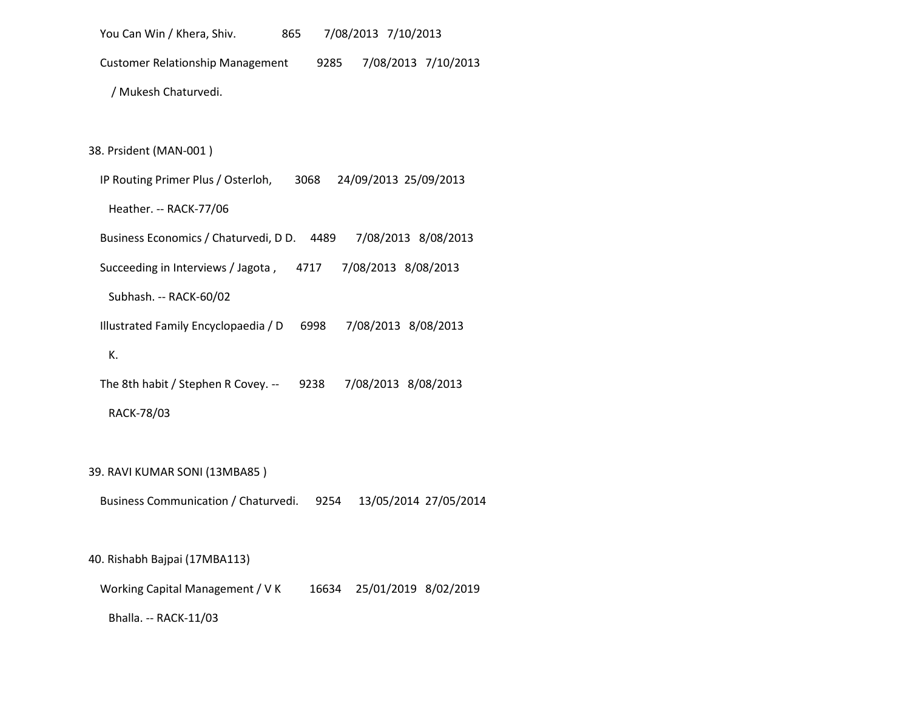You Can Win / Khera, Shiv. 865 7/08/2013 7/10/2013

Customer Relationship Management 9285 7/08/2013 7/10/2013
/ Mukesh Chaturvedi.

38. Prsident (MAN-001 )

IP Routing Primer Plus / Osterloh, 3068 24/09/2013 25/09/2013
Heather. -- RACK-77/06

Business Economics / Chaturvedi, D D. 4489 7/08/2013 8/08/2013

Succeeding in Interviews / Jagota , 4717 7/08/2013 8/08/2013
Subhash. -- RACK-60/02

Illustrated Family Encyclopaedia / D 6998 7/08/2013 8/08/2013
K.

The 8th habit / Stephen R Covey. -- 9238 7/08/2013 8/08/2013
RACK-78/03

39. RAVI KUMAR SONI (13MBA85 )

Business Communication / Chaturvedi. 9254 13/05/2014 27/05/2014

40. Rishabh Bajpai (17MBA113)

Working Capital Management / V K 16634 25/01/2019 8/02/2019
Bhalla. -- RACK-11/03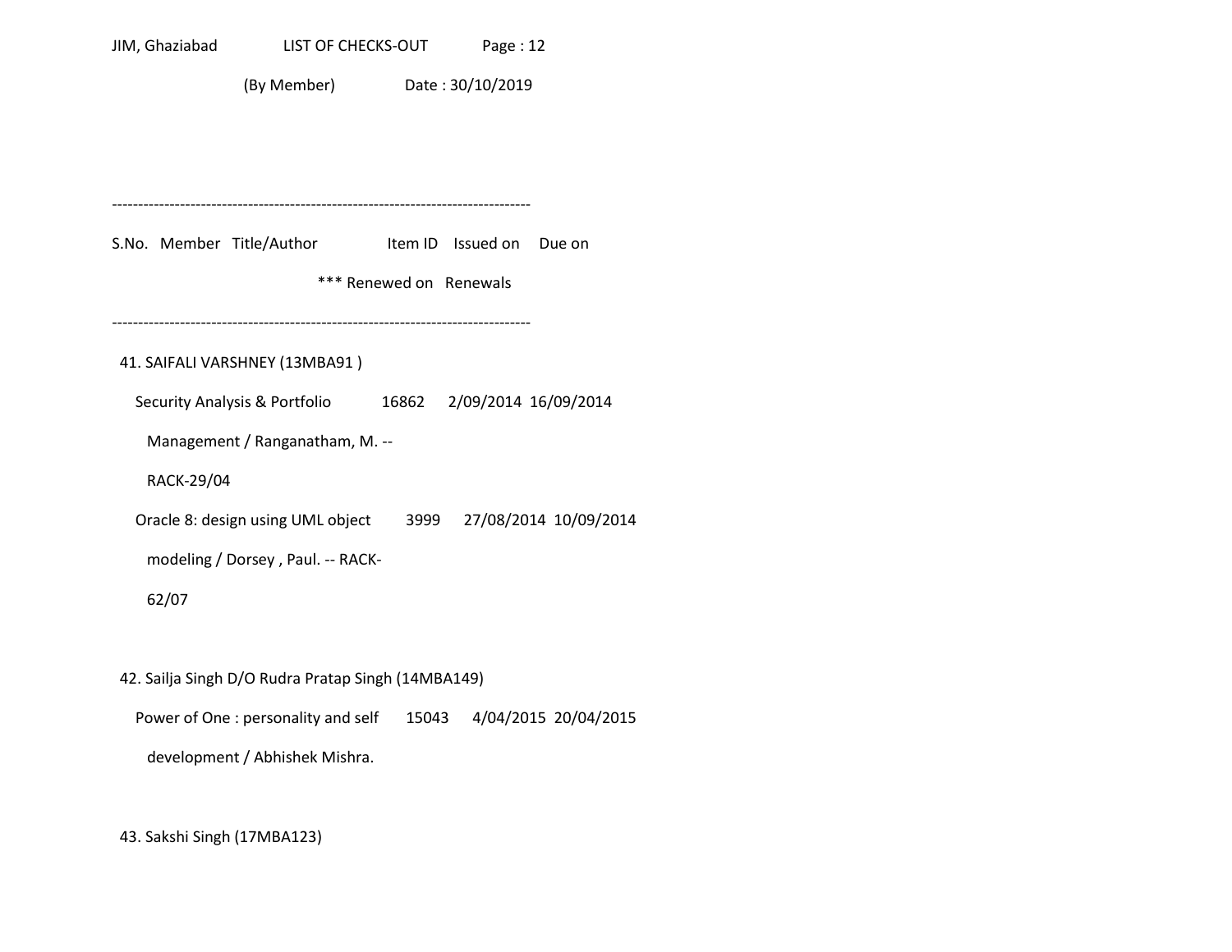JIM, Ghaziabad LIST OF CHECKS-OUT

(By Member) Date : 30/10/2019

--------------------------------------------------------------------------------

S.No. Member Title/Author Item ID Issued on Due on

*** Renewed on Renewals

--------------------------------------------------------------------------------

41. SAIFALI VARSHNEY (13MBA91 )

 Security Analysis & Portfolio 16862 2/09/2014 16/09/2014

 Management / Ranganatham, M. --

 RACK-29/04

 Oracle 8: design using UML object 3999 27/08/2014 10/09/2014

 modeling / Dorsey , Paul. -- RACK-

 62/07

42. Sailja Singh D/O Rudra Pratap Singh (14MBA149)

 Power of One : personality and self 15043 4/04/2015 20/04/2015

 development / Abhishek Mishra.

43. Sakshi Singh (17MBA123)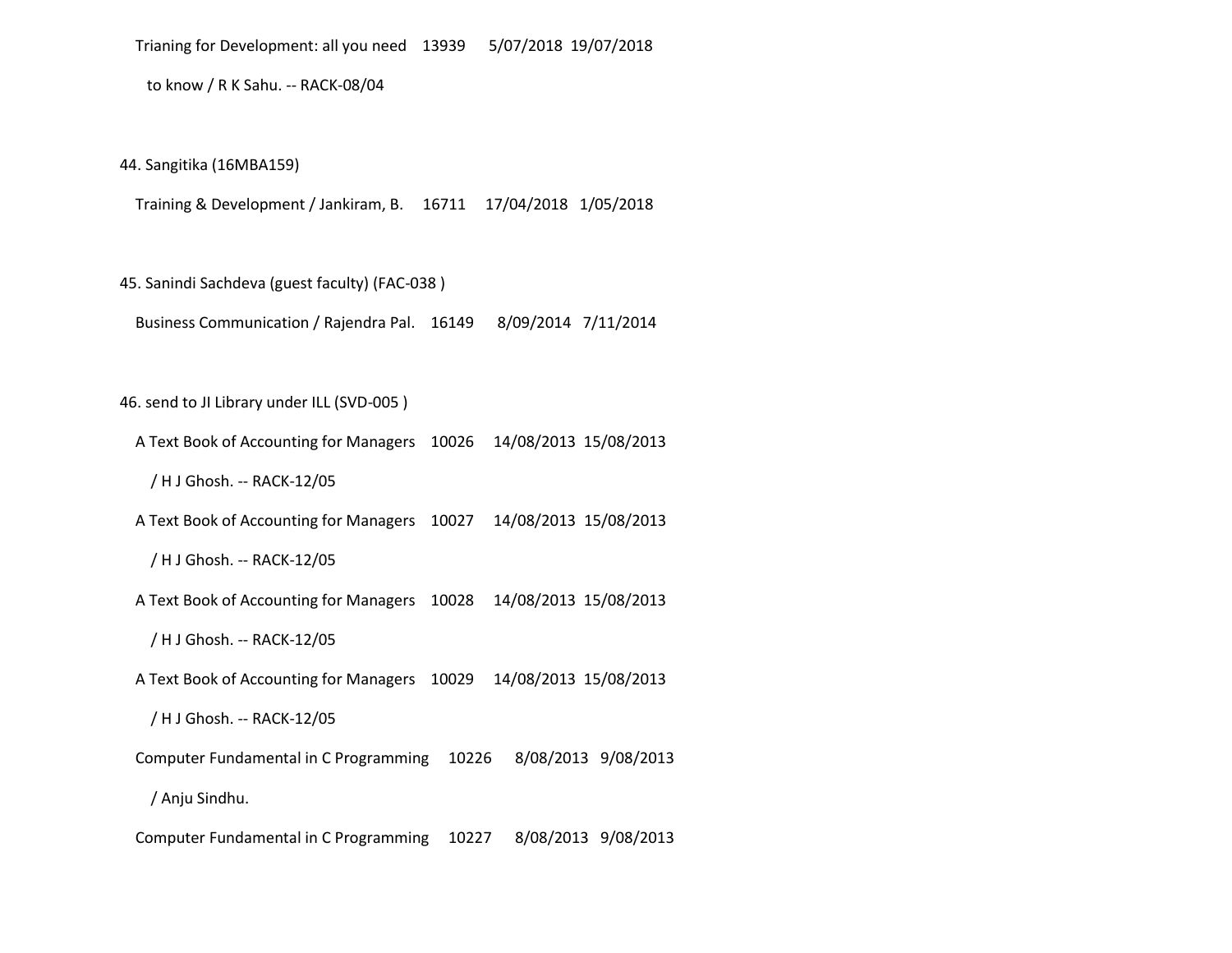Trianing for Development: all you need 13939 5/07/2018 19/07/2018

to know / R K Sahu. -- RACK-08/04

44. Sangitika (16MBA159)

Training & Development / Jankiram, B. 16711 17/04/2018 1/05/2018

45. Sanindi Sachdeva (guest faculty) (FAC-038 )

Business Communication / Rajendra Pal. 16149 8/09/2014 7/11/2014

46. send to JI Library under ILL (SVD-005 )

A Text Book of Accounting for Managers 10026 14/08/2013 15/08/2013

/ H J Ghosh. -- RACK-12/05

A Text Book of Accounting for Managers 10027 14/08/2013 15/08/2013

/ H J Ghosh. -- RACK-12/05

A Text Book of Accounting for Managers 10028 14/08/2013 15/08/2013

/ H J Ghosh. -- RACK-12/05

A Text Book of Accounting for Managers 10029 14/08/2013 15/08/2013

/ H J Ghosh. -- RACK-12/05

Computer Fundamental in C Programming 10226 8/08/2013 9/08/2013

/ Anju Sindhu.

Computer Fundamental in C Programming 10227 8/08/2013 9/08/2013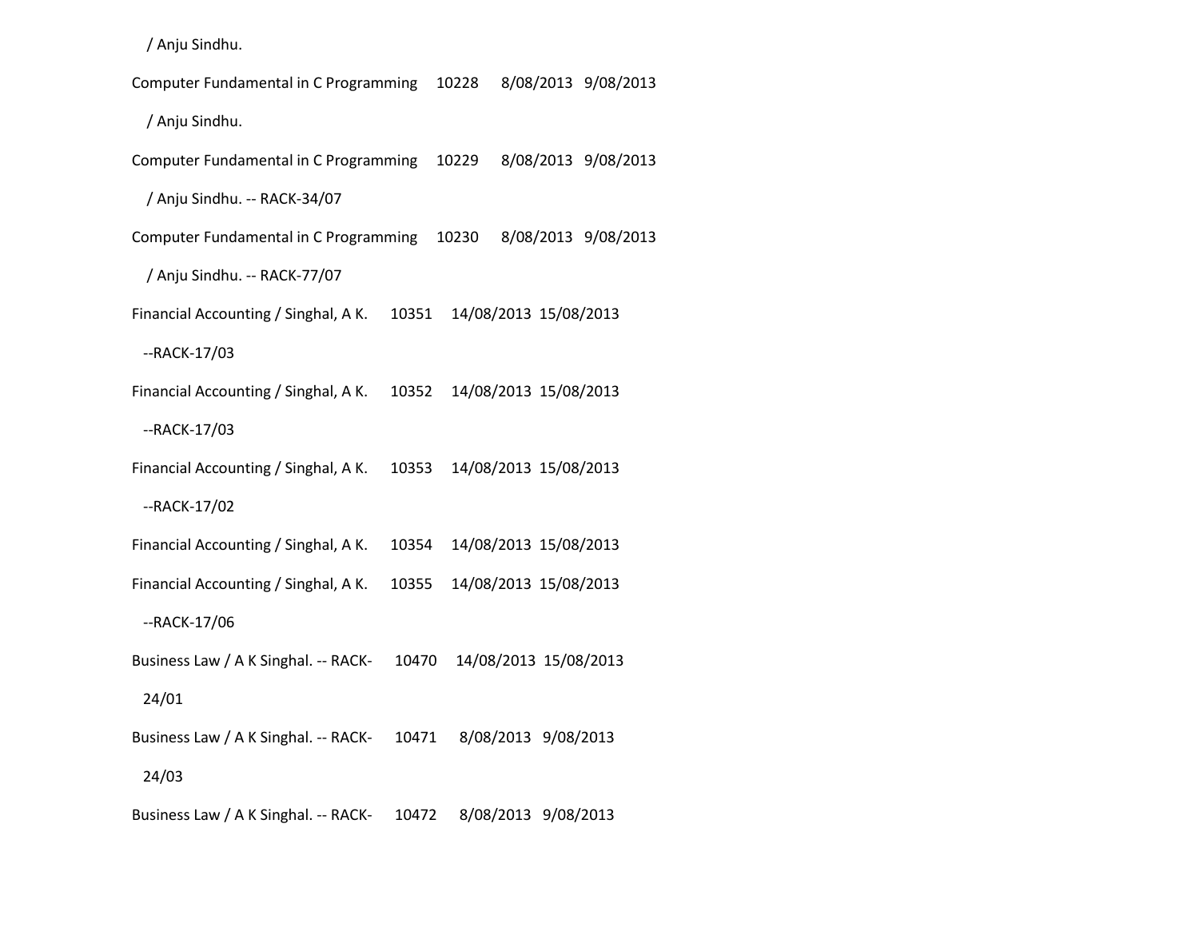/ Anju Sindhu.

Computer Fundamental in C Programming 10228 8/08/2013 9/08/2013

/ Anju Sindhu.

Computer Fundamental in C Programming 10229 8/08/2013 9/08/2013

/ Anju Sindhu. -- RACK-34/07

Computer Fundamental in C Programming 10230 8/08/2013 9/08/2013

/ Anju Sindhu. -- RACK-77/07

Financial Accounting / Singhal, A K. 10351 14/08/2013 15/08/2013

--RACK-17/03

Financial Accounting / Singhal, A K. 10352 14/08/2013 15/08/2013

--RACK-17/03

Financial Accounting / Singhal, A K. 10353 14/08/2013 15/08/2013

--RACK-17/02

Financial Accounting / Singhal, A K. 10354 14/08/2013 15/08/2013

Financial Accounting / Singhal, A K. 10355 14/08/2013 15/08/2013

--RACK-17/06

Business Law / A K Singhal. -- RACK- 10470 14/08/2013 15/08/2013

24/01

Business Law / A K Singhal. -- RACK- 10471 8/08/2013 9/08/2013

24/03

Business Law / A K Singhal. -- RACK- 10472 8/08/2013 9/08/2013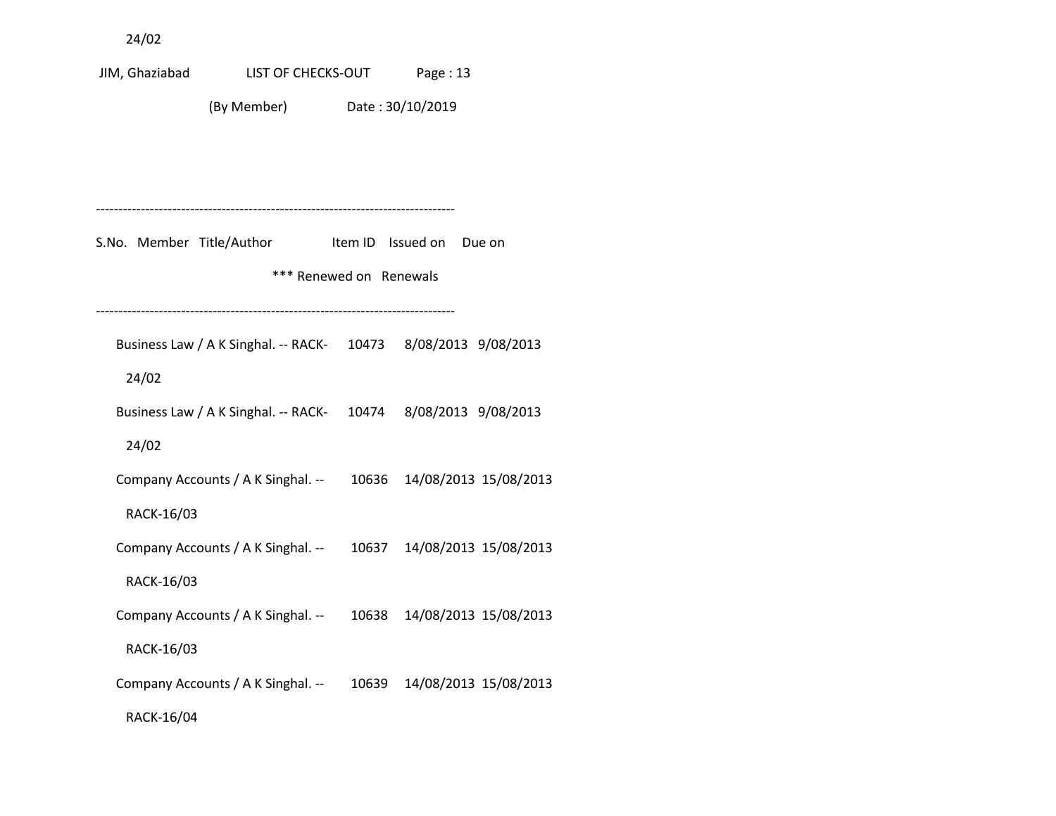24/02

JIM, Ghaziabad LIST OF CHECKS-OUT Page : 13

(By Member) Date : 30/10/2019

--------------------------------------------------------------------------------

S.No. Member Title/Author Item ID Issued on Due on

*** Renewed on Renewals

--------------------------------------------------------------------------------

| Title/Author | Item ID | Issued on | Due on |
|---|---|---|---|
| Business Law / A K Singhal. -- RACK-24/02 | 10473 | 8/08/2013 | 9/08/2013 |
| Business Law / A K Singhal. -- RACK-24/02 | 10474 | 8/08/2013 | 9/08/2013 |
| Company Accounts / A K Singhal. -- RACK-16/03 | 10636 | 14/08/2013 | 15/08/2013 |
| Company Accounts / A K Singhal. -- RACK-16/03 | 10637 | 14/08/2013 | 15/08/2013 |
| Company Accounts / A K Singhal. -- RACK-16/03 | 10638 | 14/08/2013 | 15/08/2013 |
| Company Accounts / A K Singhal. -- RACK-16/04 | 10639 | 14/08/2013 | 15/08/2013 |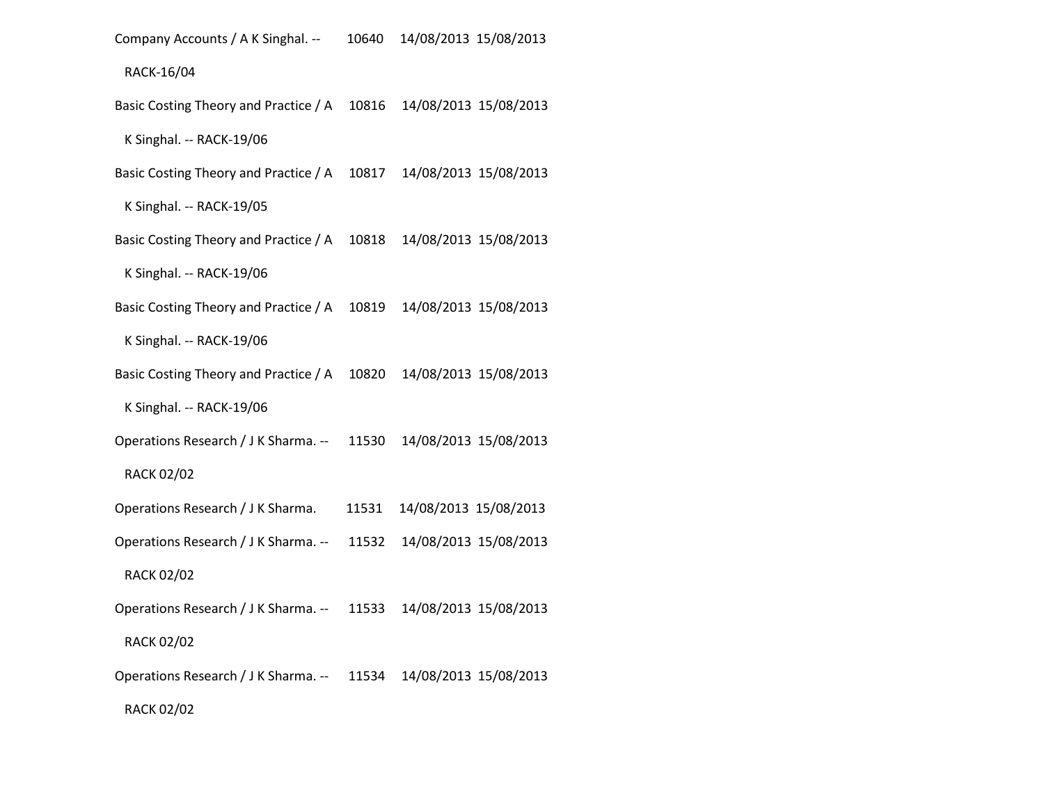| | | | |
|---|---|---|---|
| Company Accounts / A K Singhal. -- RACK-16/04 | 10640 | 14/08/2013 | 15/08/2013 |
| Basic Costing Theory and Practice / A K Singhal. -- RACK-19/06 | 10816 | 14/08/2013 | 15/08/2013 |
| Basic Costing Theory and Practice / A K Singhal. -- RACK-19/05 | 10817 | 14/08/2013 | 15/08/2013 |
| Basic Costing Theory and Practice / A K Singhal. -- RACK-19/06 | 10818 | 14/08/2013 | 15/08/2013 |
| Basic Costing Theory and Practice / A K Singhal. -- RACK-19/06 | 10819 | 14/08/2013 | 15/08/2013 |
| Basic Costing Theory and Practice / A K Singhal. -- RACK-19/06 | 10820 | 14/08/2013 | 15/08/2013 |
| Operations Research / J K Sharma. -- RACK 02/02 | 11530 | 14/08/2013 | 15/08/2013 |
| Operations Research / J K Sharma. | 11531 | 14/08/2013 | 15/08/2013 |
| Operations Research / J K Sharma. -- RACK 02/02 | 11532 | 14/08/2013 | 15/08/2013 |
| Operations Research / J K Sharma. -- RACK 02/02 | 11533 | 14/08/2013 | 15/08/2013 |
| Operations Research / J K Sharma. -- RACK 02/02 | 11534 | 14/08/2013 | 15/08/2013 |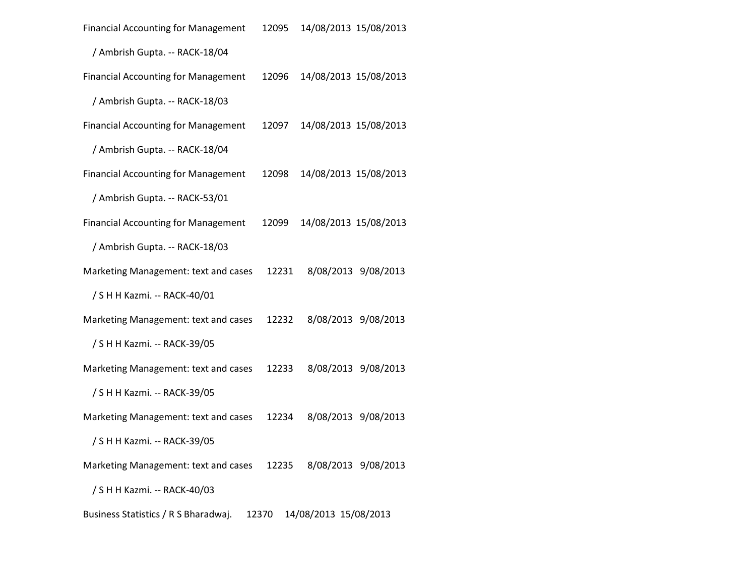Financial Accounting for Management 12095 14/08/2013 15/08/2013

/ Ambrish Gupta. -- RACK-18/04

Financial Accounting for Management 12096 14/08/2013 15/08/2013

/ Ambrish Gupta. -- RACK-18/03

Financial Accounting for Management 12097 14/08/2013 15/08/2013

/ Ambrish Gupta. -- RACK-18/04

Financial Accounting for Management 12098 14/08/2013 15/08/2013

/ Ambrish Gupta. -- RACK-53/01

Financial Accounting for Management 12099 14/08/2013 15/08/2013

/ Ambrish Gupta. -- RACK-18/03

Marketing Management: text and cases 12231 8/08/2013 9/08/2013

/ S H H Kazmi. -- RACK-40/01

Marketing Management: text and cases 12232 8/08/2013 9/08/2013

/ S H H Kazmi. -- RACK-39/05

Marketing Management: text and cases 12233 8/08/2013 9/08/2013

/ S H H Kazmi. -- RACK-39/05

Marketing Management: text and cases 12234 8/08/2013 9/08/2013

/ S H H Kazmi. -- RACK-39/05

Marketing Management: text and cases 12235 8/08/2013 9/08/2013

/ S H H Kazmi. -- RACK-40/03

Business Statistics / R S Bharadwaj. 12370 14/08/2013 15/08/2013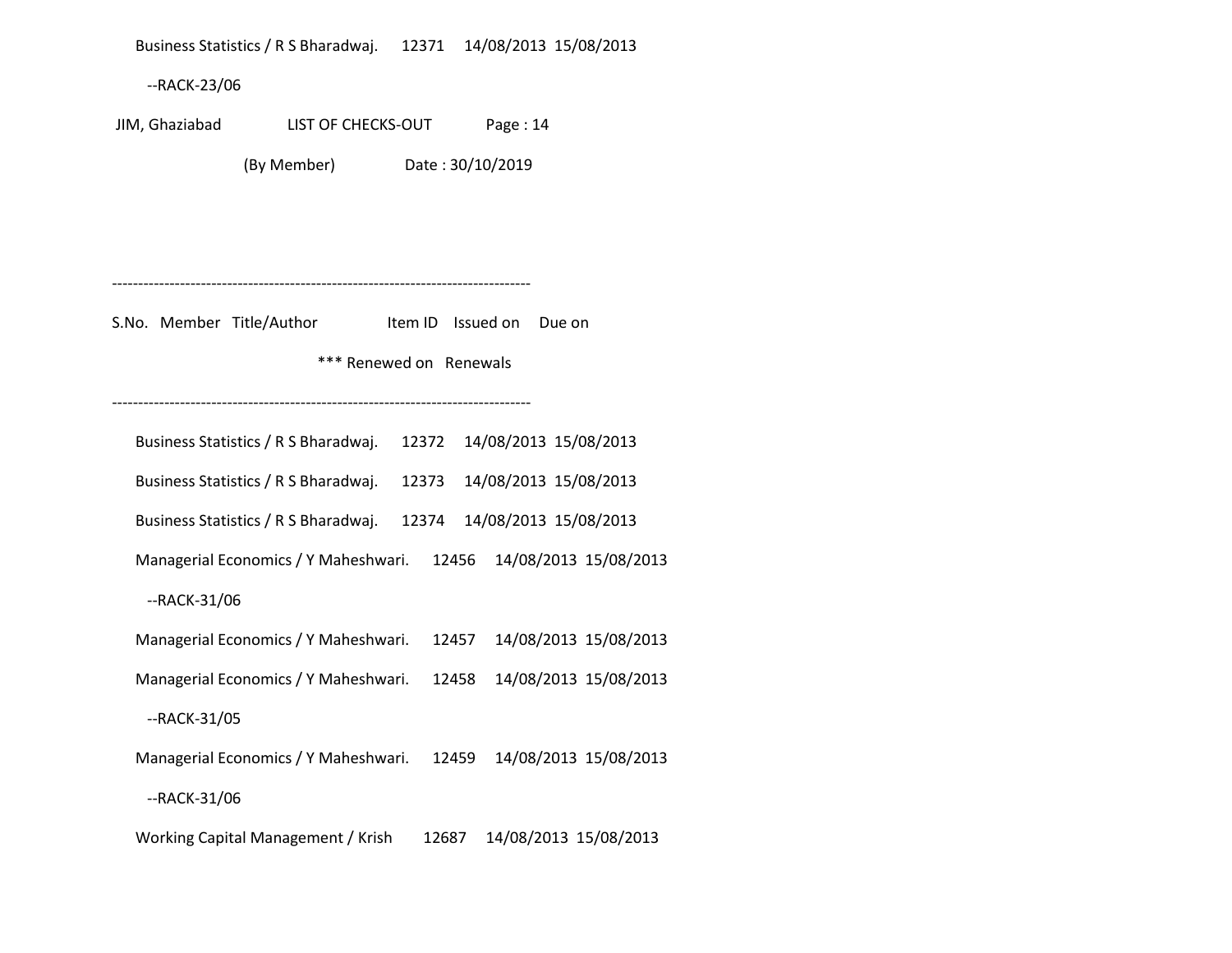Business Statistics / R S Bharadwaj. 12371 14/08/2013 15/08/2013

--RACK-23/06

JIM, Ghaziabad LIST OF CHECKS-OUT Page : 14

(By Member) Date : 30/10/2019

--------------------------------------------------------------------------------

S.No. Member Title/Author Item ID Issued on Due on

*** Renewed on Renewals

--------------------------------------------------------------------------------

Business Statistics / R S Bharadwaj. 12372 14/08/2013 15/08/2013

Business Statistics / R S Bharadwaj. 12373 14/08/2013 15/08/2013

Business Statistics / R S Bharadwaj. 12374 14/08/2013 15/08/2013

Managerial Economics / Y Maheshwari. 12456 14/08/2013 15/08/2013

--RACK-31/06

Managerial Economics / Y Maheshwari. 12457 14/08/2013 15/08/2013

Managerial Economics / Y Maheshwari. 12458 14/08/2013 15/08/2013

--RACK-31/05

Managerial Economics / Y Maheshwari. 12459 14/08/2013 15/08/2013

--RACK-31/06

Working Capital Management / Krish 12687 14/08/2013 15/08/2013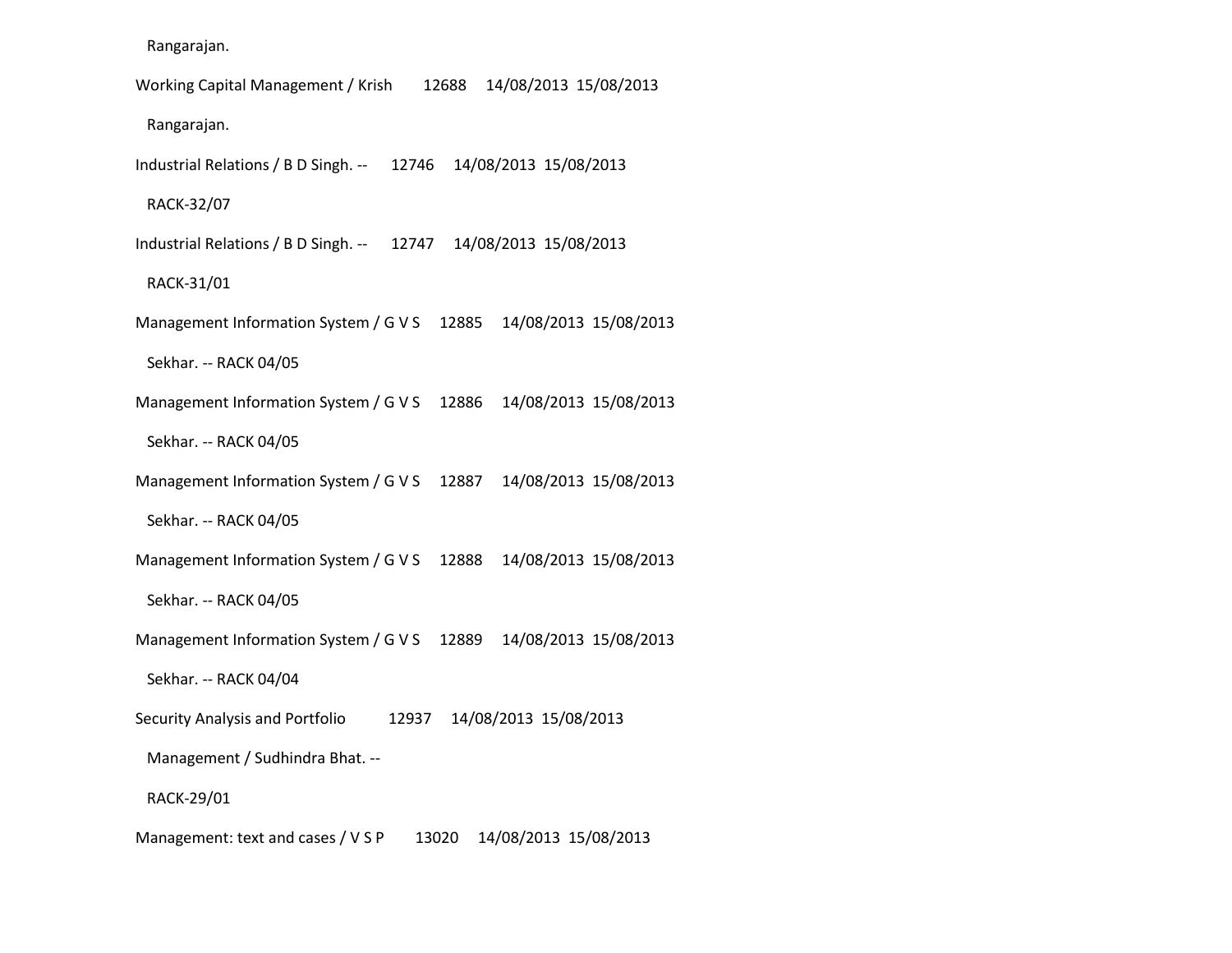Rangarajan.

Working Capital Management / Krish 12688 14/08/2013 15/08/2013

Rangarajan.

Industrial Relations / B D Singh. -- 12746 14/08/2013 15/08/2013

RACK-32/07

Industrial Relations / B D Singh. -- 12747 14/08/2013 15/08/2013

RACK-31/01

Management Information System / G V S 12885 14/08/2013 15/08/2013

Sekhar. -- RACK 04/05

Management Information System / G V S 12886 14/08/2013 15/08/2013

Sekhar. -- RACK 04/05

Management Information System / G V S 12887 14/08/2013 15/08/2013

Sekhar. -- RACK 04/05

Management Information System / G V S 12888 14/08/2013 15/08/2013

Sekhar. -- RACK 04/05

Management Information System / G V S 12889 14/08/2013 15/08/2013

Sekhar. -- RACK 04/04

Security Analysis and Portfolio 12937 14/08/2013 15/08/2013

Management / Sudhindra Bhat. --

RACK-29/01

Management: text and cases / V S P 13020 14/08/2013 15/08/2013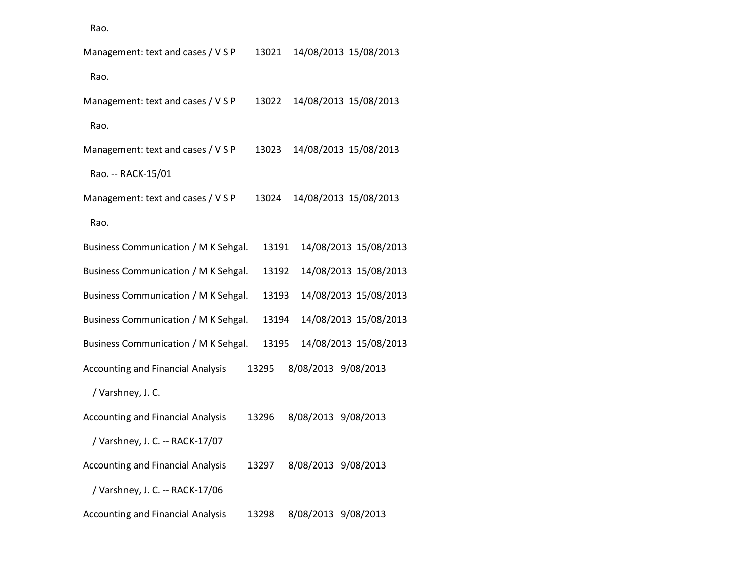Rao.

Management: text and cases / V S P    13021    14/08/2013  15/08/2013

Rao.

Management: text and cases / V S P    13022    14/08/2013  15/08/2013

Rao.

Management: text and cases / V S P    13023    14/08/2013  15/08/2013

Rao. -- RACK-15/01

Management: text and cases / V S P    13024    14/08/2013  15/08/2013

Rao.

Business Communication / M K Sehgal.    13191    14/08/2013  15/08/2013

Business Communication / M K Sehgal.    13192    14/08/2013  15/08/2013

Business Communication / M K Sehgal.    13193    14/08/2013  15/08/2013

Business Communication / M K Sehgal.    13194    14/08/2013  15/08/2013

Business Communication / M K Sehgal.    13195    14/08/2013  15/08/2013

Accounting and Financial Analysis    13295    8/08/2013   9/08/2013

/ Varshney, J. C.

Accounting and Financial Analysis    13296    8/08/2013   9/08/2013

/ Varshney, J. C. -- RACK-17/07

Accounting and Financial Analysis    13297    8/08/2013   9/08/2013

/ Varshney, J. C. -- RACK-17/06

Accounting and Financial Analysis    13298    8/08/2013   9/08/2013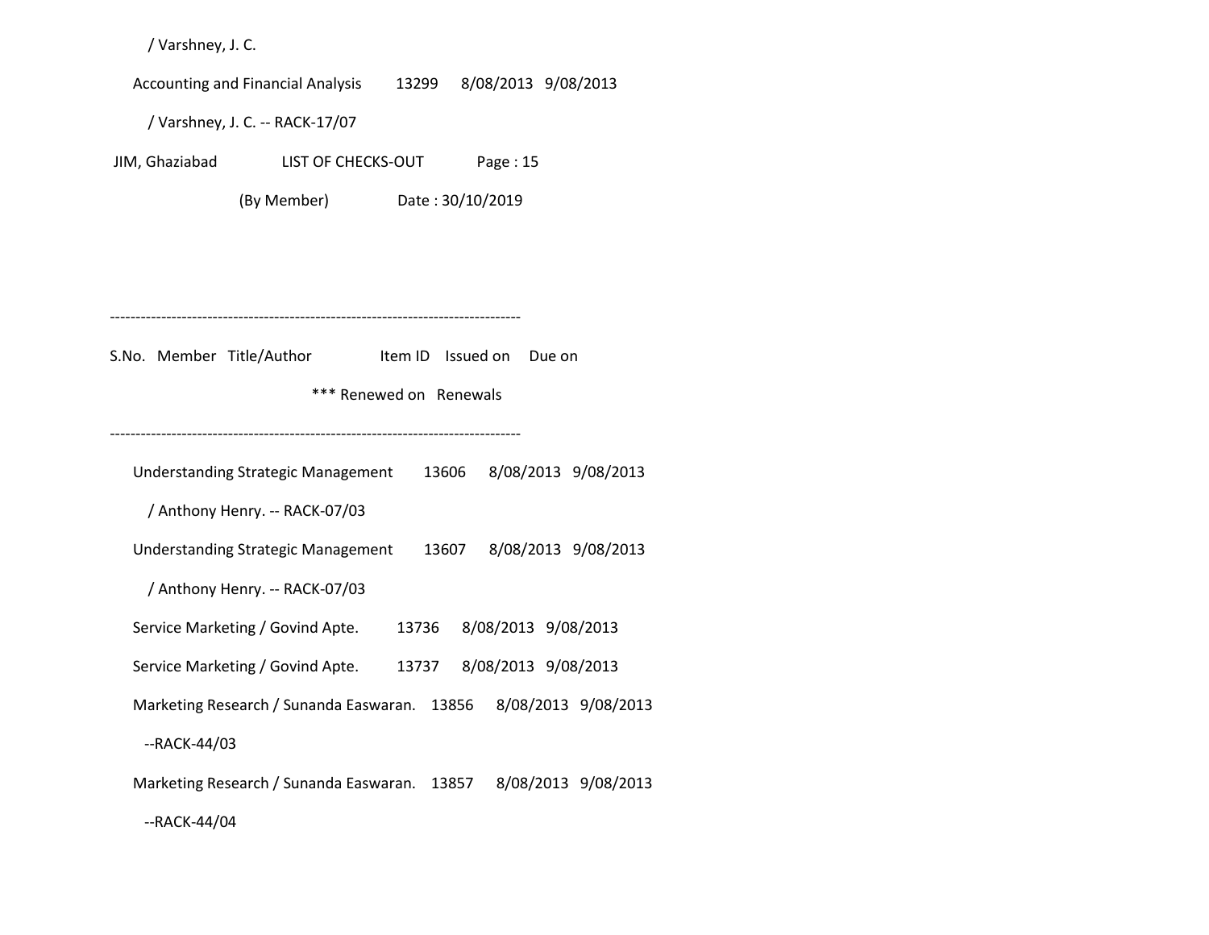/ Varshney, J. C.

Accounting and Financial Analysis 13299 8/08/2013 9/08/2013

/ Varshney, J. C. -- RACK-17/07

JIM, Ghaziabad LIST OF CHECKS-OUT Page : 15

(By Member) Date : 30/10/2019

--------------------------------------------------------------------------------

S.No. Member Title/Author Item ID Issued on Due on

*** Renewed on Renewals

--------------------------------------------------------------------------------

Understanding Strategic Management 13606 8/08/2013 9/08/2013

/ Anthony Henry. -- RACK-07/03

Understanding Strategic Management 13607 8/08/2013 9/08/2013

/ Anthony Henry. -- RACK-07/03

Service Marketing / Govind Apte. 13736 8/08/2013 9/08/2013

Service Marketing / Govind Apte. 13737 8/08/2013 9/08/2013

Marketing Research / Sunanda Easwaran. 13856 8/08/2013 9/08/2013

--RACK-44/03

Marketing Research / Sunanda Easwaran. 13857 8/08/2013 9/08/2013

--RACK-44/04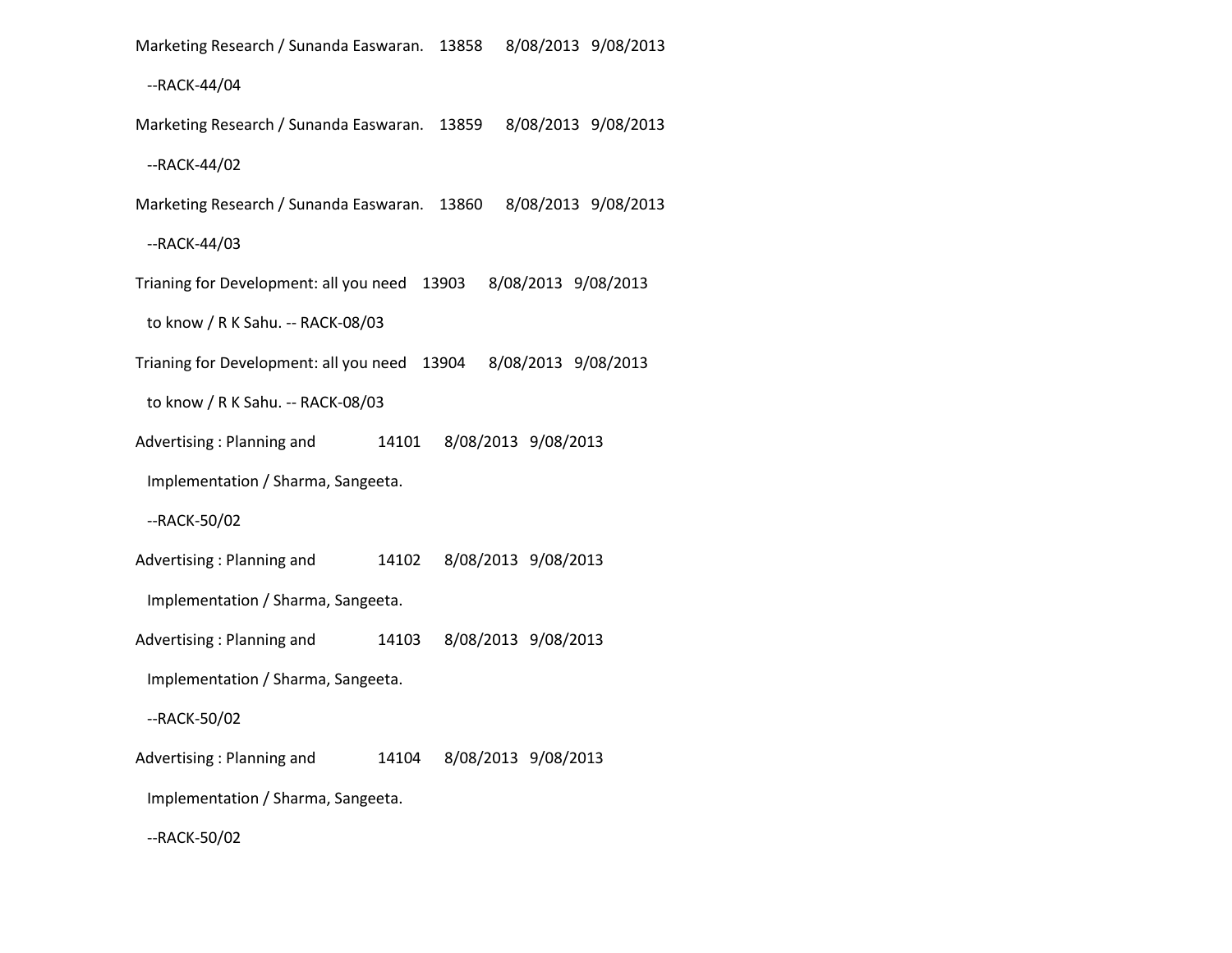Marketing Research / Sunanda Easwaran. 13858 8/08/2013 9/08/2013

--RACK-44/04

Marketing Research / Sunanda Easwaran. 13859 8/08/2013 9/08/2013

--RACK-44/02

Marketing Research / Sunanda Easwaran. 13860 8/08/2013 9/08/2013

--RACK-44/03

Trianing for Development: all you need 13903 8/08/2013 9/08/2013

to know / R K Sahu. -- RACK-08/03

Trianing for Development: all you need 13904 8/08/2013 9/08/2013

to know / R K Sahu. -- RACK-08/03

Advertising : Planning and 14101 8/08/2013 9/08/2013

Implementation / Sharma, Sangeeta.

--RACK-50/02

Advertising : Planning and 14102 8/08/2013 9/08/2013

Implementation / Sharma, Sangeeta.

Advertising : Planning and 14103 8/08/2013 9/08/2013

Implementation / Sharma, Sangeeta.

--RACK-50/02

Advertising : Planning and 14104 8/08/2013 9/08/2013

Implementation / Sharma, Sangeeta.

--RACK-50/02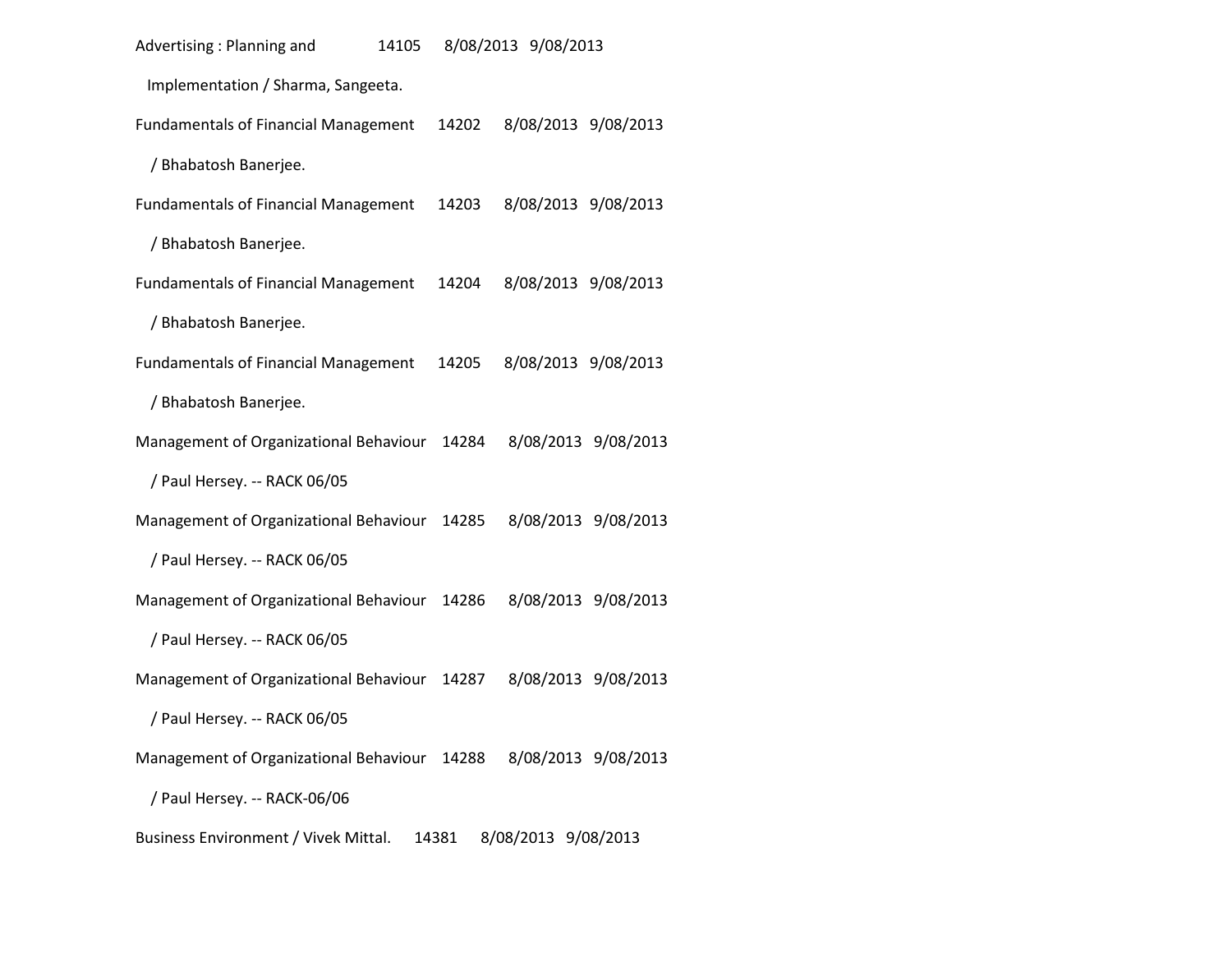Advertising : Planning and 14105 8/08/2013 9/08/2013

Implementation / Sharma, Sangeeta.

Fundamentals of Financial Management 14202 8/08/2013 9/08/2013

/ Bhabatosh Banerjee.

Fundamentals of Financial Management 14203 8/08/2013 9/08/2013

/ Bhabatosh Banerjee.

Fundamentals of Financial Management 14204 8/08/2013 9/08/2013

/ Bhabatosh Banerjee.

Fundamentals of Financial Management 14205 8/08/2013 9/08/2013

/ Bhabatosh Banerjee.

Management of Organizational Behaviour 14284 8/08/2013 9/08/2013

/ Paul Hersey. -- RACK 06/05

Management of Organizational Behaviour 14285 8/08/2013 9/08/2013

/ Paul Hersey. -- RACK 06/05

Management of Organizational Behaviour 14286 8/08/2013 9/08/2013

/ Paul Hersey. -- RACK 06/05

Management of Organizational Behaviour 14287 8/08/2013 9/08/2013

/ Paul Hersey. -- RACK 06/05

Management of Organizational Behaviour 14288 8/08/2013 9/08/2013

/ Paul Hersey. -- RACK-06/06

Business Environment / Vivek Mittal. 14381 8/08/2013 9/08/2013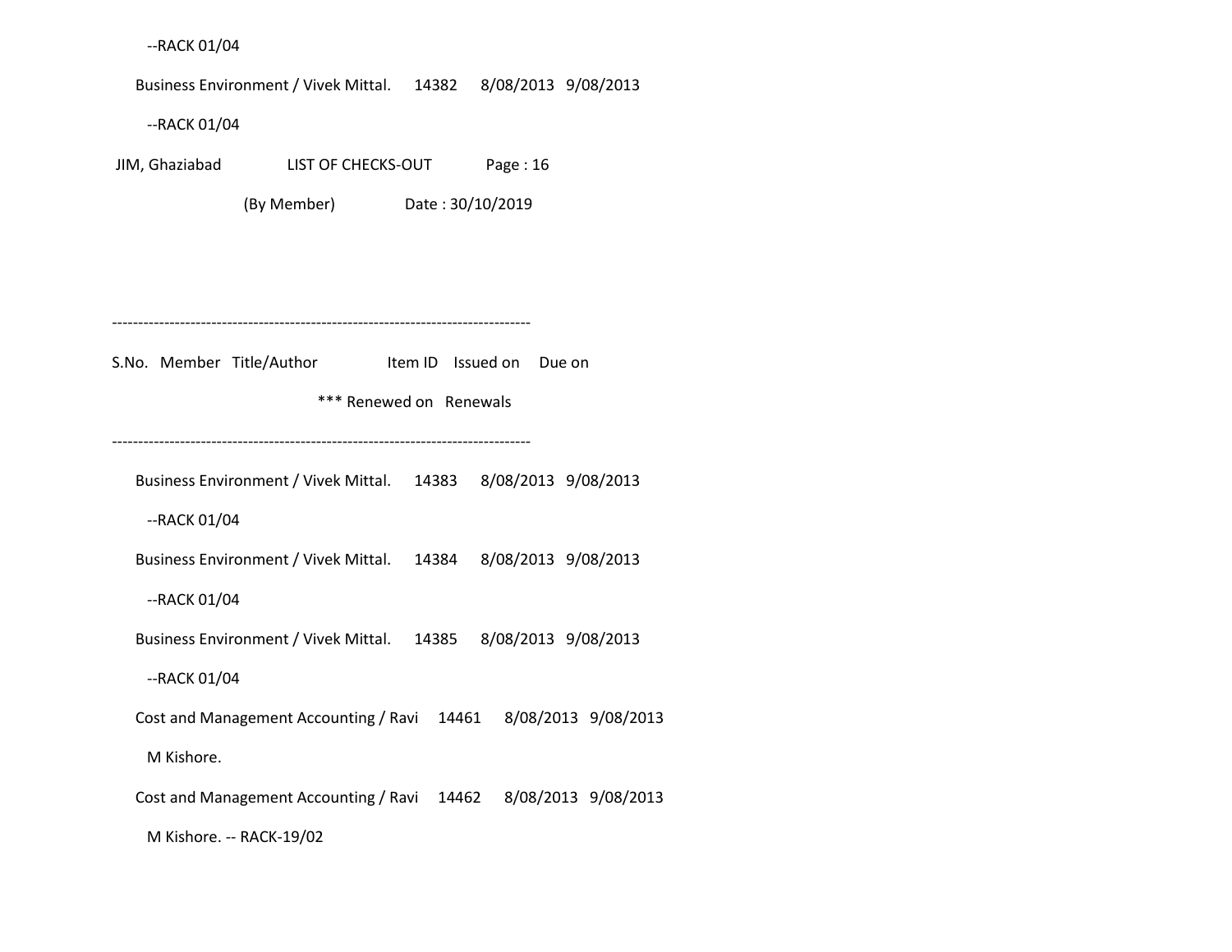--RACK 01/04

Business Environment / Vivek Mittal. 14382 8/08/2013 9/08/2013

--RACK 01/04

JIM, Ghaziabad LIST OF CHECKS-OUT Page : 16

(By Member) Date : 30/10/2019

--------------------------------------------------------------------------------

S.No. Member Title/Author Item ID Issued on Due on

*** Renewed on Renewals

--------------------------------------------------------------------------------

Business Environment / Vivek Mittal. 14383 8/08/2013 9/08/2013

--RACK 01/04

Business Environment / Vivek Mittal. 14384 8/08/2013 9/08/2013

--RACK 01/04

Business Environment / Vivek Mittal. 14385 8/08/2013 9/08/2013

--RACK 01/04

Cost and Management Accounting / Ravi 14461 8/08/2013 9/08/2013

M Kishore.

Cost and Management Accounting / Ravi 14462 8/08/2013 9/08/2013

M Kishore. -- RACK-19/02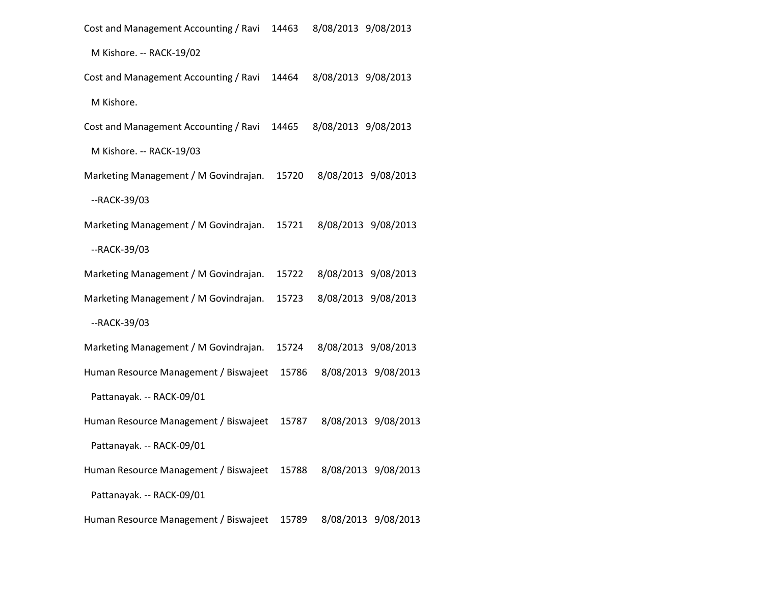Cost and Management Accounting / Ravi 14463 8/08/2013 9/08/2013

M Kishore. -- RACK-19/02

Cost and Management Accounting / Ravi 14464 8/08/2013 9/08/2013

M Kishore.

Cost and Management Accounting / Ravi 14465 8/08/2013 9/08/2013

M Kishore. -- RACK-19/03

Marketing Management / M Govindrajan. 15720 8/08/2013 9/08/2013

--RACK-39/03

Marketing Management / M Govindrajan. 15721 8/08/2013 9/08/2013

--RACK-39/03

Marketing Management / M Govindrajan. 15722 8/08/2013 9/08/2013

Marketing Management / M Govindrajan. 15723 8/08/2013 9/08/2013

--RACK-39/03

Marketing Management / M Govindrajan. 15724 8/08/2013 9/08/2013

Human Resource Management / Biswajeet 15786 8/08/2013 9/08/2013

Pattanayak. -- RACK-09/01

Human Resource Management / Biswajeet 15787 8/08/2013 9/08/2013

Pattanayak. -- RACK-09/01

Human Resource Management / Biswajeet 15788 8/08/2013 9/08/2013

Pattanayak. -- RACK-09/01

Human Resource Management / Biswajeet 15789 8/08/2013 9/08/2013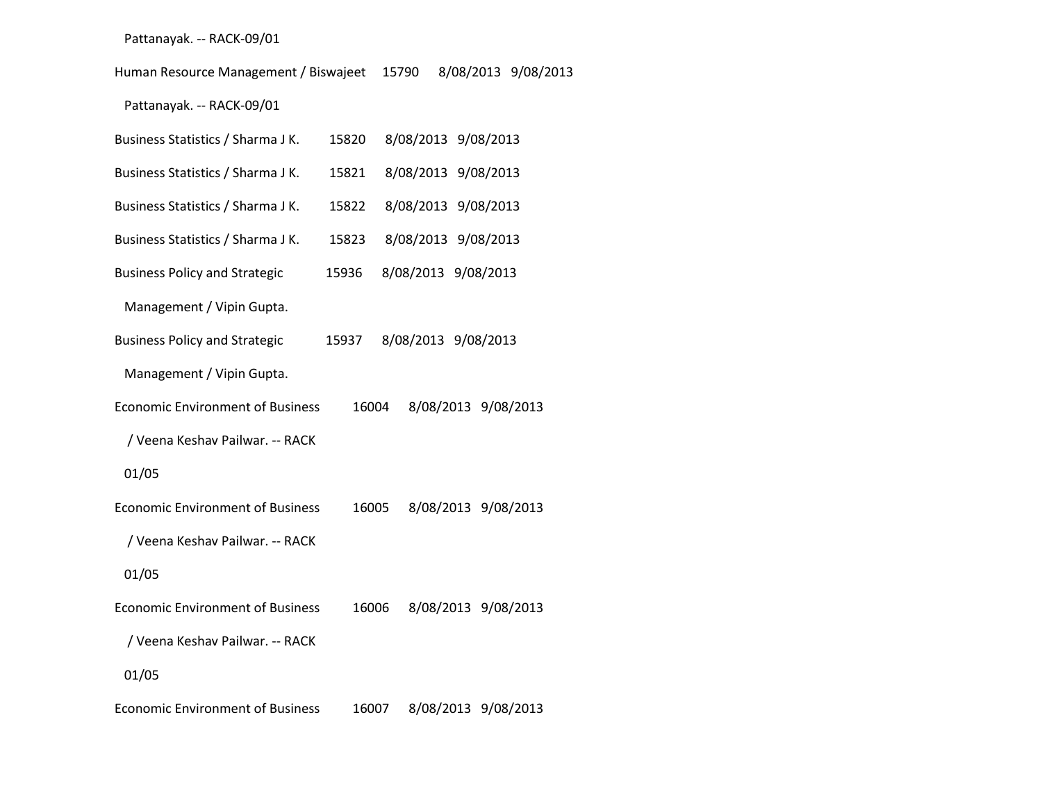Pattanayak. -- RACK-09/01

| Title | Accession No. | Issue Date | Due Date |
|---|---|---|---|
| Human Resource Management / Biswajeet Pattanayak. -- RACK-09/01 | 15790 | 8/08/2013 | 9/08/2013 |
| Business Statistics / Sharma J K. | 15820 | 8/08/2013 | 9/08/2013 |
| Business Statistics / Sharma J K. | 15821 | 8/08/2013 | 9/08/2013 |
| Business Statistics / Sharma J K. | 15822 | 8/08/2013 | 9/08/2013 |
| Business Statistics / Sharma J K. | 15823 | 8/08/2013 | 9/08/2013 |
| Business Policy and Strategic Management / Vipin Gupta. | 15936 | 8/08/2013 | 9/08/2013 |
| Business Policy and Strategic Management / Vipin Gupta. | 15937 | 8/08/2013 | 9/08/2013 |
| Economic Environment of Business / Veena Keshav Pailwar. -- RACK 01/05 | 16004 | 8/08/2013 | 9/08/2013 |
| Economic Environment of Business / Veena Keshav Pailwar. -- RACK 01/05 | 16005 | 8/08/2013 | 9/08/2013 |
| Economic Environment of Business / Veena Keshav Pailwar. -- RACK 01/05 | 16006 | 8/08/2013 | 9/08/2013 |
| Economic Environment of Business | 16007 | 8/08/2013 | 9/08/2013 |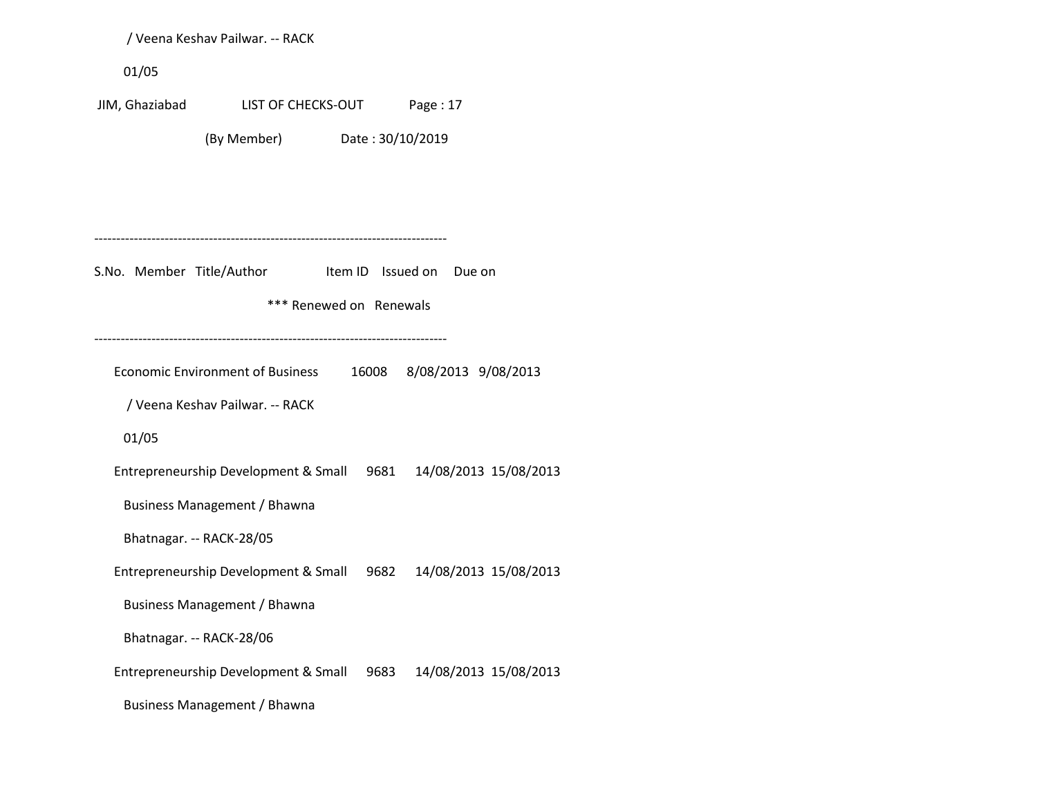/ Veena Keshav Pailwar. -- RACK

01/05

JIM, Ghaziabad LIST OF CHECKS-OUT Page : 17

(By Member) Date : 30/10/2019

--------------------------------------------------------------------------------

S.No. Member Title/Author Item ID Issued on Due on

*** Renewed on Renewals

--------------------------------------------------------------------------------

Economic Environment of Business 16008 8/08/2013 9/08/2013

/ Veena Keshav Pailwar. -- RACK

01/05

Entrepreneurship Development & Small 9681 14/08/2013 15/08/2013

Business Management / Bhawna

Bhatnagar. -- RACK-28/05

Entrepreneurship Development & Small 9682 14/08/2013 15/08/2013

Business Management / Bhawna

Bhatnagar. -- RACK-28/06

Entrepreneurship Development & Small 9683 14/08/2013 15/08/2013

Business Management / Bhawna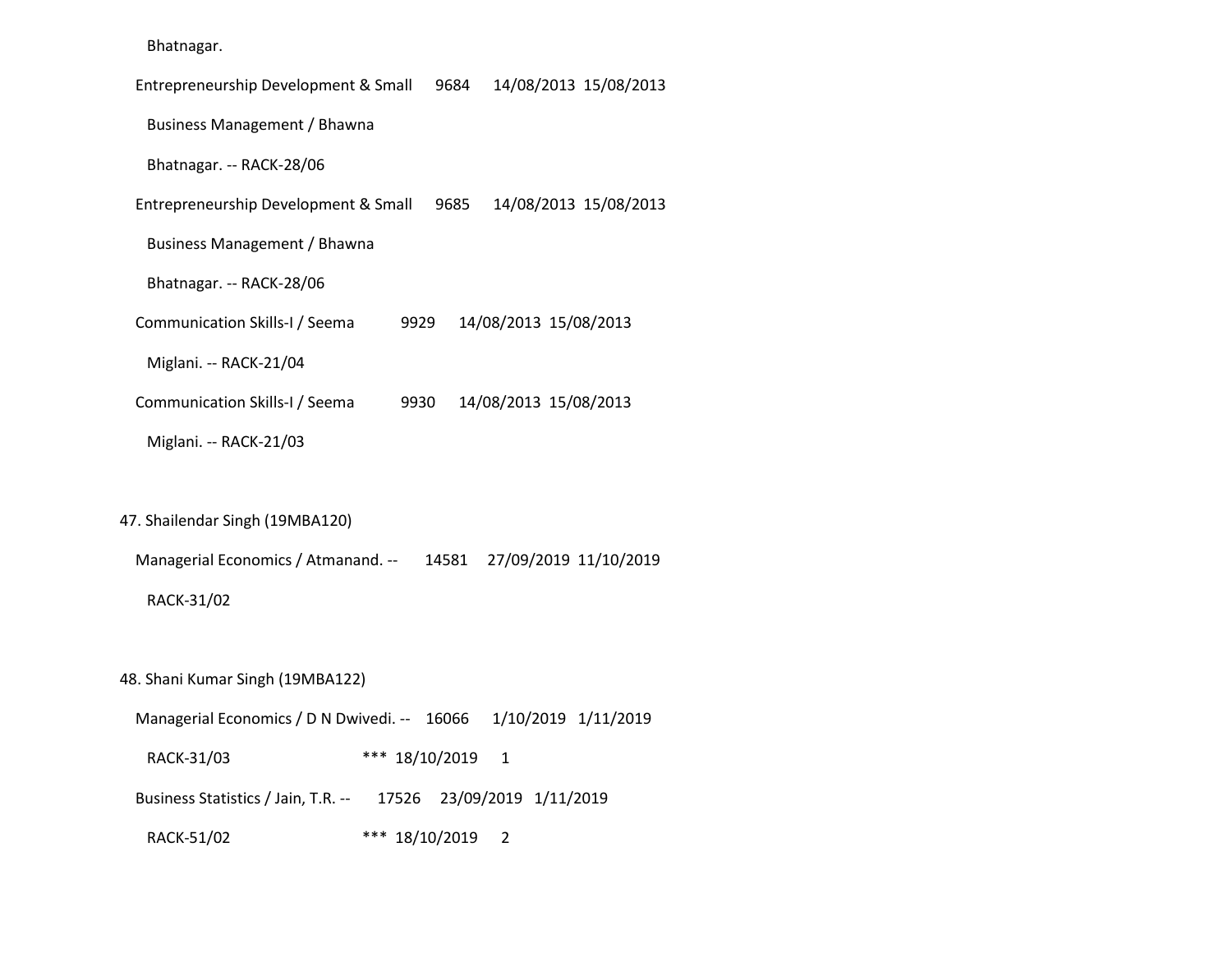Bhatnagar.

Entrepreneurship Development & Small    9684    14/08/2013  15/08/2013

Business Management / Bhawna

Bhatnagar. -- RACK-28/06

Entrepreneurship Development & Small    9685    14/08/2013  15/08/2013

Business Management / Bhawna

Bhatnagar. -- RACK-28/06

Communication Skills-I / Seema    9929    14/08/2013  15/08/2013

Miglani. -- RACK-21/04

Communication Skills-I / Seema    9930    14/08/2013  15/08/2013

Miglani. -- RACK-21/03

47. Shailendar Singh (19MBA120)

Managerial Economics / Atmanand. --    14581    27/09/2019  11/10/2019

RACK-31/02

48. Shani Kumar Singh (19MBA122)

Managerial Economics / D N Dwivedi. --    16066    1/10/2019   1/11/2019

RACK-31/03    *** 18/10/2019    1

Business Statistics / Jain, T.R. --    17526    23/09/2019   1/11/2019

RACK-51/02    *** 18/10/2019    2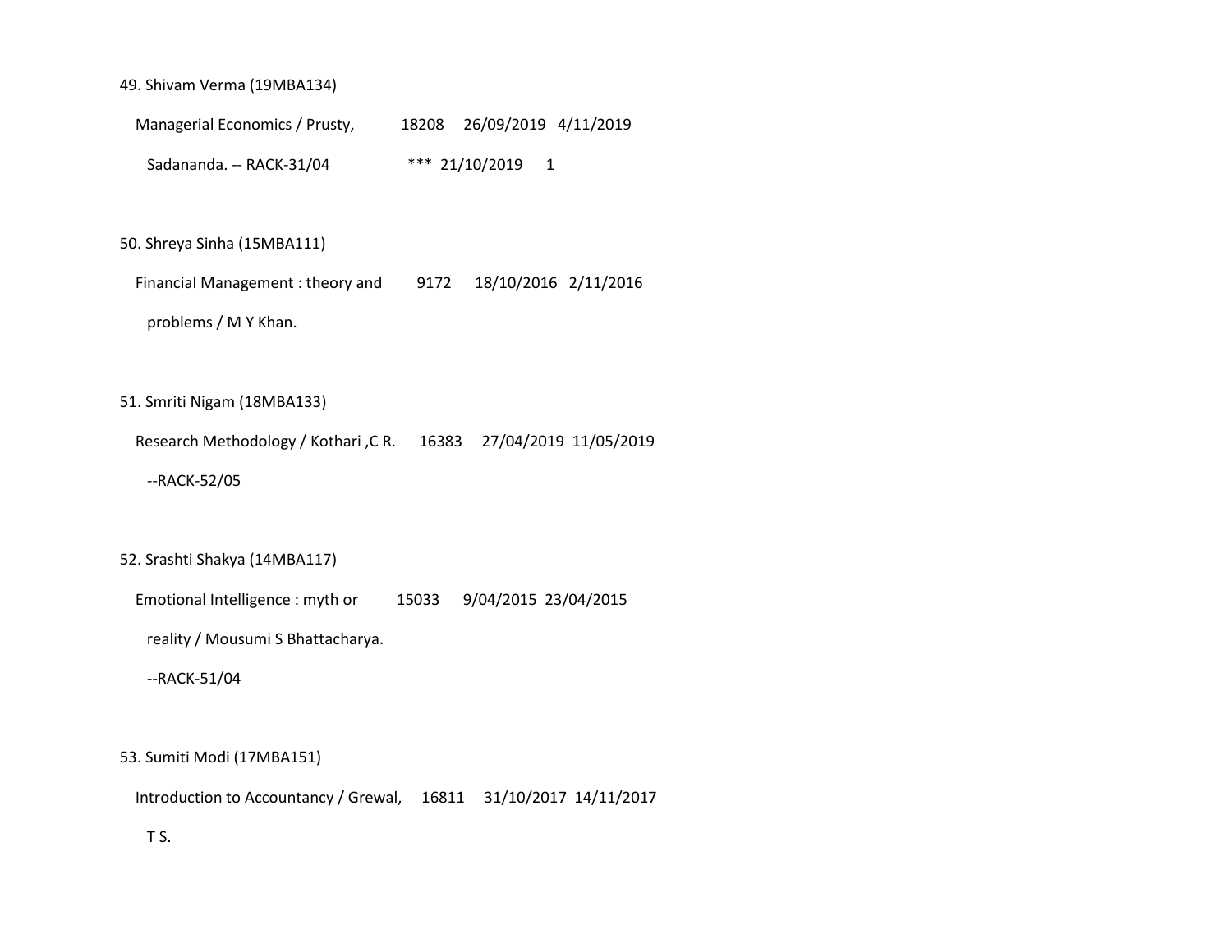49. Shivam Verma (19MBA134)

Managerial Economics / Prusty, 18208 26/09/2019 4/11/2019

Sadananda. -- RACK-31/04 *** 21/10/2019 1

50. Shreya Sinha (15MBA111)

Financial Management : theory and 9172 18/10/2016 2/11/2016

problems / M Y Khan.

51. Smriti Nigam (18MBA133)

Research Methodology / Kothari ,C R. 16383 27/04/2019 11/05/2019

--RACK-52/05

52. Srashti Shakya (14MBA117)

Emotional Intelligence : myth or 15033 9/04/2015 23/04/2015

reality / Mousumi S Bhattacharya.

--RACK-51/04

53. Sumiti Modi (17MBA151)

Introduction to Accountancy / Grewal, 16811 31/10/2017 14/11/2017

T S.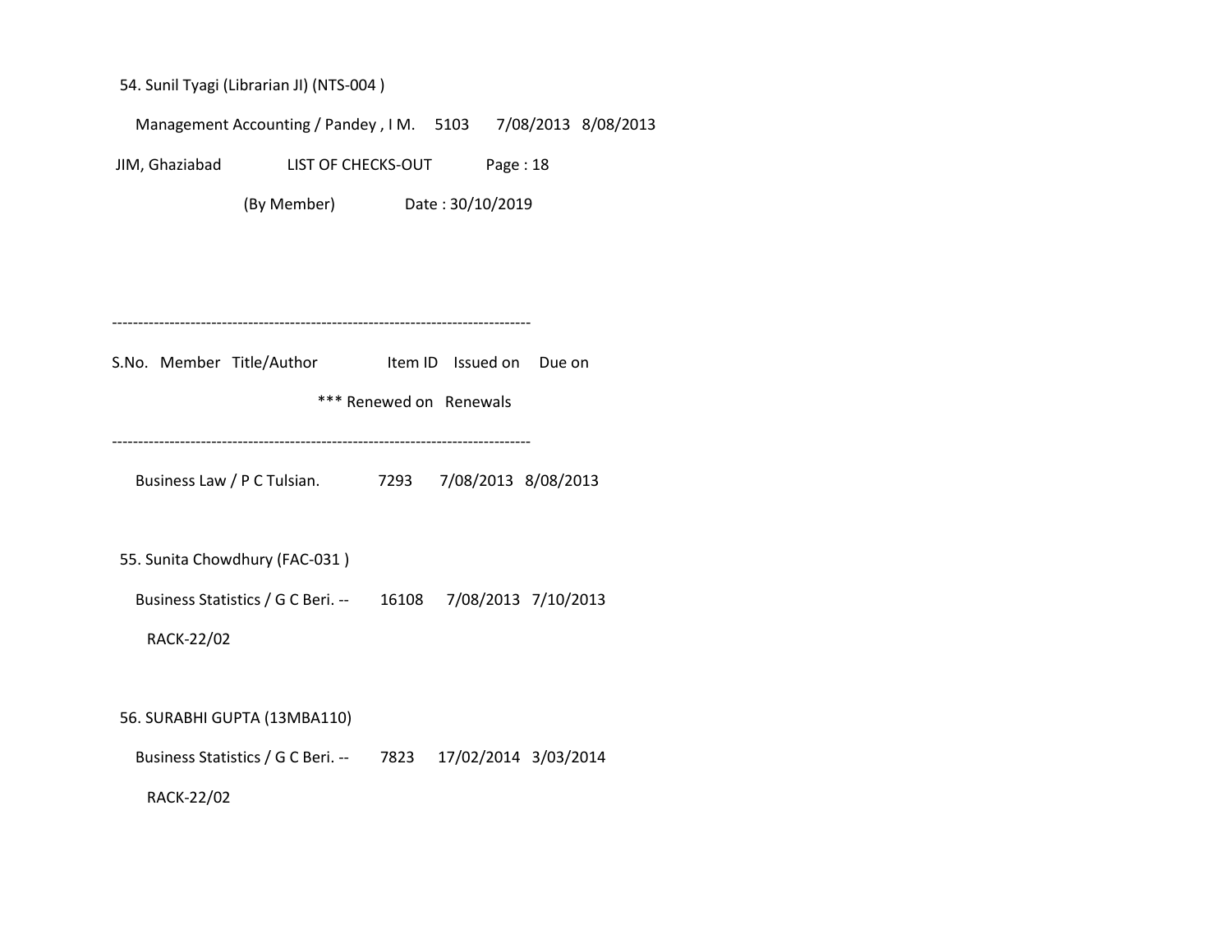54. Sunil Tyagi (Librarian JI) (NTS-004 )

Management Accounting / Pandey , I M. 5103 7/08/2013 8/08/2013

JIM, Ghaziabad LIST OF CHECKS-OUT Page : 18

(By Member) Date : 30/10/2019

--------------------------------------------------------------------------------

S.No. Member Title/Author Item ID Issued on Due on

*** Renewed on Renewals

--------------------------------------------------------------------------------

Business Law / P C Tulsian. 7293 7/08/2013 8/08/2013

55. Sunita Chowdhury (FAC-031 )

Business Statistics / G C Beri. -- 16108 7/08/2013 7/10/2013

RACK-22/02

56. SURABHI GUPTA (13MBA110)

Business Statistics / G C Beri. -- 7823 17/02/2014 3/03/2014

RACK-22/02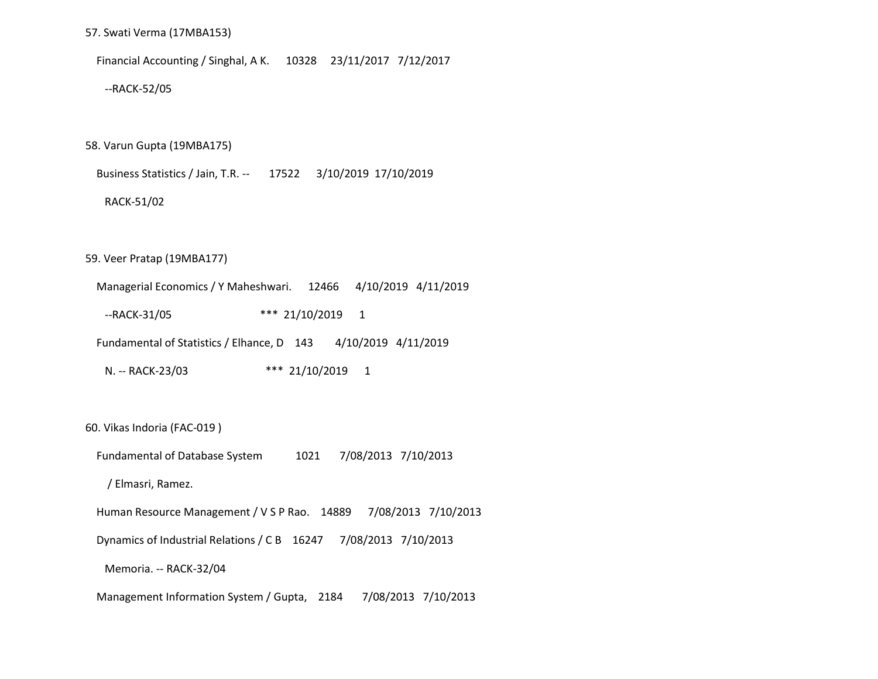57. Swati Verma (17MBA153)

Financial Accounting / Singhal, A K.    10328    23/11/2017   7/12/2017

--RACK-52/05

58. Varun Gupta (19MBA175)

Business Statistics / Jain, T.R. --    17522    3/10/2019  17/10/2019

RACK-51/02

59. Veer Pratap (19MBA177)

Managerial Economics / Y Maheshwari.    12466    4/10/2019   4/11/2019

--RACK-31/05    *** 21/10/2019    1

Fundamental of Statistics / Elhance, D    143    4/10/2019   4/11/2019

N. -- RACK-23/03    *** 21/10/2019    1

60. Vikas Indoria (FAC-019 )

Fundamental of Database System    1021    7/08/2013   7/10/2013

/ Elmasri, Ramez.

Human Resource Management / V S P Rao.    14889    7/08/2013   7/10/2013

Dynamics of Industrial Relations / C B    16247    7/08/2013   7/10/2013

Memoria. -- RACK-32/04

Management Information System / Gupta,    2184    7/08/2013   7/10/2013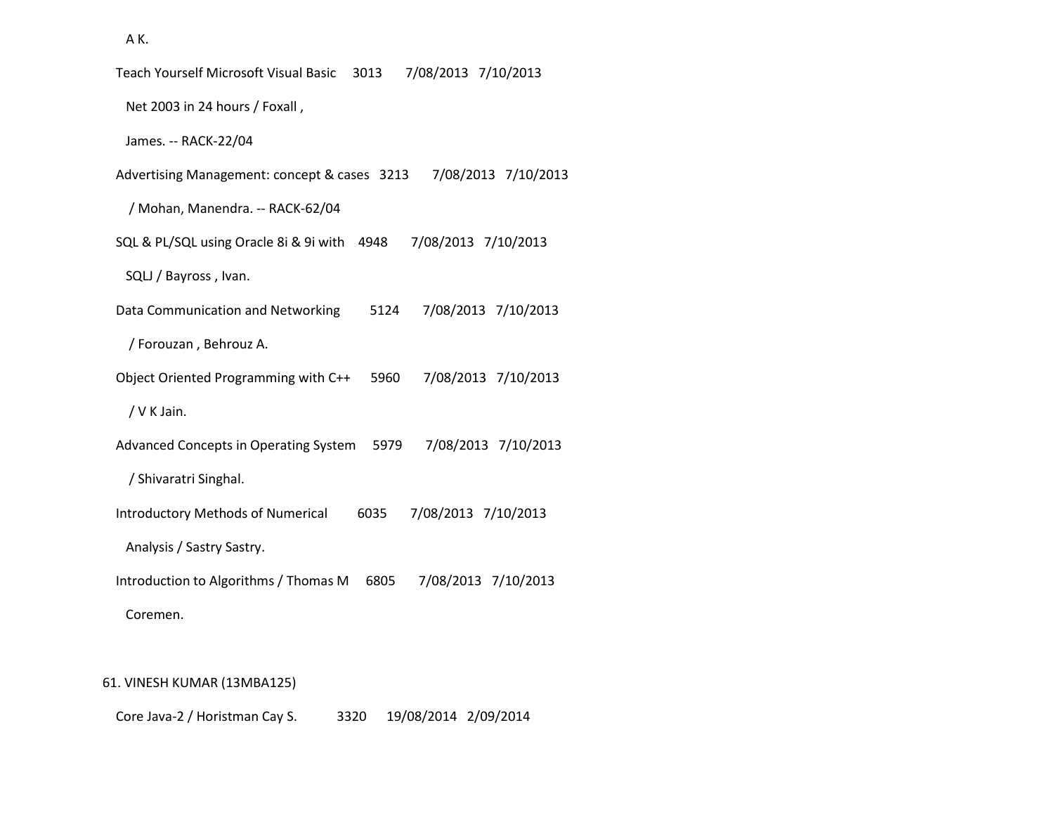A K.

Teach Yourself Microsoft Visual Basic 3013 7/08/2013 7/10/2013

Net 2003 in 24 hours / Foxall ,

James. -- RACK-22/04

Advertising Management: concept & cases 3213 7/08/2013 7/10/2013

/ Mohan, Manendra. -- RACK-62/04

SQL & PL/SQL using Oracle 8i & 9i with 4948 7/08/2013 7/10/2013

SQLJ / Bayross , Ivan.

Data Communication and Networking 5124 7/08/2013 7/10/2013

/ Forouzan , Behrouz A.

Object Oriented Programming with C++ 5960 7/08/2013 7/10/2013

/ V K Jain.

Advanced Concepts in Operating System 5979 7/08/2013 7/10/2013

/ Shivaratri Singhal.

Introductory Methods of Numerical 6035 7/08/2013 7/10/2013

Analysis / Sastry Sastry.

Introduction to Algorithms / Thomas M 6805 7/08/2013 7/10/2013

Coremen.

61. VINESH KUMAR (13MBA125)

Core Java-2 / Horistman Cay S. 3320 19/08/2014 2/09/2014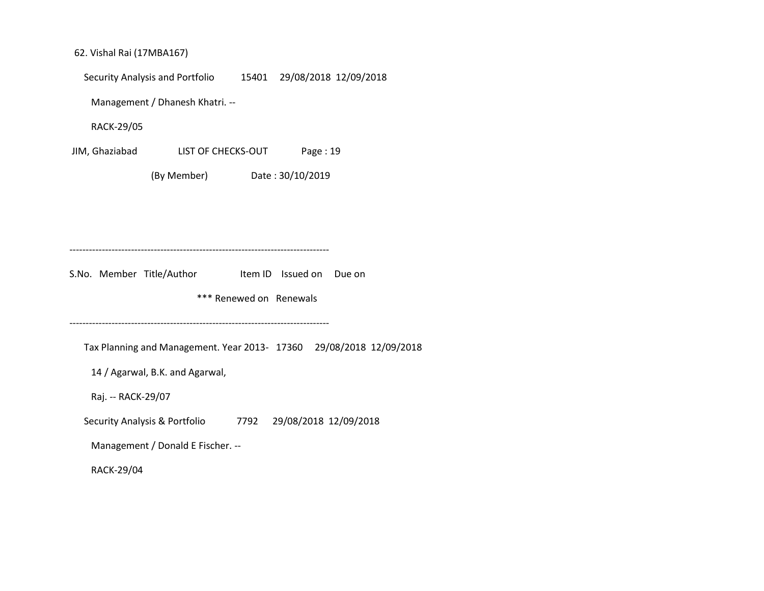62. Vishal Rai (17MBA167)

Security Analysis and Portfolio 15401 29/08/2018 12/09/2018

Management / Dhanesh Khatri. --

RACK-29/05

JIM, Ghaziabad LIST OF CHECKS-OUT Page : 19

(By Member) Date : 30/10/2019

--------------------------------------------------------------------------------

S.No. Member Title/Author Item ID Issued on Due on

*** Renewed on Renewals

--------------------------------------------------------------------------------

Tax Planning and Management. Year 2013- 17360 29/08/2018 12/09/2018

14 / Agarwal, B.K. and Agarwal,

Raj. -- RACK-29/07

Security Analysis & Portfolio 7792 29/08/2018 12/09/2018

Management / Donald E Fischer. --

RACK-29/04